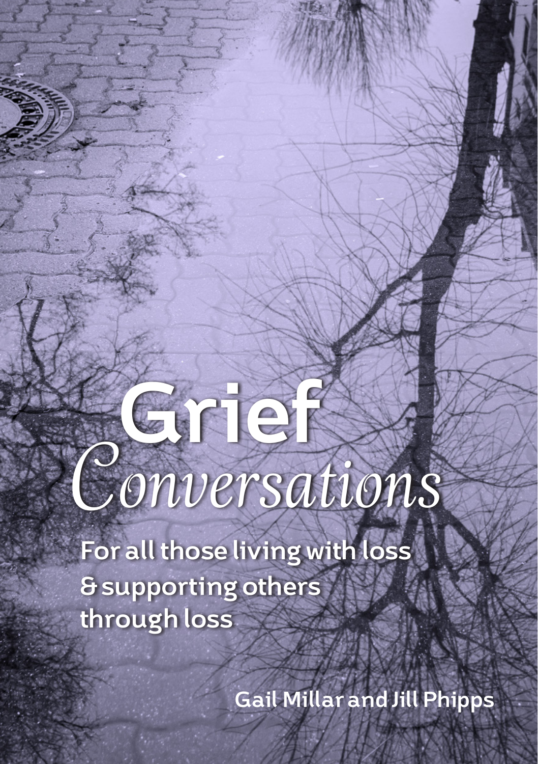# Grief *Conversations*

**For all those living with loss & supporting others through loss**

**Gail Millar and Jill Phipps**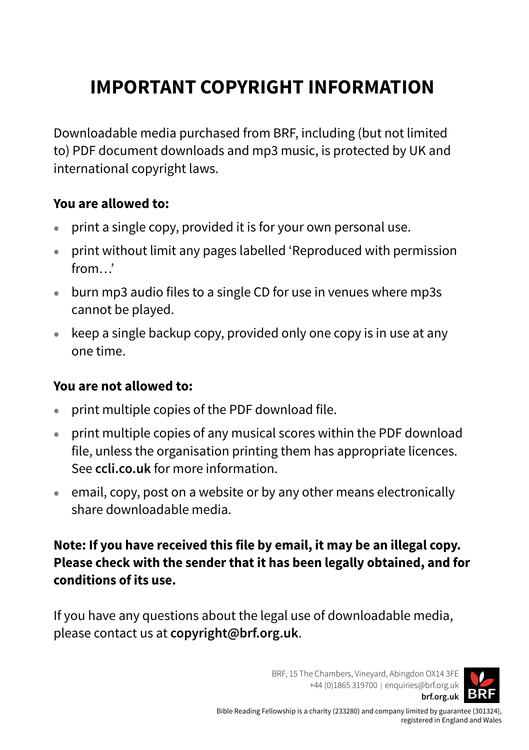# IMPORTANT COPYRIGHT INFORMATION

Downloadable media purchased from BRF, including (but not limited to) PDF document downloads and mp3 music, is protected by UK and international copyright laws.

**You are allowed to:**

- print a single copy, provided it is for your own personal use.
- print without limit any pages labelled 'Reproduced with permission from…'
- burn mp3 audio files to a single CD for use in venues where mp3s cannot be played.
- keep a single backup copy, provided only one copy is in use at any one time.

**You are not allowed to:**

- print multiple copies of the PDF download file.
- print multiple copies of any musical scores within the PDF download file, unless the organisation printing them has appropriate licences. See **ccli.co.uk** for more information.
- email, copy, post on a website or by any other means electronically share downloadable media.

**Note: If you have received this file by email, it may be an illegal copy. Please check with the sender that it has been legally obtained, and for conditions of its use.**

If you have any questions about the legal use of downloadable media, please contact us at **copyright@brf.org.uk**.

BRF, 15 The Chambers, Vineyard, Abingdon OX14 3FE
+44 (0)1865 319700 | enquiries@brf.org.uk
**brf.org.uk**

Bible Reading Fellowship is a charity (233280) and company limited by guarantee (301324), registered in England and Wales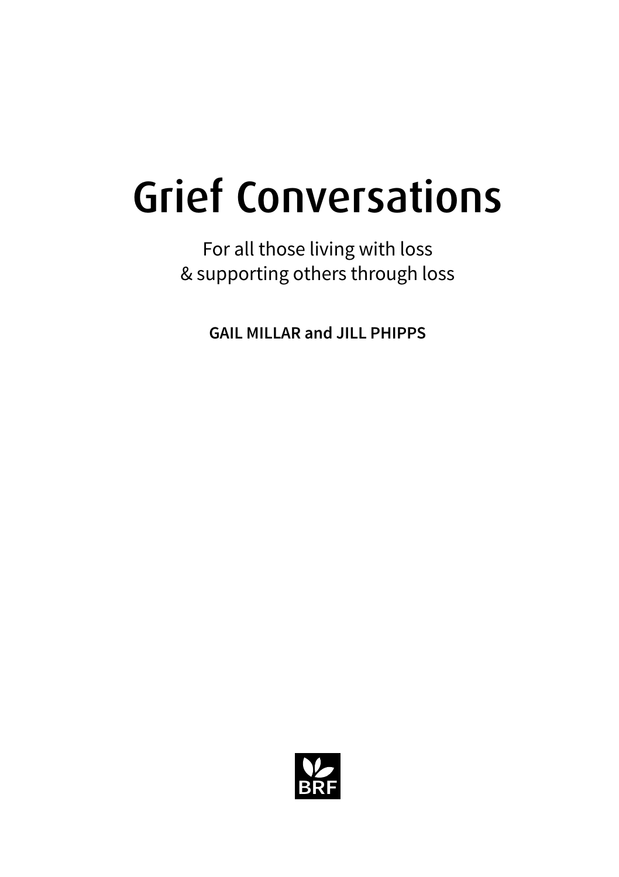# Grief Conversations

For all those living with loss
& supporting others through loss

**GAIL MILLAR and JILL PHIPPS**

BRF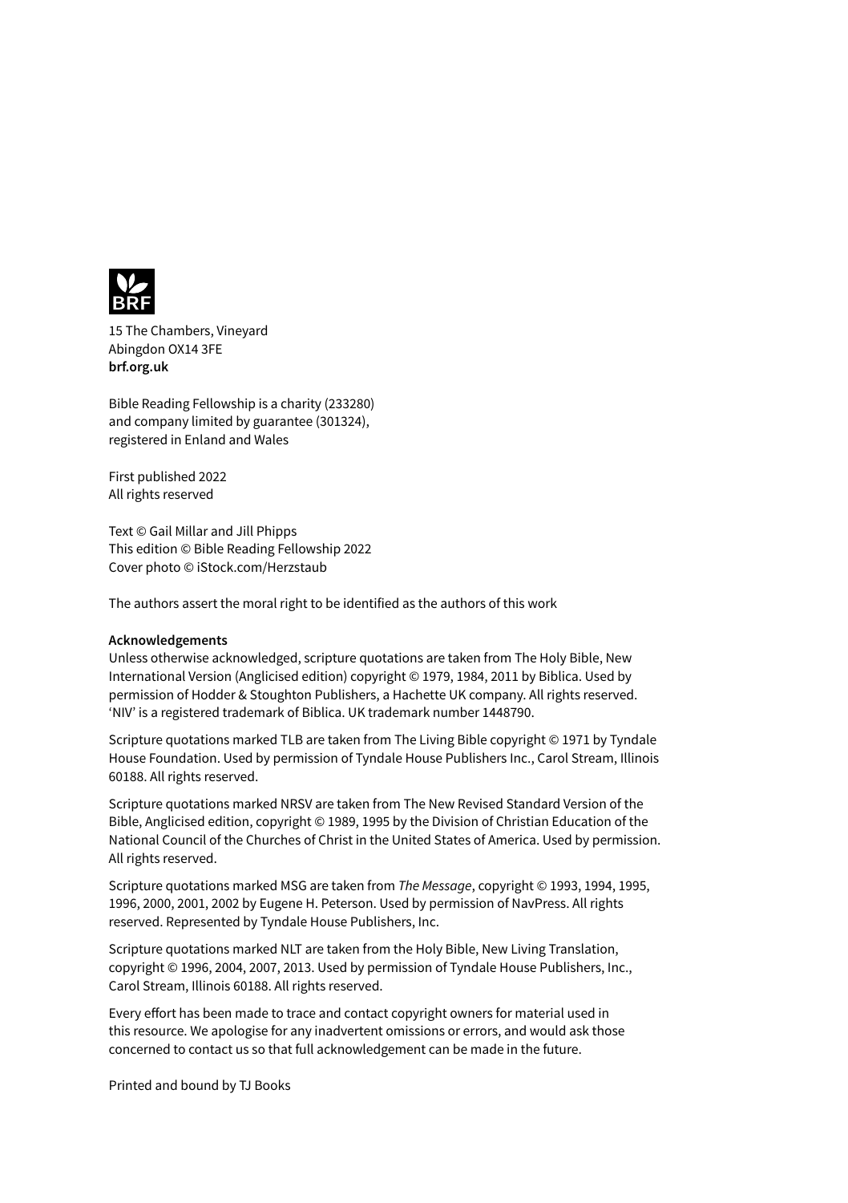BRF

15 The Chambers, Vineyard
Abingdon OX14 3FE
**brf.org.uk**

Bible Reading Fellowship is a charity (233280)
and company limited by guarantee (301324),
registered in Enland and Wales

First published 2022
All rights reserved

Text © Gail Millar and Jill Phipps
This edition © Bible Reading Fellowship 2022
Cover photo © iStock.com/Herzstaub

The authors assert the moral right to be identified as the authors of this work

**Acknowledgements**
Unless otherwise acknowledged, scripture quotations are taken from The Holy Bible, New International Version (Anglicised edition) copyright © 1979, 1984, 2011 by Biblica. Used by permission of Hodder & Stoughton Publishers, a Hachette UK company. All rights reserved. 'NIV' is a registered trademark of Biblica. UK trademark number 1448790.

Scripture quotations marked TLB are taken from The Living Bible copyright © 1971 by Tyndale House Foundation. Used by permission of Tyndale House Publishers Inc., Carol Stream, Illinois 60188. All rights reserved.

Scripture quotations marked NRSV are taken from The New Revised Standard Version of the Bible, Anglicised edition, copyright © 1989, 1995 by the Division of Christian Education of the National Council of the Churches of Christ in the United States of America. Used by permission. All rights reserved.

Scripture quotations marked MSG are taken from *The Message*, copyright © 1993, 1994, 1995, 1996, 2000, 2001, 2002 by Eugene H. Peterson. Used by permission of NavPress. All rights reserved. Represented by Tyndale House Publishers, Inc.

Scripture quotations marked NLT are taken from the Holy Bible, New Living Translation, copyright © 1996, 2004, 2007, 2013. Used by permission of Tyndale House Publishers, Inc., Carol Stream, Illinois 60188. All rights reserved.

Every effort has been made to trace and contact copyright owners for material used in this resource. We apologise for any inadvertent omissions or errors, and would ask those concerned to contact us so that full acknowledgement can be made in the future.

Printed and bound by TJ Books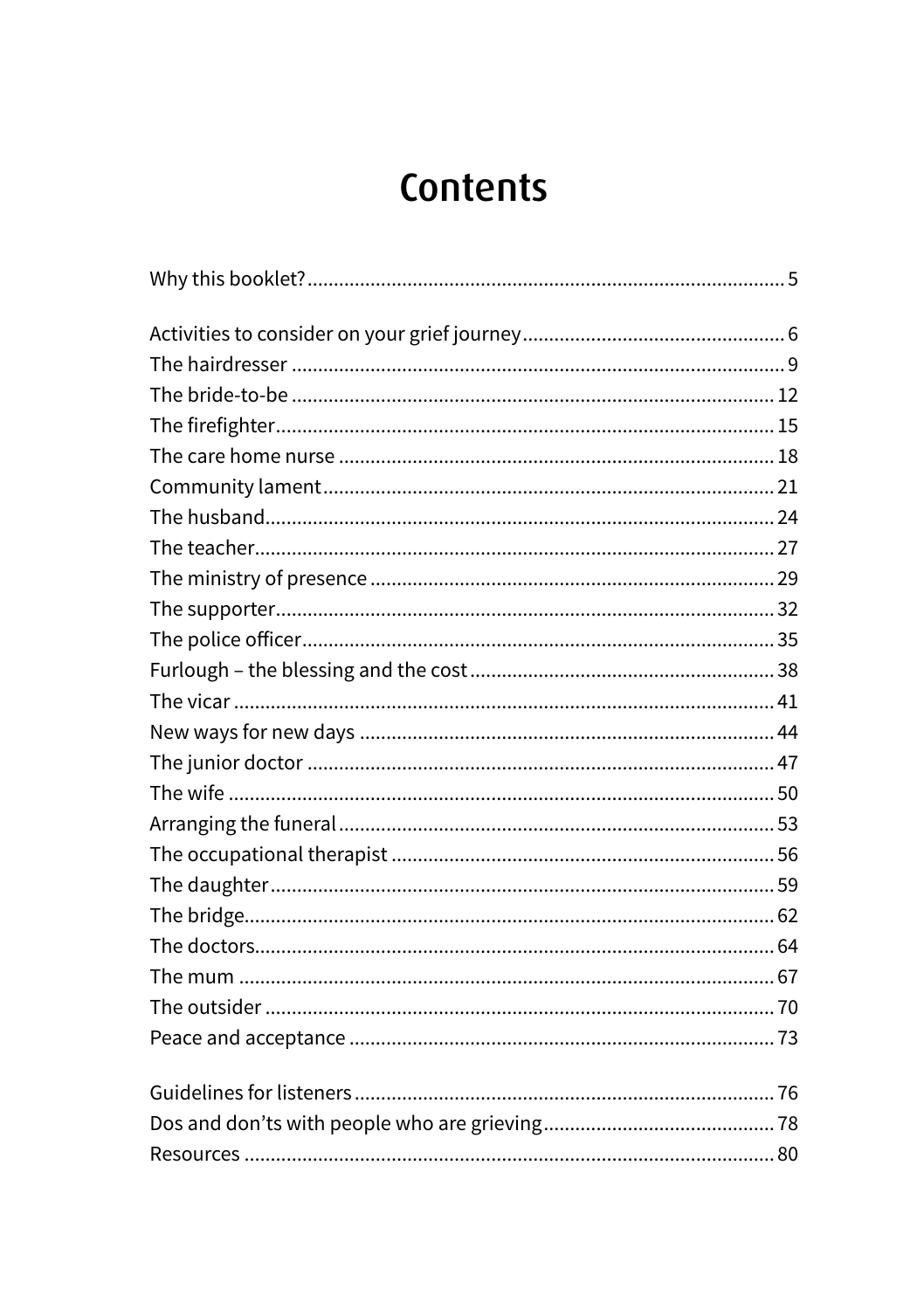# Contents

Why this booklet? ........................................................................... 5

Activities to consider on your grief journey ................................................. 6
The hairdresser ........................................................................... 9
The bride-to-be ........................................................................... 12
The firefighter ........................................................................... 15
The care home nurse ........................................................................... 18
Community lament ........................................................................... 21
The husband ........................................................................... 24
The teacher ........................................................................... 27
The ministry of presence ........................................................................... 29
The supporter ........................................................................... 32
The police officer ........................................................................... 35
Furlough – the blessing and the cost ........................................................................... 38
The vicar ........................................................................... 41
New ways for new days ........................................................................... 44
The junior doctor ........................................................................... 47
The wife ........................................................................... 50
Arranging the funeral ........................................................................... 53
The occupational therapist ........................................................................... 56
The daughter ........................................................................... 59
The bridge ........................................................................... 62
The doctors ........................................................................... 64
The mum ........................................................................... 67
The outsider ........................................................................... 70
Peace and acceptance ........................................................................... 73

Guidelines for listeners ........................................................................... 76
Dos and don'ts with people who are grieving ........................................................................... 78
Resources ........................................................................... 80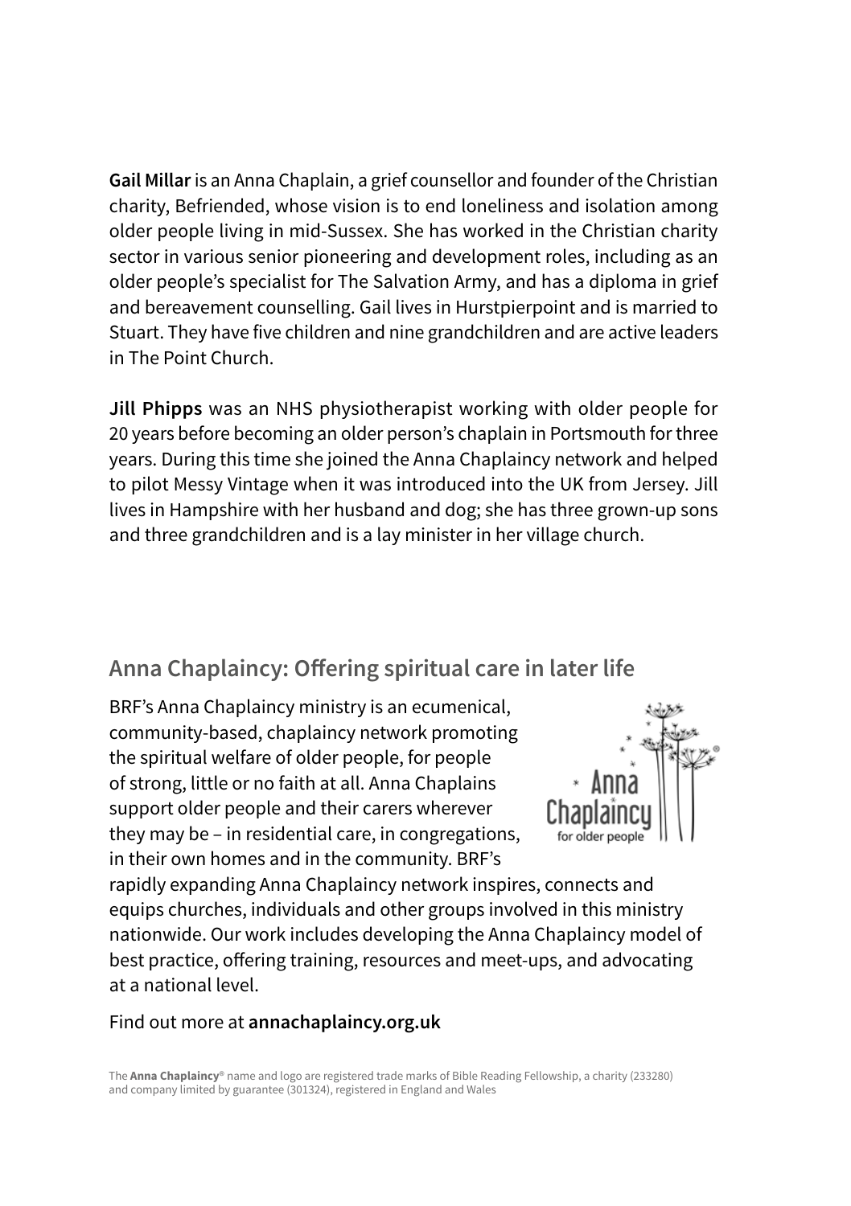**Gail Millar** is an Anna Chaplain, a grief counsellor and founder of the Christian charity, Befriended, whose vision is to end loneliness and isolation among older people living in mid-Sussex. She has worked in the Christian charity sector in various senior pioneering and development roles, including as an older people's specialist for The Salvation Army, and has a diploma in grief and bereavement counselling. Gail lives in Hurstpierpoint and is married to Stuart. They have five children and nine grandchildren and are active leaders in The Point Church.

**Jill Phipps** was an NHS physiotherapist working with older people for 20 years before becoming an older person's chaplain in Portsmouth for three years. During this time she joined the Anna Chaplaincy network and helped to pilot Messy Vintage when it was introduced into the UK from Jersey. Jill lives in Hampshire with her husband and dog; she has three grown-up sons and three grandchildren and is a lay minister in her village church.

## Anna Chaplaincy: Offering spiritual care in later life

BRF's Anna Chaplaincy ministry is an ecumenical, community-based, chaplaincy network promoting the spiritual welfare of older people, for people of strong, little or no faith at all. Anna Chaplains support older people and their carers wherever they may be – in residential care, in congregations, in their own homes and in the community. BRF's rapidly expanding Anna Chaplaincy network inspires, connects and equips churches, individuals and other groups involved in this ministry nationwide. Our work includes developing the Anna Chaplaincy model of best practice, offering training, resources and meet-ups, and advocating at a national level.

Find out more at **annachaplaincy.org.uk**

The **Anna Chaplaincy**® name and logo are registered trade marks of Bible Reading Fellowship, a charity (233280) and company limited by guarantee (301324), registered in England and Wales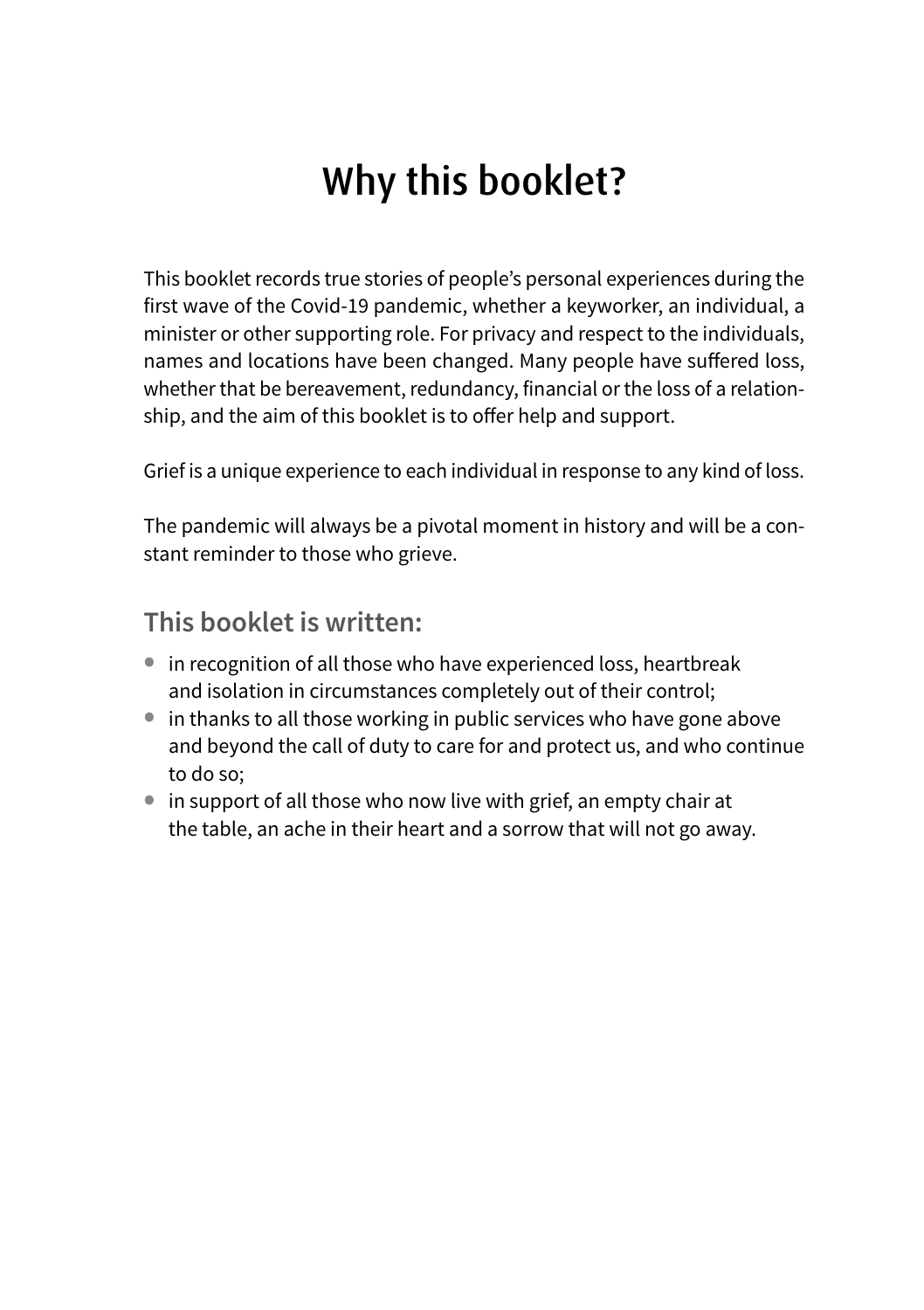# Why this booklet?

This booklet records true stories of people's personal experiences during the first wave of the Covid-19 pandemic, whether a keyworker, an individual, a minister or other supporting role. For privacy and respect to the individuals, names and locations have been changed. Many people have suffered loss, whether that be bereavement, redundancy, financial or the loss of a relationship, and the aim of this booklet is to offer help and support.

Grief is a unique experience to each individual in response to any kind of loss.

The pandemic will always be a pivotal moment in history and will be a constant reminder to those who grieve.

## This booklet is written:

- in recognition of all those who have experienced loss, heartbreak and isolation in circumstances completely out of their control;
- in thanks to all those working in public services who have gone above and beyond the call of duty to care for and protect us, and who continue to do so;
- in support of all those who now live with grief, an empty chair at the table, an ache in their heart and a sorrow that will not go away.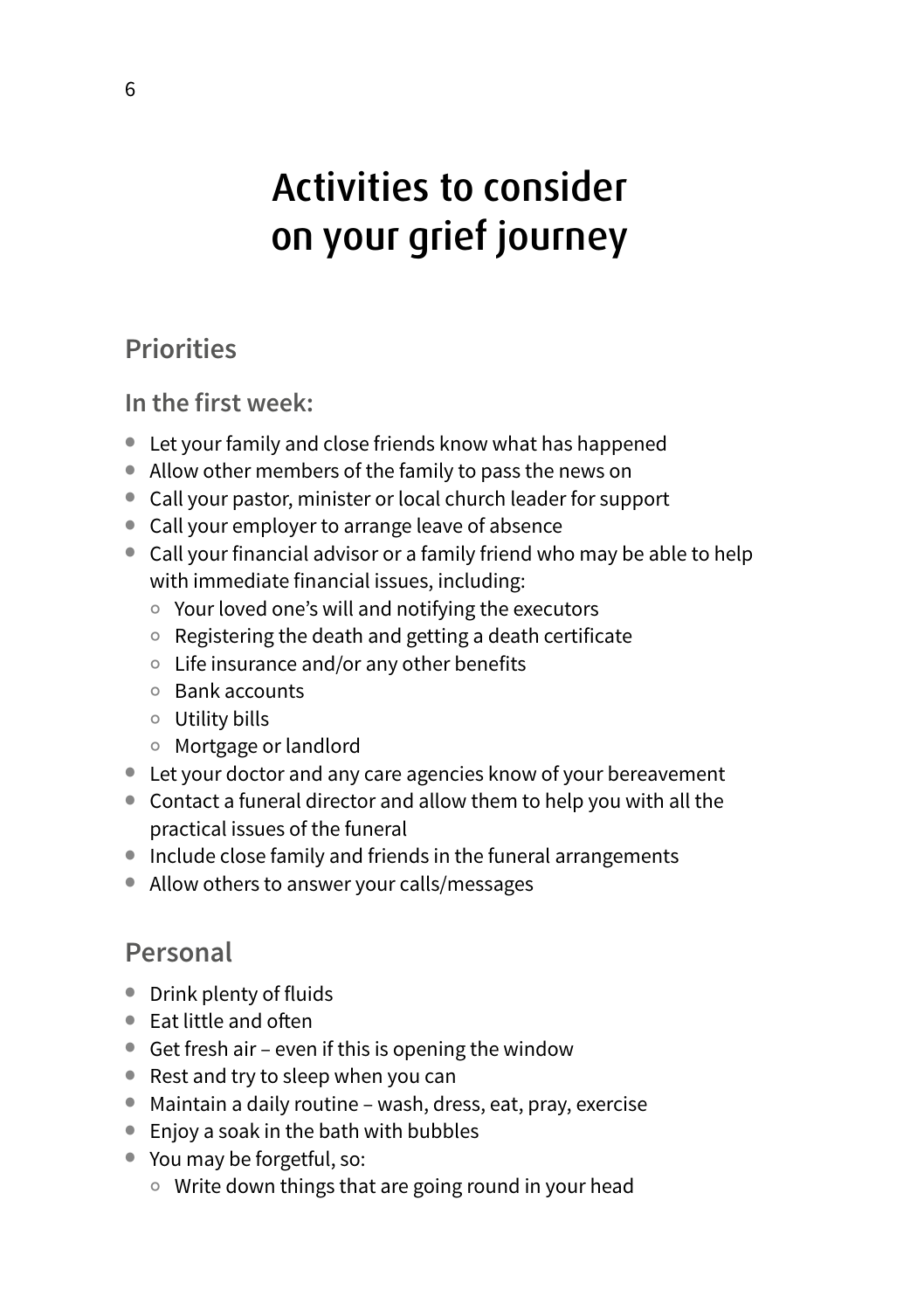# Activities to consider on your grief journey

## Priorities

### In the first week:

- Let your family and close friends know what has happened
- Allow other members of the family to pass the news on
- Call your pastor, minister or local church leader for support
- Call your employer to arrange leave of absence
- Call your financial advisor or a family friend who may be able to help with immediate financial issues, including:
  - Your loved one's will and notifying the executors
  - Registering the death and getting a death certificate
  - Life insurance and/or any other benefits
  - Bank accounts
  - Utility bills
  - Mortgage or landlord
- Let your doctor and any care agencies know of your bereavement
- Contact a funeral director and allow them to help you with all the practical issues of the funeral
- Include close family and friends in the funeral arrangements
- Allow others to answer your calls/messages

## Personal

- Drink plenty of fluids
- Eat little and often
- Get fresh air – even if this is opening the window
- Rest and try to sleep when you can
- Maintain a daily routine – wash, dress, eat, pray, exercise
- Enjoy a soak in the bath with bubbles
- You may be forgetful, so:
  - Write down things that are going round in your head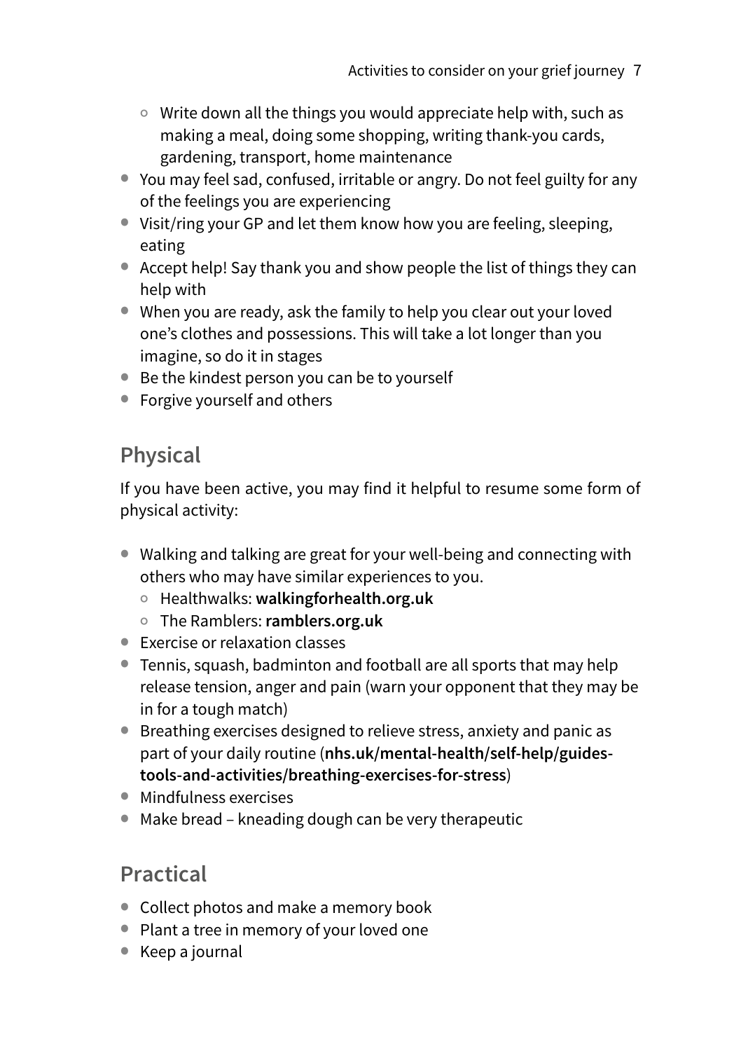- Write down all the things you would appreciate help with, such as making a meal, doing some shopping, writing thank-you cards, gardening, transport, home maintenance
- You may feel sad, confused, irritable or angry. Do not feel guilty for any of the feelings you are experiencing
- Visit/ring your GP and let them know how you are feeling, sleeping, eating
- Accept help! Say thank you and show people the list of things they can help with
- When you are ready, ask the family to help you clear out your loved one's clothes and possessions. This will take a lot longer than you imagine, so do it in stages
- Be the kindest person you can be to yourself
- Forgive yourself and others

## Physical

If you have been active, you may find it helpful to resume some form of physical activity:

- Walking and talking are great for your well-being and connecting with others who may have similar experiences to you.
  - Healthwalks: **walkingforhealth.org.uk**
  - The Ramblers: **ramblers.org.uk**
- Exercise or relaxation classes
- Tennis, squash, badminton and football are all sports that may help release tension, anger and pain (warn your opponent that they may be in for a tough match)
- Breathing exercises designed to relieve stress, anxiety and panic as part of your daily routine (**nhs.uk/mental-health/self-help/guides-tools-and-activities/breathing-exercises-for-stress**)
- Mindfulness exercises
- Make bread – kneading dough can be very therapeutic

## Practical

- Collect photos and make a memory book
- Plant a tree in memory of your loved one
- Keep a journal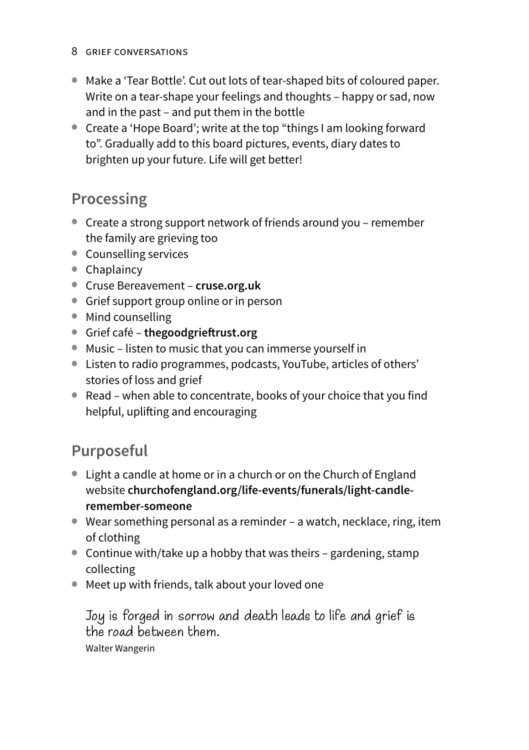- Make a 'Tear Bottle'. Cut out lots of tear-shaped bits of coloured paper. Write on a tear-shape your feelings and thoughts – happy or sad, now and in the past – and put them in the bottle
- Create a 'Hope Board'; write at the top "things I am looking forward to". Gradually add to this board pictures, events, diary dates to brighten up your future. Life will get better!

## Processing

- Create a strong support network of friends around you – remember the family are grieving too
- Counselling services
- Chaplaincy
- Cruse Bereavement – **cruse.org.uk**
- Grief support group online or in person
- Mind counselling
- Grief café – **thegoodgrieftrust.org**
- Music – listen to music that you can immerse yourself in
- Listen to radio programmes, podcasts, YouTube, articles of others' stories of loss and grief
- Read – when able to concentrate, books of your choice that you find helpful, uplifting and encouraging

## Purposeful

- Light a candle at home or in a church or on the Church of England website **churchofengland.org/life-events/funerals/light-candle-remember-someone**
- Wear something personal as a reminder – a watch, necklace, ring, item of clothing
- Continue with/take up a hobby that was theirs – gardening, stamp collecting
- Meet up with friends, talk about your loved one

> Joy is forged in sorrow and death leads to life and grief is the road between them.
>
> Walter Wangerin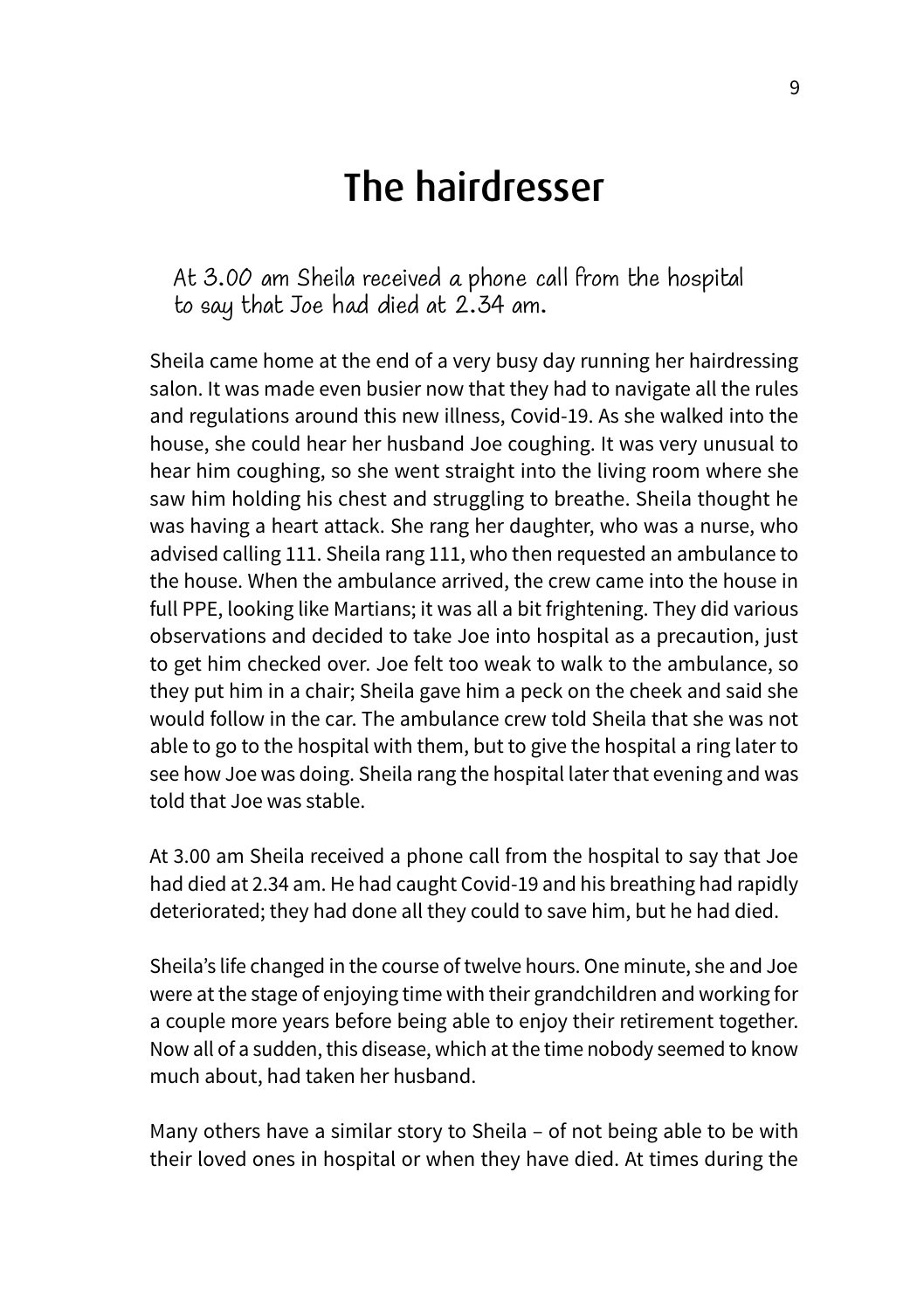# The hairdresser

> At 3.00 am Sheila received a phone call from the hospital to say that Joe had died at 2.34 am.

Sheila came home at the end of a very busy day running her hairdressing salon. It was made even busier now that they had to navigate all the rules and regulations around this new illness, Covid-19. As she walked into the house, she could hear her husband Joe coughing. It was very unusual to hear him coughing, so she went straight into the living room where she saw him holding his chest and struggling to breathe. Sheila thought he was having a heart attack. She rang her daughter, who was a nurse, who advised calling 111. Sheila rang 111, who then requested an ambulance to the house. When the ambulance arrived, the crew came into the house in full PPE, looking like Martians; it was all a bit frightening. They did various observations and decided to take Joe into hospital as a precaution, just to get him checked over. Joe felt too weak to walk to the ambulance, so they put him in a chair; Sheila gave him a peck on the cheek and said she would follow in the car. The ambulance crew told Sheila that she was not able to go to the hospital with them, but to give the hospital a ring later to see how Joe was doing. Sheila rang the hospital later that evening and was told that Joe was stable.

At 3.00 am Sheila received a phone call from the hospital to say that Joe had died at 2.34 am. He had caught Covid-19 and his breathing had rapidly deteriorated; they had done all they could to save him, but he had died.

Sheila's life changed in the course of twelve hours. One minute, she and Joe were at the stage of enjoying time with their grandchildren and working for a couple more years before being able to enjoy their retirement together. Now all of a sudden, this disease, which at the time nobody seemed to know much about, had taken her husband.

Many others have a similar story to Sheila – of not being able to be with their loved ones in hospital or when they have died. At times during the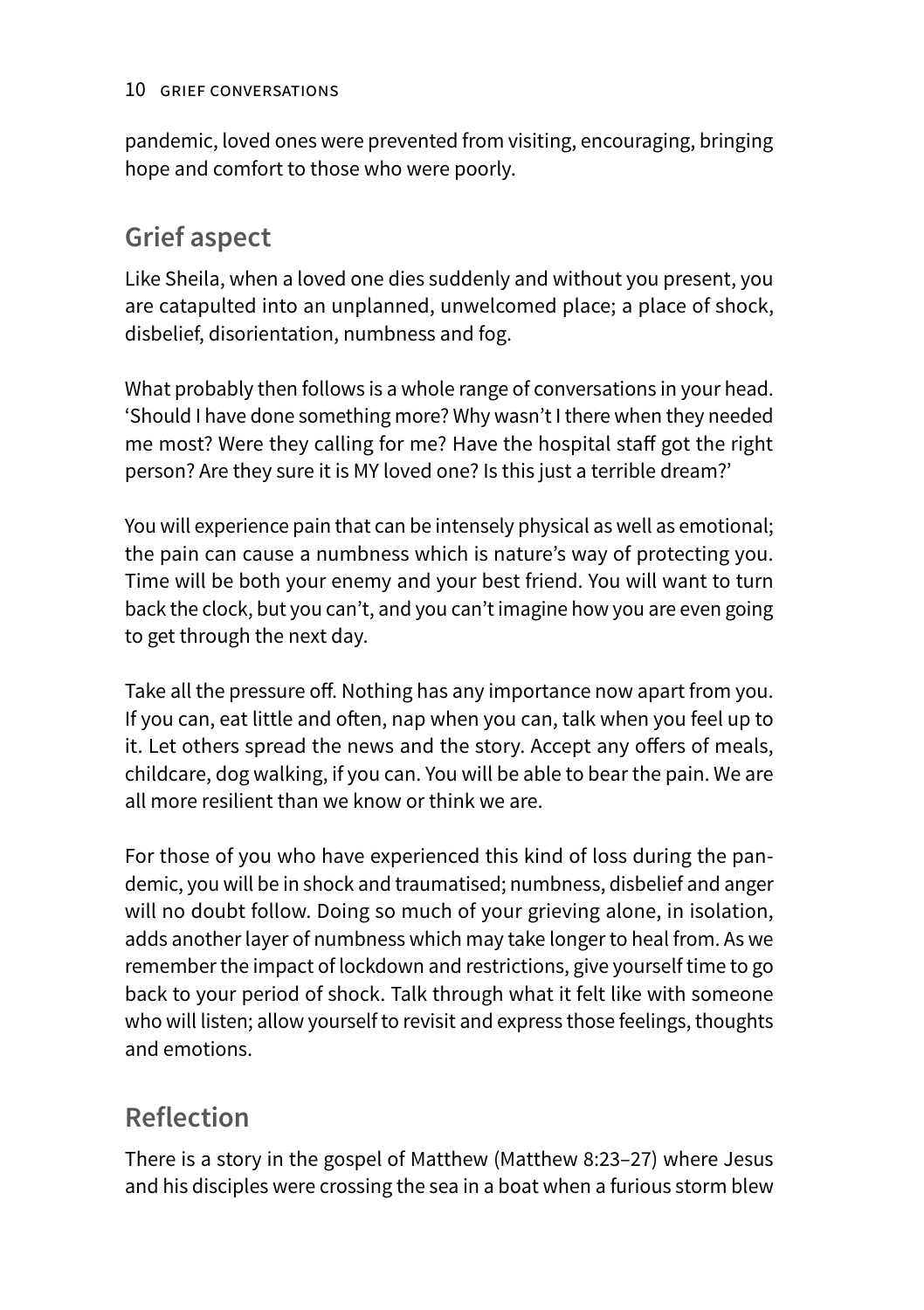pandemic, loved ones were prevented from visiting, encouraging, bringing hope and comfort to those who were poorly.

## Grief aspect

Like Sheila, when a loved one dies suddenly and without you present, you are catapulted into an unplanned, unwelcomed place; a place of shock, disbelief, disorientation, numbness and fog.

What probably then follows is a whole range of conversations in your head. 'Should I have done something more? Why wasn't I there when they needed me most? Were they calling for me? Have the hospital staff got the right person? Are they sure it is MY loved one? Is this just a terrible dream?'

You will experience pain that can be intensely physical as well as emotional; the pain can cause a numbness which is nature's way of protecting you. Time will be both your enemy and your best friend. You will want to turn back the clock, but you can't, and you can't imagine how you are even going to get through the next day.

Take all the pressure off. Nothing has any importance now apart from you. If you can, eat little and often, nap when you can, talk when you feel up to it. Let others spread the news and the story. Accept any offers of meals, childcare, dog walking, if you can. You will be able to bear the pain. We are all more resilient than we know or think we are.

For those of you who have experienced this kind of loss during the pandemic, you will be in shock and traumatised; numbness, disbelief and anger will no doubt follow. Doing so much of your grieving alone, in isolation, adds another layer of numbness which may take longer to heal from. As we remember the impact of lockdown and restrictions, give yourself time to go back to your period of shock. Talk through what it felt like with someone who will listen; allow yourself to revisit and express those feelings, thoughts and emotions.

## Reflection

There is a story in the gospel of Matthew (Matthew 8:23–27) where Jesus and his disciples were crossing the sea in a boat when a furious storm blew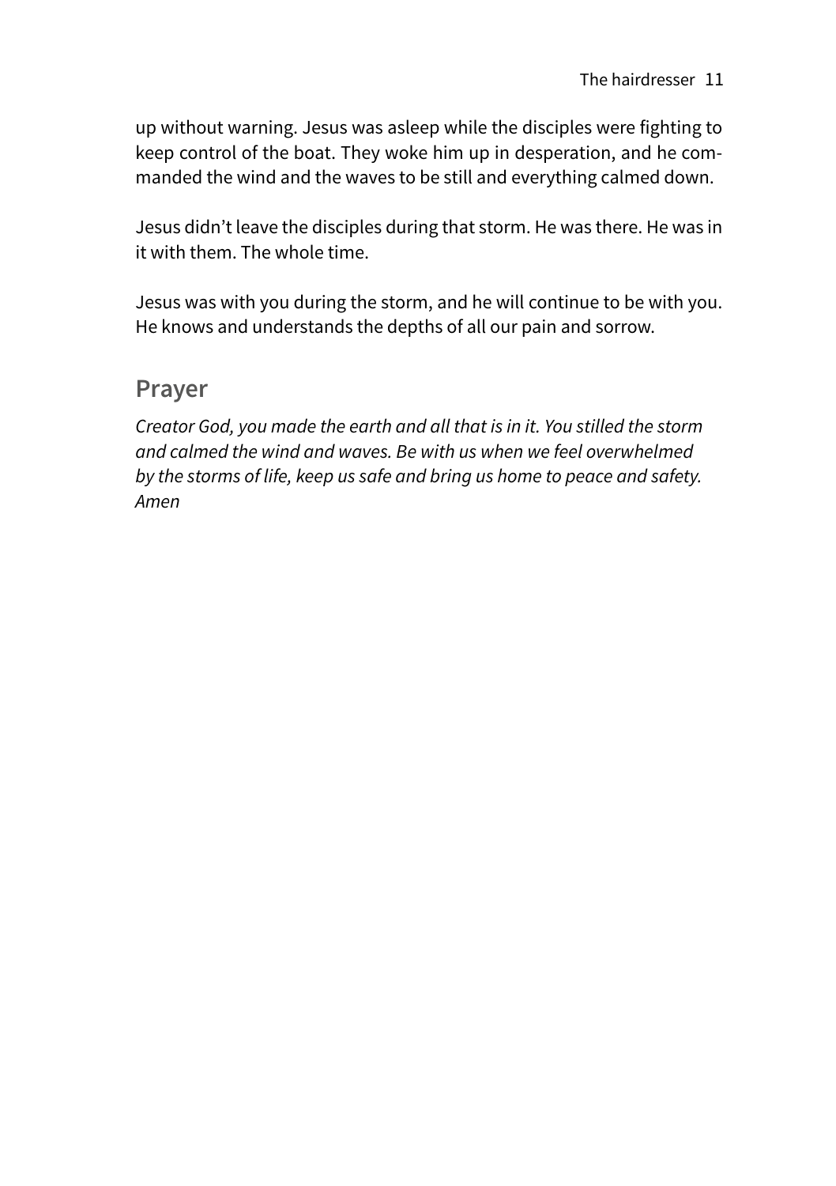up without warning. Jesus was asleep while the disciples were fighting to keep control of the boat. They woke him up in desperation, and he commanded the wind and the waves to be still and everything calmed down.

Jesus didn't leave the disciples during that storm. He was there. He was in it with them. The whole time.

Jesus was with you during the storm, and he will continue to be with you. He knows and understands the depths of all our pain and sorrow.

## Prayer

*Creator God, you made the earth and all that is in it. You stilled the storm and calmed the wind and waves. Be with us when we feel overwhelmed by the storms of life, keep us safe and bring us home to peace and safety. Amen*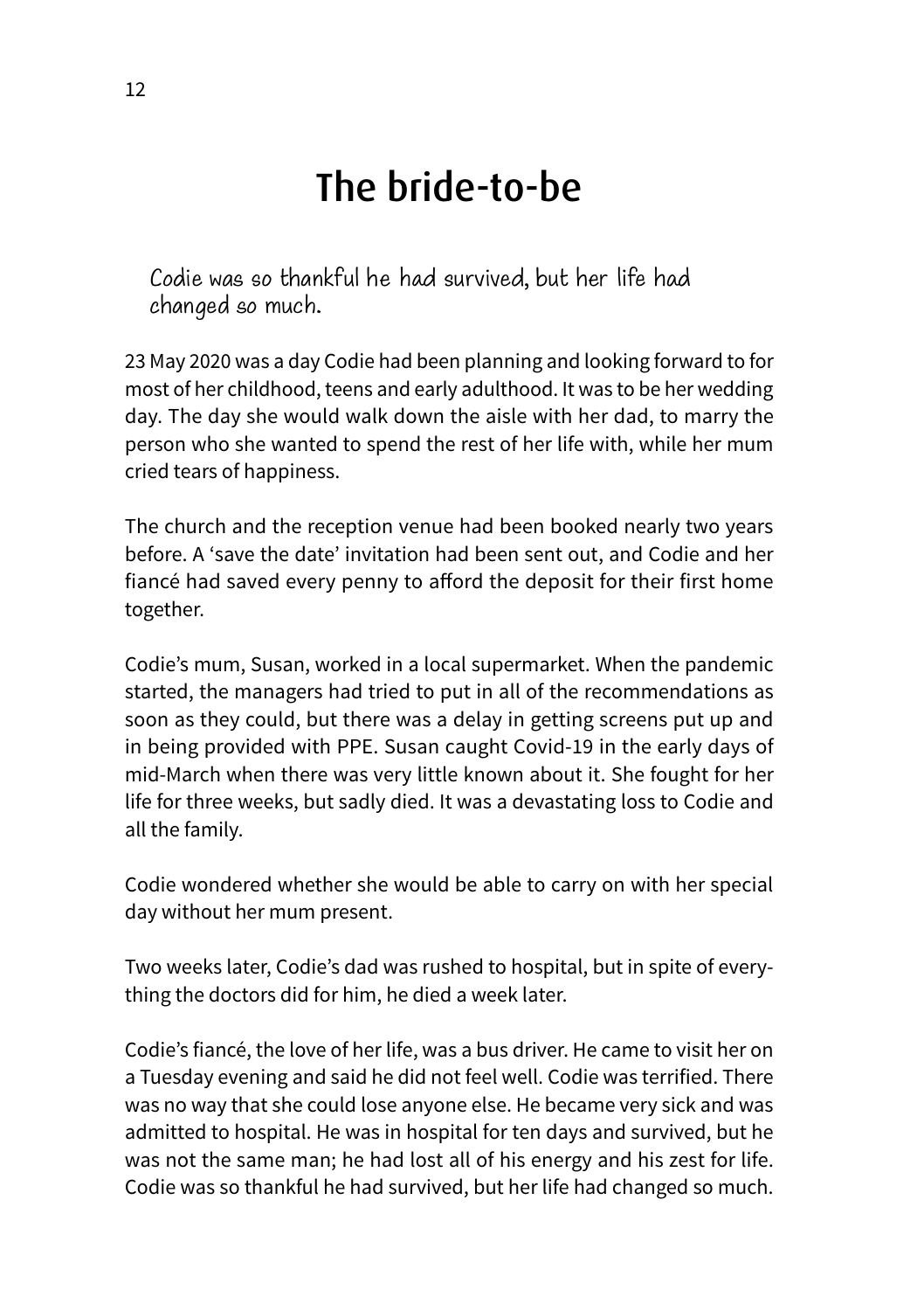# The bride-to-be

*Codie was so thankful he had survived, but her life had changed so much.*

23 May 2020 was a day Codie had been planning and looking forward to for most of her childhood, teens and early adulthood. It was to be her wedding day. The day she would walk down the aisle with her dad, to marry the person who she wanted to spend the rest of her life with, while her mum cried tears of happiness.

The church and the reception venue had been booked nearly two years before. A 'save the date' invitation had been sent out, and Codie and her fiancé had saved every penny to afford the deposit for their first home together.

Codie's mum, Susan, worked in a local supermarket. When the pandemic started, the managers had tried to put in all of the recommendations as soon as they could, but there was a delay in getting screens put up and in being provided with PPE. Susan caught Covid-19 in the early days of mid-March when there was very little known about it. She fought for her life for three weeks, but sadly died. It was a devastating loss to Codie and all the family.

Codie wondered whether she would be able to carry on with her special day without her mum present.

Two weeks later, Codie's dad was rushed to hospital, but in spite of everything the doctors did for him, he died a week later.

Codie's fiancé, the love of her life, was a bus driver. He came to visit her on a Tuesday evening and said he did not feel well. Codie was terrified. There was no way that she could lose anyone else. He became very sick and was admitted to hospital. He was in hospital for ten days and survived, but he was not the same man; he had lost all of his energy and his zest for life. Codie was so thankful he had survived, but her life had changed so much.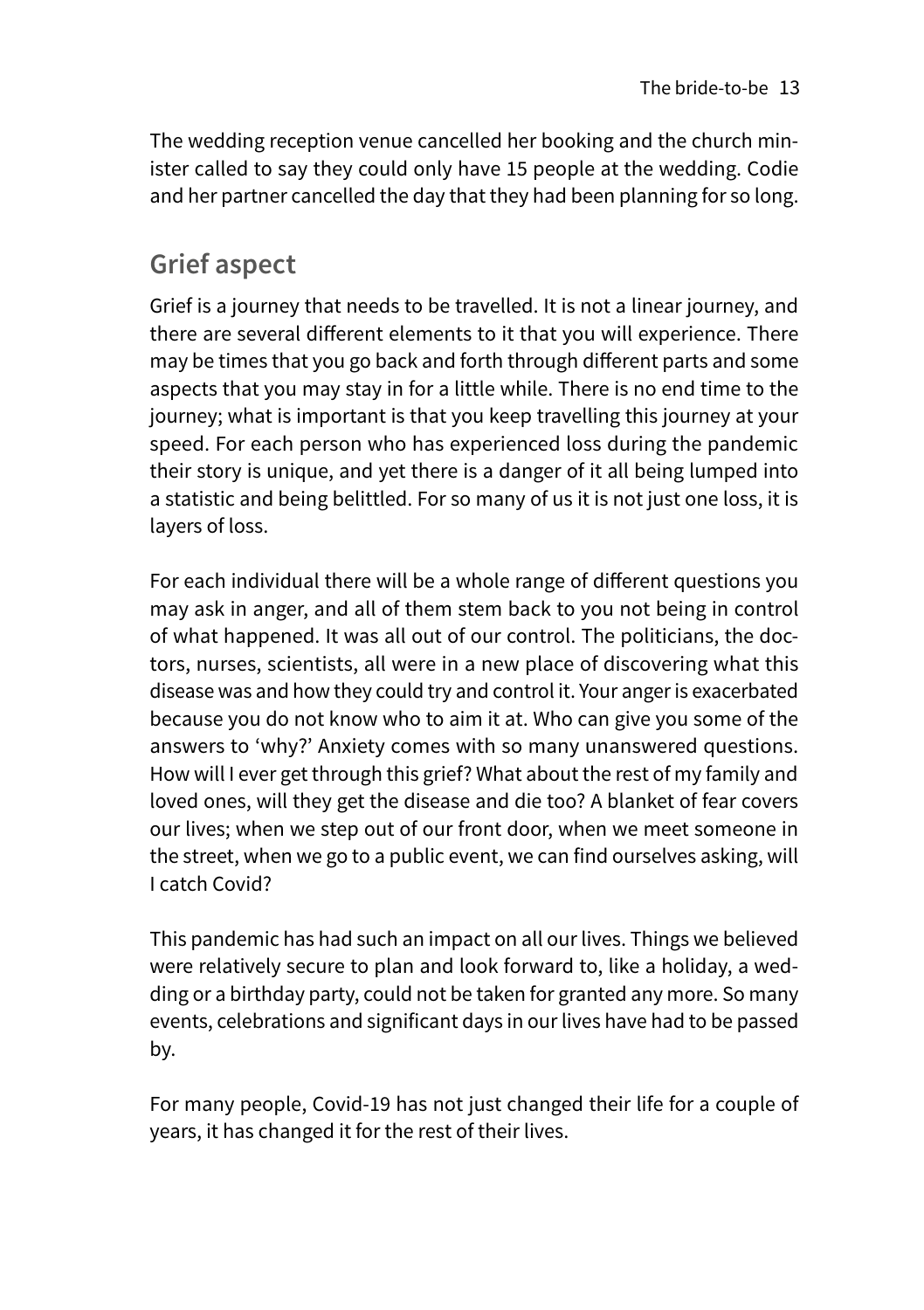The wedding reception venue cancelled her booking and the church minister called to say they could only have 15 people at the wedding. Codie and her partner cancelled the day that they had been planning for so long.

## Grief aspect

Grief is a journey that needs to be travelled. It is not a linear journey, and there are several different elements to it that you will experience. There may be times that you go back and forth through different parts and some aspects that you may stay in for a little while. There is no end time to the journey; what is important is that you keep travelling this journey at your speed. For each person who has experienced loss during the pandemic their story is unique, and yet there is a danger of it all being lumped into a statistic and being belittled. For so many of us it is not just one loss, it is layers of loss.

For each individual there will be a whole range of different questions you may ask in anger, and all of them stem back to you not being in control of what happened. It was all out of our control. The politicians, the doctors, nurses, scientists, all were in a new place of discovering what this disease was and how they could try and control it. Your anger is exacerbated because you do not know who to aim it at. Who can give you some of the answers to 'why?' Anxiety comes with so many unanswered questions. How will I ever get through this grief? What about the rest of my family and loved ones, will they get the disease and die too? A blanket of fear covers our lives; when we step out of our front door, when we meet someone in the street, when we go to a public event, we can find ourselves asking, will I catch Covid?

This pandemic has had such an impact on all our lives. Things we believed were relatively secure to plan and look forward to, like a holiday, a wedding or a birthday party, could not be taken for granted any more. So many events, celebrations and significant days in our lives have had to be passed by.

For many people, Covid-19 has not just changed their life for a couple of years, it has changed it for the rest of their lives.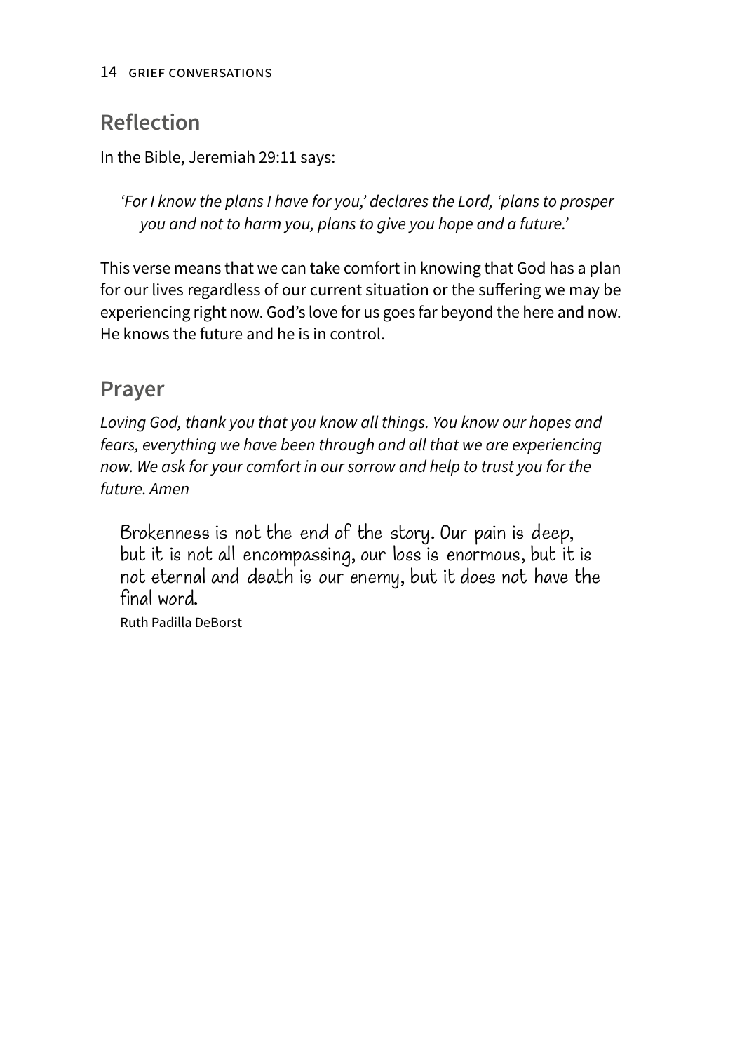## Reflection

In the Bible, Jeremiah 29:11 says:

> *'For I know the plans I have for you,' declares the Lord, 'plans to prosper you and not to harm you, plans to give you hope and a future.'*

This verse means that we can take comfort in knowing that God has a plan for our lives regardless of our current situation or the suffering we may be experiencing right now. God's love for us goes far beyond the here and now. He knows the future and he is in control.

## Prayer

*Loving God, thank you that you know all things. You know our hopes and fears, everything we have been through and all that we are experiencing now. We ask for your comfort in our sorrow and help to trust you for the future. Amen*

> Brokenness is not the end of the story. Our pain is deep, but it is not all encompassing, our loss is enormous, but it is not eternal and death is our enemy, but it does not have the final word.
>
> Ruth Padilla DeBorst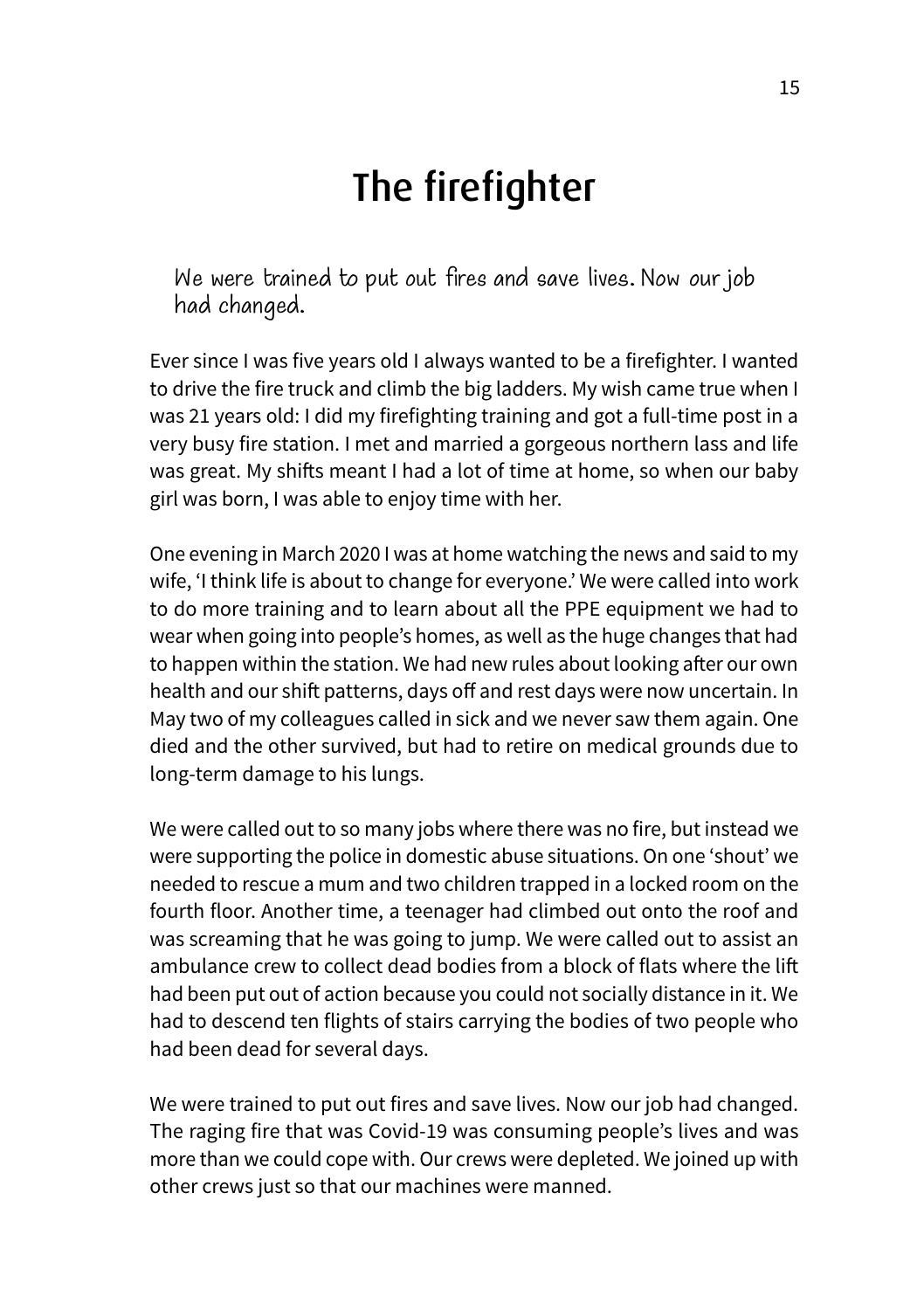# The firefighter

*We were trained to put out fires and save lives. Now our job had changed.*

Ever since I was five years old I always wanted to be a firefighter. I wanted to drive the fire truck and climb the big ladders. My wish came true when I was 21 years old: I did my firefighting training and got a full-time post in a very busy fire station. I met and married a gorgeous northern lass and life was great. My shifts meant I had a lot of time at home, so when our baby girl was born, I was able to enjoy time with her.

One evening in March 2020 I was at home watching the news and said to my wife, 'I think life is about to change for everyone.' We were called into work to do more training and to learn about all the PPE equipment we had to wear when going into people's homes, as well as the huge changes that had to happen within the station. We had new rules about looking after our own health and our shift patterns, days off and rest days were now uncertain. In May two of my colleagues called in sick and we never saw them again. One died and the other survived, but had to retire on medical grounds due to long-term damage to his lungs.

We were called out to so many jobs where there was no fire, but instead we were supporting the police in domestic abuse situations. On one 'shout' we needed to rescue a mum and two children trapped in a locked room on the fourth floor. Another time, a teenager had climbed out onto the roof and was screaming that he was going to jump. We were called out to assist an ambulance crew to collect dead bodies from a block of flats where the lift had been put out of action because you could not socially distance in it. We had to descend ten flights of stairs carrying the bodies of two people who had been dead for several days.

We were trained to put out fires and save lives. Now our job had changed. The raging fire that was Covid-19 was consuming people's lives and was more than we could cope with. Our crews were depleted. We joined up with other crews just so that our machines were manned.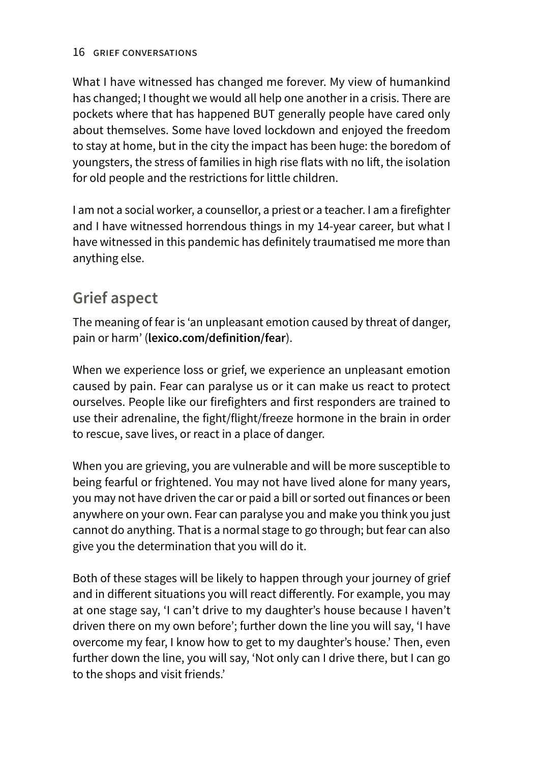What I have witnessed has changed me forever. My view of humankind has changed; I thought we would all help one another in a crisis. There are pockets where that has happened BUT generally people have cared only about themselves. Some have loved lockdown and enjoyed the freedom to stay at home, but in the city the impact has been huge: the boredom of youngsters, the stress of families in high rise flats with no lift, the isolation for old people and the restrictions for little children.

I am not a social worker, a counsellor, a priest or a teacher. I am a firefighter and I have witnessed horrendous things in my 14-year career, but what I have witnessed in this pandemic has definitely traumatised me more than anything else.

## Grief aspect

The meaning of fear is 'an unpleasant emotion caused by threat of danger, pain or harm' (**lexico.com/definition/fear**).

When we experience loss or grief, we experience an unpleasant emotion caused by pain. Fear can paralyse us or it can make us react to protect ourselves. People like our firefighters and first responders are trained to use their adrenaline, the fight/flight/freeze hormone in the brain in order to rescue, save lives, or react in a place of danger.

When you are grieving, you are vulnerable and will be more susceptible to being fearful or frightened. You may not have lived alone for many years, you may not have driven the car or paid a bill or sorted out finances or been anywhere on your own. Fear can paralyse you and make you think you just cannot do anything. That is a normal stage to go through; but fear can also give you the determination that you will do it.

Both of these stages will be likely to happen through your journey of grief and in different situations you will react differently. For example, you may at one stage say, 'I can't drive to my daughter's house because I haven't driven there on my own before'; further down the line you will say, 'I have overcome my fear, I know how to get to my daughter's house.' Then, even further down the line, you will say, 'Not only can I drive there, but I can go to the shops and visit friends.'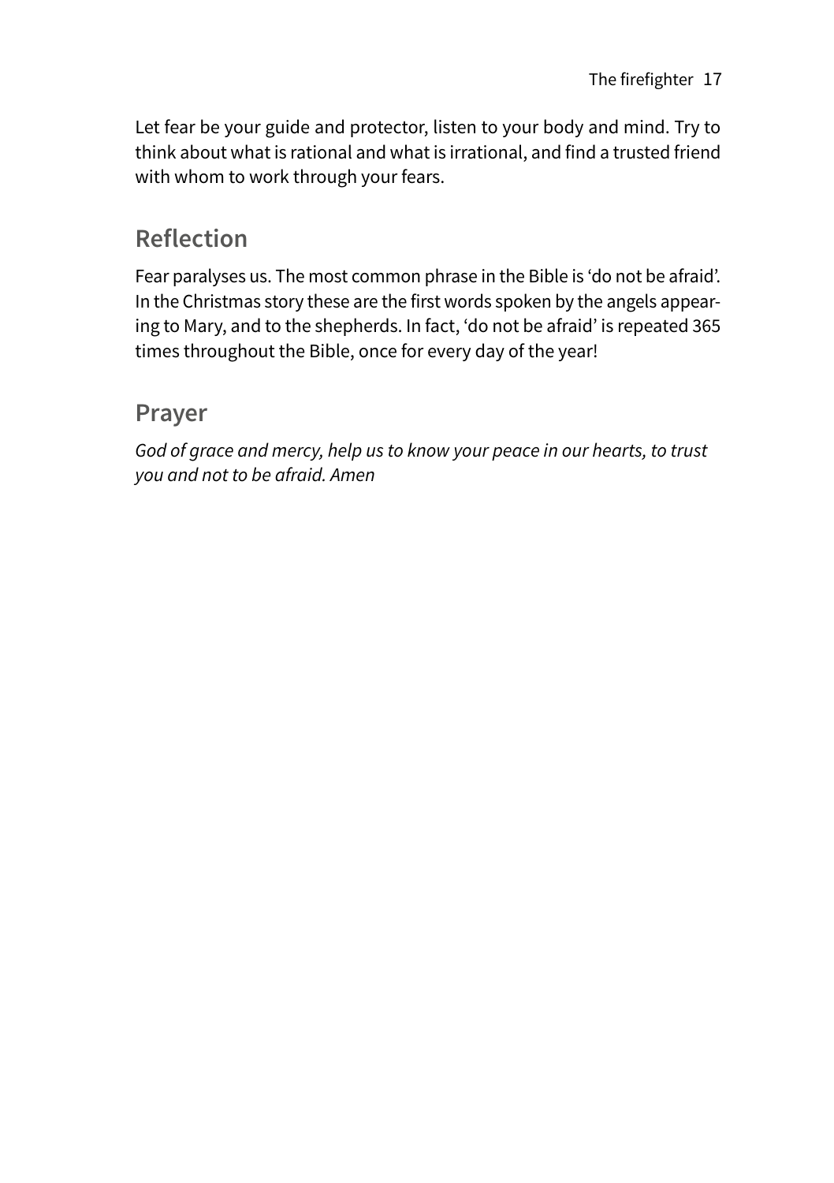Let fear be your guide and protector, listen to your body and mind. Try to think about what is rational and what is irrational, and find a trusted friend with whom to work through your fears.

## Reflection

Fear paralyses us. The most common phrase in the Bible is 'do not be afraid'. In the Christmas story these are the first words spoken by the angels appearing to Mary, and to the shepherds. In fact, 'do not be afraid' is repeated 365 times throughout the Bible, once for every day of the year!

## Prayer

*God of grace and mercy, help us to know your peace in our hearts, to trust you and not to be afraid. Amen*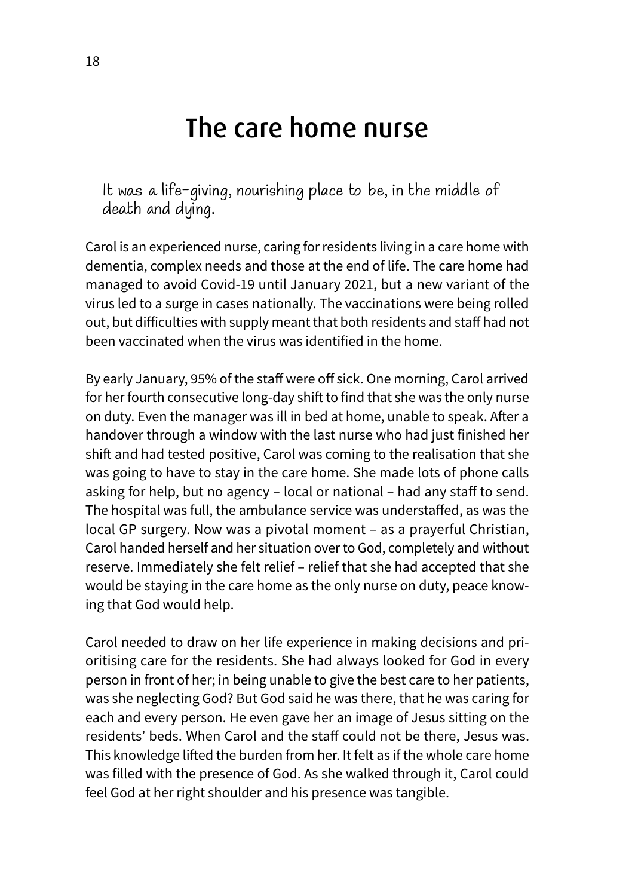# The care home nurse

*It was a life-giving, nourishing place to be, in the middle of death and dying.*

Carol is an experienced nurse, caring for residents living in a care home with dementia, complex needs and those at the end of life. The care home had managed to avoid Covid-19 until January 2021, but a new variant of the virus led to a surge in cases nationally. The vaccinations were being rolled out, but difficulties with supply meant that both residents and staff had not been vaccinated when the virus was identified in the home.

By early January, 95% of the staff were off sick. One morning, Carol arrived for her fourth consecutive long-day shift to find that she was the only nurse on duty. Even the manager was ill in bed at home, unable to speak. After a handover through a window with the last nurse who had just finished her shift and had tested positive, Carol was coming to the realisation that she was going to have to stay in the care home. She made lots of phone calls asking for help, but no agency – local or national – had any staff to send. The hospital was full, the ambulance service was understaffed, as was the local GP surgery. Now was a pivotal moment – as a prayerful Christian, Carol handed herself and her situation over to God, completely and without reserve. Immediately she felt relief – relief that she had accepted that she would be staying in the care home as the only nurse on duty, peace knowing that God would help.

Carol needed to draw on her life experience in making decisions and prioritising care for the residents. She had always looked for God in every person in front of her; in being unable to give the best care to her patients, was she neglecting God? But God said he was there, that he was caring for each and every person. He even gave her an image of Jesus sitting on the residents' beds. When Carol and the staff could not be there, Jesus was. This knowledge lifted the burden from her. It felt as if the whole care home was filled with the presence of God. As she walked through it, Carol could feel God at her right shoulder and his presence was tangible.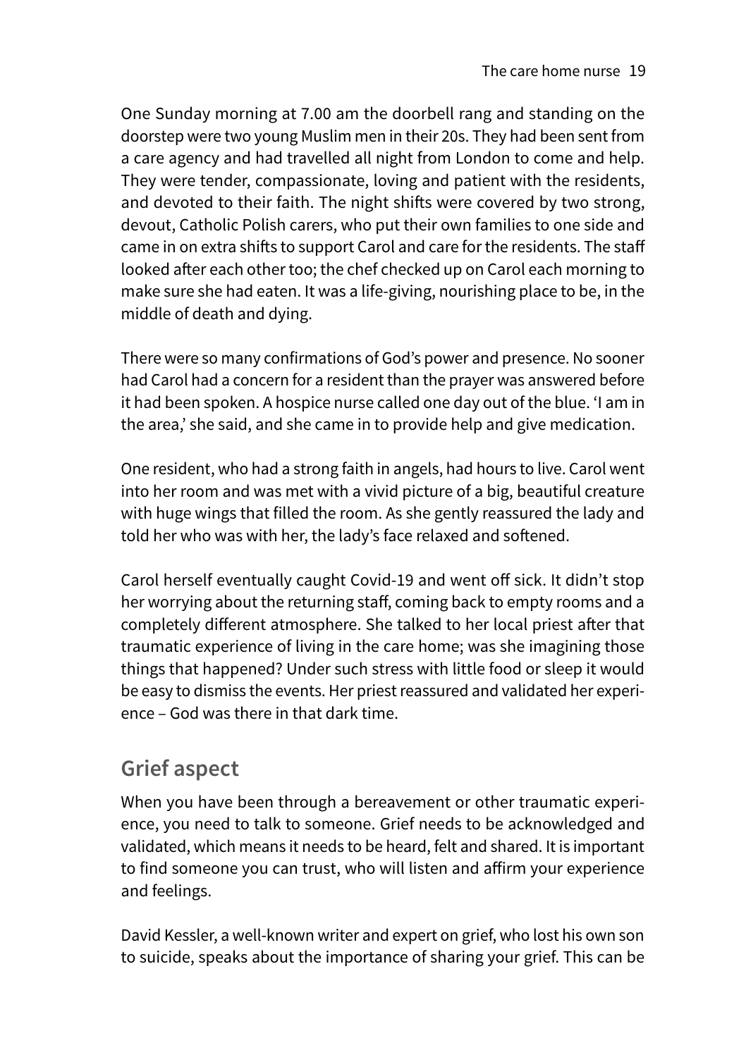One Sunday morning at 7.00 am the doorbell rang and standing on the doorstep were two young Muslim men in their 20s. They had been sent from a care agency and had travelled all night from London to come and help. They were tender, compassionate, loving and patient with the residents, and devoted to their faith. The night shifts were covered by two strong, devout, Catholic Polish carers, who put their own families to one side and came in on extra shifts to support Carol and care for the residents. The staff looked after each other too; the chef checked up on Carol each morning to make sure she had eaten. It was a life-giving, nourishing place to be, in the middle of death and dying.

There were so many confirmations of God's power and presence. No sooner had Carol had a concern for a resident than the prayer was answered before it had been spoken. A hospice nurse called one day out of the blue. 'I am in the area,' she said, and she came in to provide help and give medication.

One resident, who had a strong faith in angels, had hours to live. Carol went into her room and was met with a vivid picture of a big, beautiful creature with huge wings that filled the room. As she gently reassured the lady and told her who was with her, the lady's face relaxed and softened.

Carol herself eventually caught Covid-19 and went off sick. It didn't stop her worrying about the returning staff, coming back to empty rooms and a completely different atmosphere. She talked to her local priest after that traumatic experience of living in the care home; was she imagining those things that happened? Under such stress with little food or sleep it would be easy to dismiss the events. Her priest reassured and validated her experience – God was there in that dark time.

## Grief aspect

When you have been through a bereavement or other traumatic experience, you need to talk to someone. Grief needs to be acknowledged and validated, which means it needs to be heard, felt and shared. It is important to find someone you can trust, who will listen and affirm your experience and feelings.

David Kessler, a well-known writer and expert on grief, who lost his own son to suicide, speaks about the importance of sharing your grief. This can be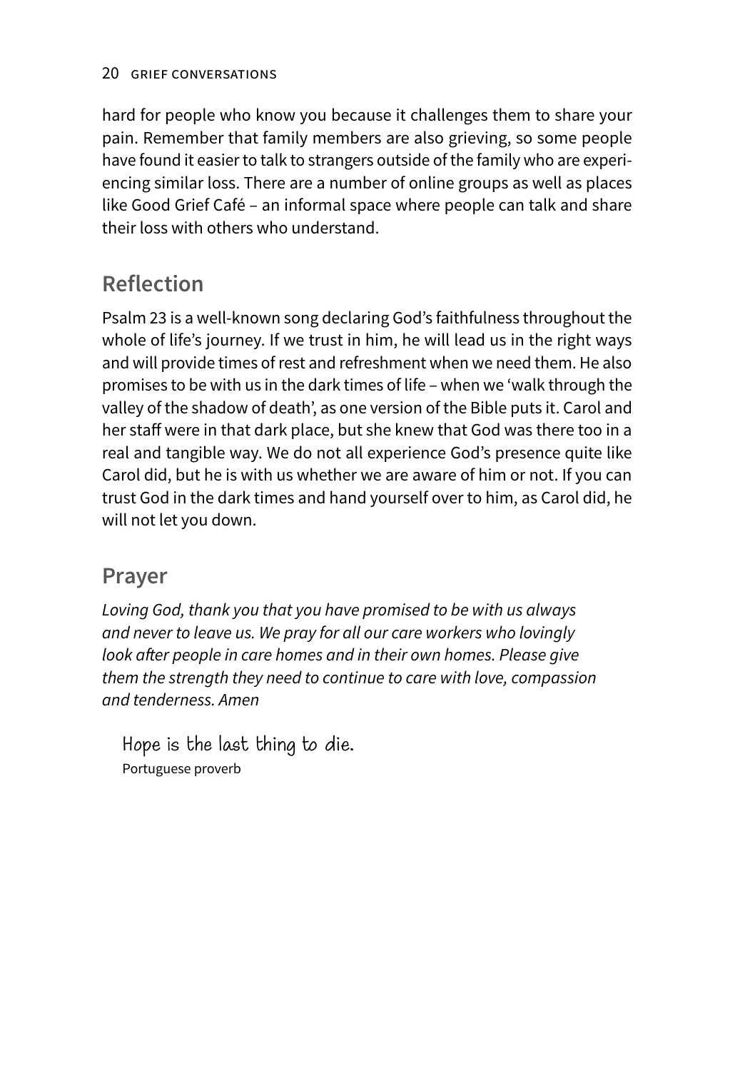hard for people who know you because it challenges them to share your pain. Remember that family members are also grieving, so some people have found it easier to talk to strangers outside of the family who are experiencing similar loss. There are a number of online groups as well as places like Good Grief Café – an informal space where people can talk and share their loss with others who understand.

## Reflection

Psalm 23 is a well-known song declaring God's faithfulness throughout the whole of life's journey. If we trust in him, he will lead us in the right ways and will provide times of rest and refreshment when we need them. He also promises to be with us in the dark times of life – when we 'walk through the valley of the shadow of death', as one version of the Bible puts it. Carol and her staff were in that dark place, but she knew that God was there too in a real and tangible way. We do not all experience God's presence quite like Carol did, but he is with us whether we are aware of him or not. If you can trust God in the dark times and hand yourself over to him, as Carol did, he will not let you down.

## Prayer

*Loving God, thank you that you have promised to be with us always and never to leave us. We pray for all our care workers who lovingly look after people in care homes and in their own homes. Please give them the strength they need to continue to care with love, compassion and tenderness. Amen*

> Hope is the last thing to die.
> Portuguese proverb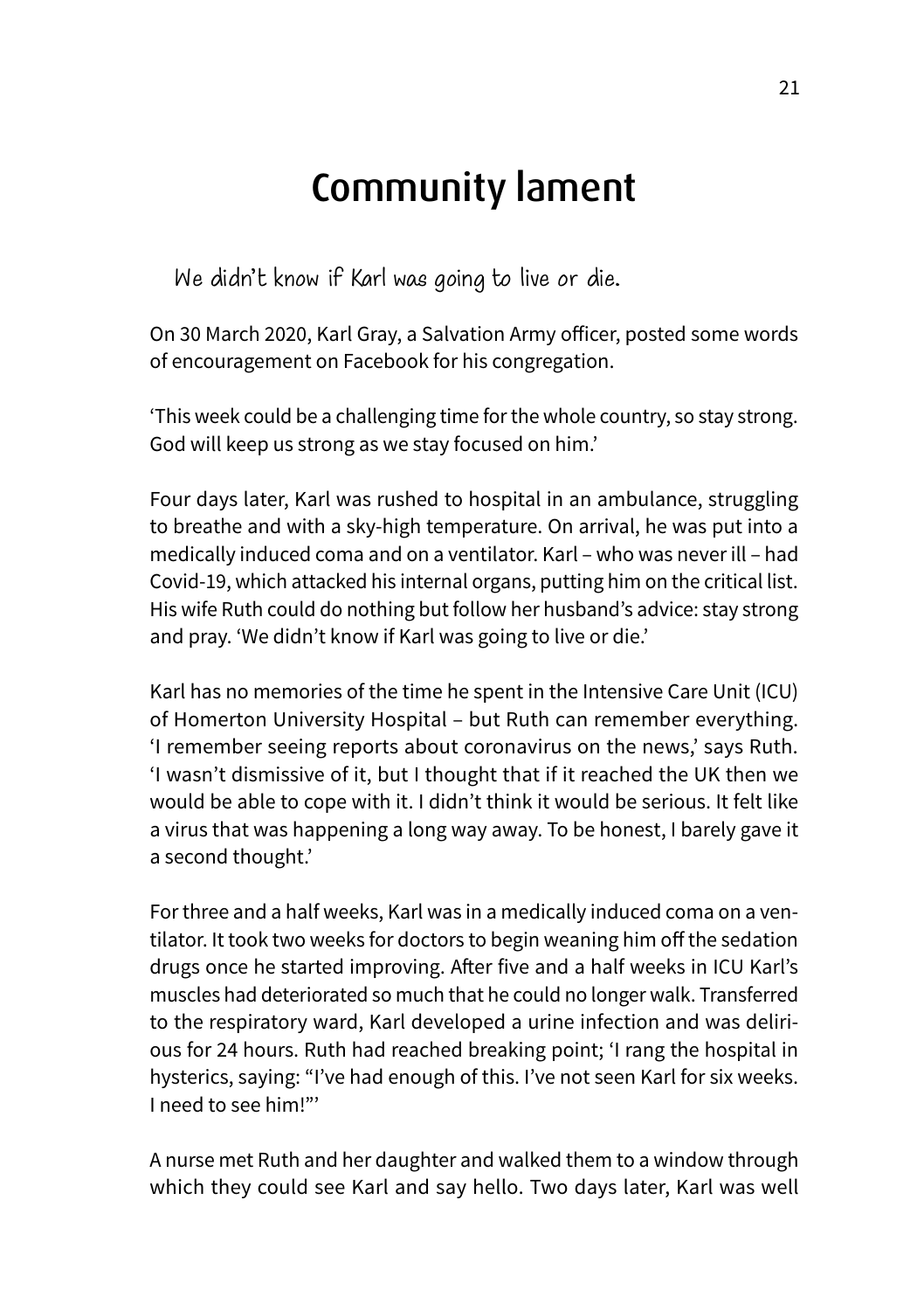# Community lament

*We didn't know if Karl was going to live or die.*

On 30 March 2020, Karl Gray, a Salvation Army officer, posted some words of encouragement on Facebook for his congregation.

'This week could be a challenging time for the whole country, so stay strong. God will keep us strong as we stay focused on him.'

Four days later, Karl was rushed to hospital in an ambulance, struggling to breathe and with a sky-high temperature. On arrival, he was put into a medically induced coma and on a ventilator. Karl – who was never ill – had Covid-19, which attacked his internal organs, putting him on the critical list. His wife Ruth could do nothing but follow her husband's advice: stay strong and pray. 'We didn't know if Karl was going to live or die.'

Karl has no memories of the time he spent in the Intensive Care Unit (ICU) of Homerton University Hospital – but Ruth can remember everything. 'I remember seeing reports about coronavirus on the news,' says Ruth. 'I wasn't dismissive of it, but I thought that if it reached the UK then we would be able to cope with it. I didn't think it would be serious. It felt like a virus that was happening a long way away. To be honest, I barely gave it a second thought.'

For three and a half weeks, Karl was in a medically induced coma on a ventilator. It took two weeks for doctors to begin weaning him off the sedation drugs once he started improving. After five and a half weeks in ICU Karl's muscles had deteriorated so much that he could no longer walk. Transferred to the respiratory ward, Karl developed a urine infection and was delirious for 24 hours. Ruth had reached breaking point; 'I rang the hospital in hysterics, saying: "I've had enough of this. I've not seen Karl for six weeks. I need to see him!"'

A nurse met Ruth and her daughter and walked them to a window through which they could see Karl and say hello. Two days later, Karl was well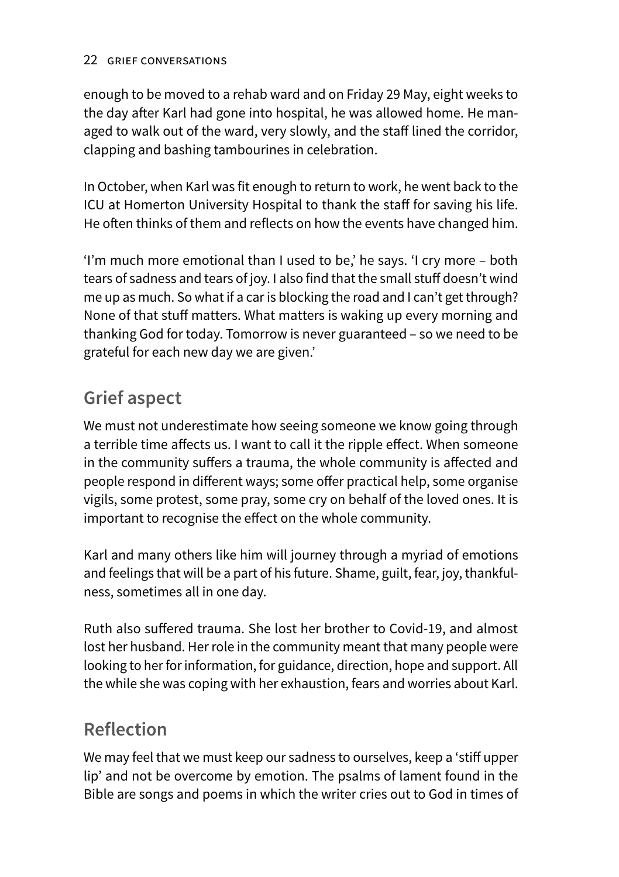enough to be moved to a rehab ward and on Friday 29 May, eight weeks to the day after Karl had gone into hospital, he was allowed home. He managed to walk out of the ward, very slowly, and the staff lined the corridor, clapping and bashing tambourines in celebration.

In October, when Karl was fit enough to return to work, he went back to the ICU at Homerton University Hospital to thank the staff for saving his life. He often thinks of them and reflects on how the events have changed him.

'I'm much more emotional than I used to be,' he says. 'I cry more – both tears of sadness and tears of joy. I also find that the small stuff doesn't wind me up as much. So what if a car is blocking the road and I can't get through? None of that stuff matters. What matters is waking up every morning and thanking God for today. Tomorrow is never guaranteed – so we need to be grateful for each new day we are given.'

## Grief aspect

We must not underestimate how seeing someone we know going through a terrible time affects us. I want to call it the ripple effect. When someone in the community suffers a trauma, the whole community is affected and people respond in different ways; some offer practical help, some organise vigils, some protest, some pray, some cry on behalf of the loved ones. It is important to recognise the effect on the whole community.

Karl and many others like him will journey through a myriad of emotions and feelings that will be a part of his future. Shame, guilt, fear, joy, thankfulness, sometimes all in one day.

Ruth also suffered trauma. She lost her brother to Covid-19, and almost lost her husband. Her role in the community meant that many people were looking to her for information, for guidance, direction, hope and support. All the while she was coping with her exhaustion, fears and worries about Karl.

## Reflection

We may feel that we must keep our sadness to ourselves, keep a 'stiff upper lip' and not be overcome by emotion. The psalms of lament found in the Bible are songs and poems in which the writer cries out to God in times of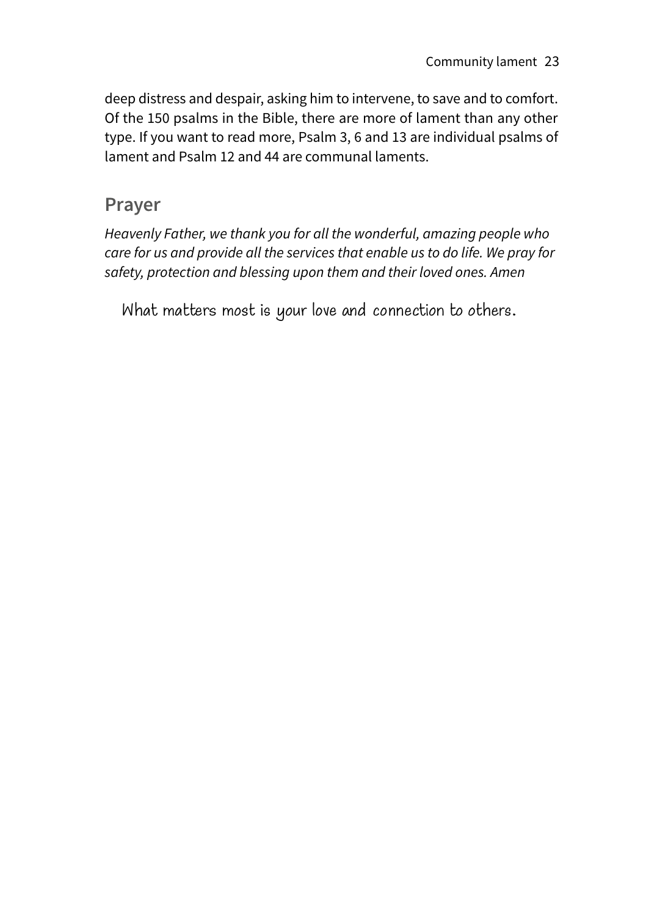deep distress and despair, asking him to intervene, to save and to comfort. Of the 150 psalms in the Bible, there are more of lament than any other type. If you want to read more, Psalm 3, 6 and 13 are individual psalms of lament and Psalm 12 and 44 are communal laments.

## Prayer

*Heavenly Father, we thank you for all the wonderful, amazing people who care for us and provide all the services that enable us to do life. We pray for safety, protection and blessing upon them and their loved ones. Amen*

What matters most is your love and connection to others.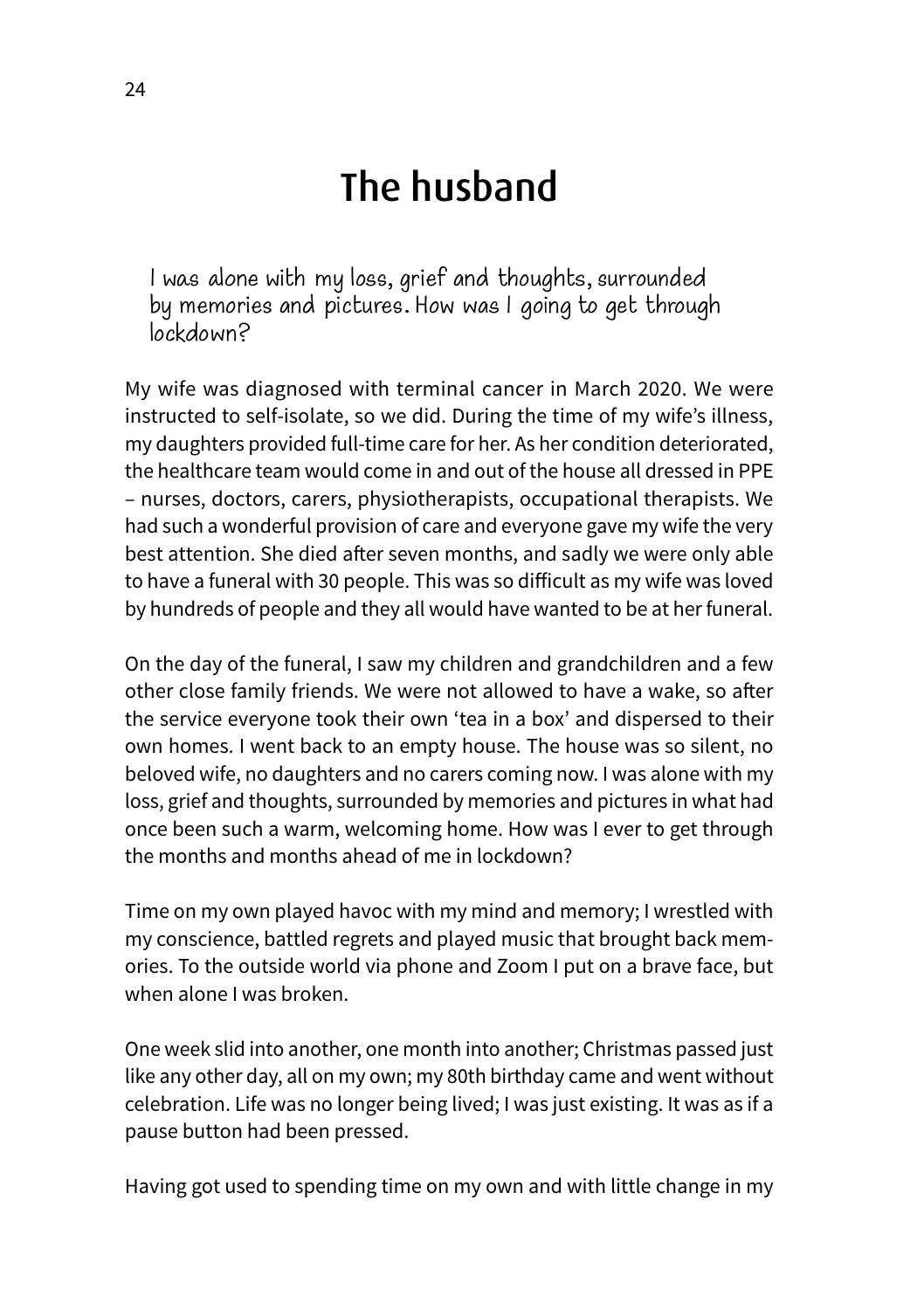# The husband

> I was alone with my loss, grief and thoughts, surrounded by memories and pictures. How was I going to get through lockdown?

My wife was diagnosed with terminal cancer in March 2020. We were instructed to self-isolate, so we did. During the time of my wife's illness, my daughters provided full-time care for her. As her condition deteriorated, the healthcare team would come in and out of the house all dressed in PPE – nurses, doctors, carers, physiotherapists, occupational therapists. We had such a wonderful provision of care and everyone gave my wife the very best attention. She died after seven months, and sadly we were only able to have a funeral with 30 people. This was so difficult as my wife was loved by hundreds of people and they all would have wanted to be at her funeral.

On the day of the funeral, I saw my children and grandchildren and a few other close family friends. We were not allowed to have a wake, so after the service everyone took their own 'tea in a box' and dispersed to their own homes. I went back to an empty house. The house was so silent, no beloved wife, no daughters and no carers coming now. I was alone with my loss, grief and thoughts, surrounded by memories and pictures in what had once been such a warm, welcoming home. How was I ever to get through the months and months ahead of me in lockdown?

Time on my own played havoc with my mind and memory; I wrestled with my conscience, battled regrets and played music that brought back memories. To the outside world via phone and Zoom I put on a brave face, but when alone I was broken.

One week slid into another, one month into another; Christmas passed just like any other day, all on my own; my 80th birthday came and went without celebration. Life was no longer being lived; I was just existing. It was as if a pause button had been pressed.

Having got used to spending time on my own and with little change in my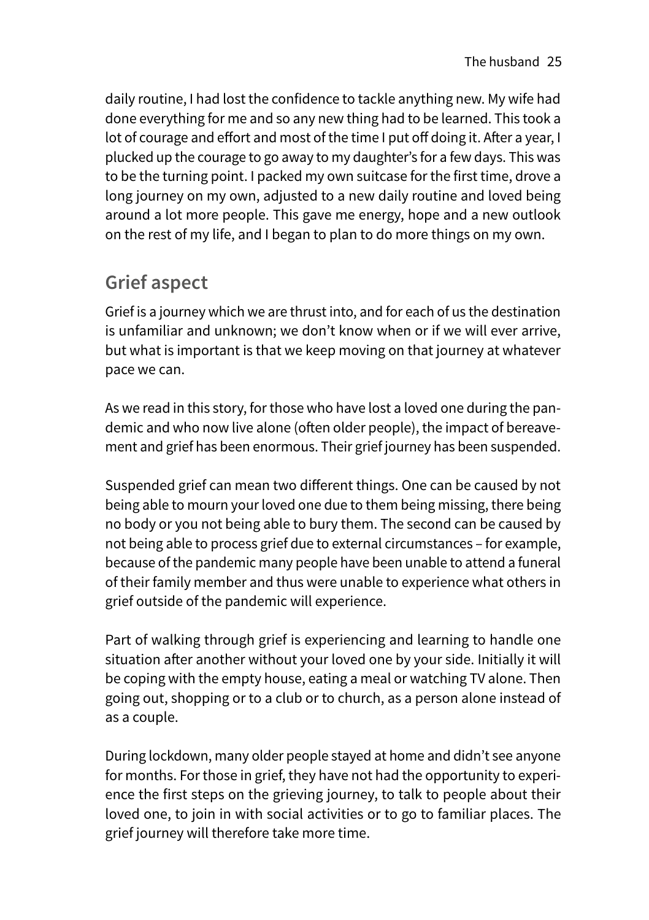daily routine, I had lost the confidence to tackle anything new. My wife had done everything for me and so any new thing had to be learned. This took a lot of courage and effort and most of the time I put off doing it. After a year, I plucked up the courage to go away to my daughter's for a few days. This was to be the turning point. I packed my own suitcase for the first time, drove a long journey on my own, adjusted to a new daily routine and loved being around a lot more people. This gave me energy, hope and a new outlook on the rest of my life, and I began to plan to do more things on my own.

## Grief aspect

Grief is a journey which we are thrust into, and for each of us the destination is unfamiliar and unknown; we don't know when or if we will ever arrive, but what is important is that we keep moving on that journey at whatever pace we can.

As we read in this story, for those who have lost a loved one during the pandemic and who now live alone (often older people), the impact of bereavement and grief has been enormous. Their grief journey has been suspended.

Suspended grief can mean two different things. One can be caused by not being able to mourn your loved one due to them being missing, there being no body or you not being able to bury them. The second can be caused by not being able to process grief due to external circumstances – for example, because of the pandemic many people have been unable to attend a funeral of their family member and thus were unable to experience what others in grief outside of the pandemic will experience.

Part of walking through grief is experiencing and learning to handle one situation after another without your loved one by your side. Initially it will be coping with the empty house, eating a meal or watching TV alone. Then going out, shopping or to a club or to church, as a person alone instead of as a couple.

During lockdown, many older people stayed at home and didn't see anyone for months. For those in grief, they have not had the opportunity to experience the first steps on the grieving journey, to talk to people about their loved one, to join in with social activities or to go to familiar places. The grief journey will therefore take more time.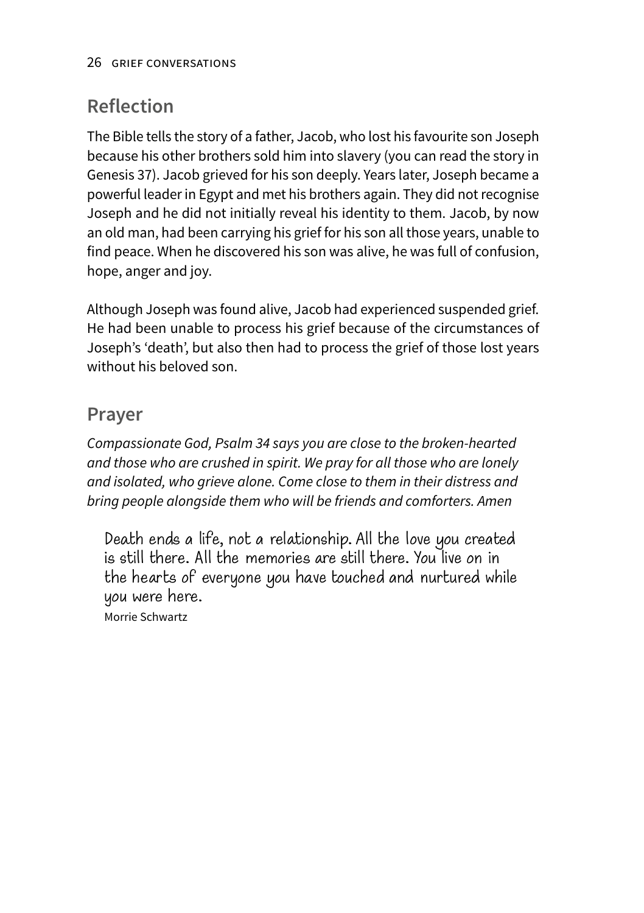## Reflection

The Bible tells the story of a father, Jacob, who lost his favourite son Joseph because his other brothers sold him into slavery (you can read the story in Genesis 37). Jacob grieved for his son deeply. Years later, Joseph became a powerful leader in Egypt and met his brothers again. They did not recognise Joseph and he did not initially reveal his identity to them. Jacob, by now an old man, had been carrying his grief for his son all those years, unable to find peace. When he discovered his son was alive, he was full of confusion, hope, anger and joy.

Although Joseph was found alive, Jacob had experienced suspended grief. He had been unable to process his grief because of the circumstances of Joseph's 'death', but also then had to process the grief of those lost years without his beloved son.

## Prayer

*Compassionate God, Psalm 34 says you are close to the broken-hearted and those who are crushed in spirit. We pray for all those who are lonely and isolated, who grieve alone. Come close to them in their distress and bring people alongside them who will be friends and comforters. Amen*

> Death ends a life, not a relationship. All the love you created is still there. All the memories are still there. You live on in the hearts of everyone you have touched and nurtured while you were here.
>
> Morrie Schwartz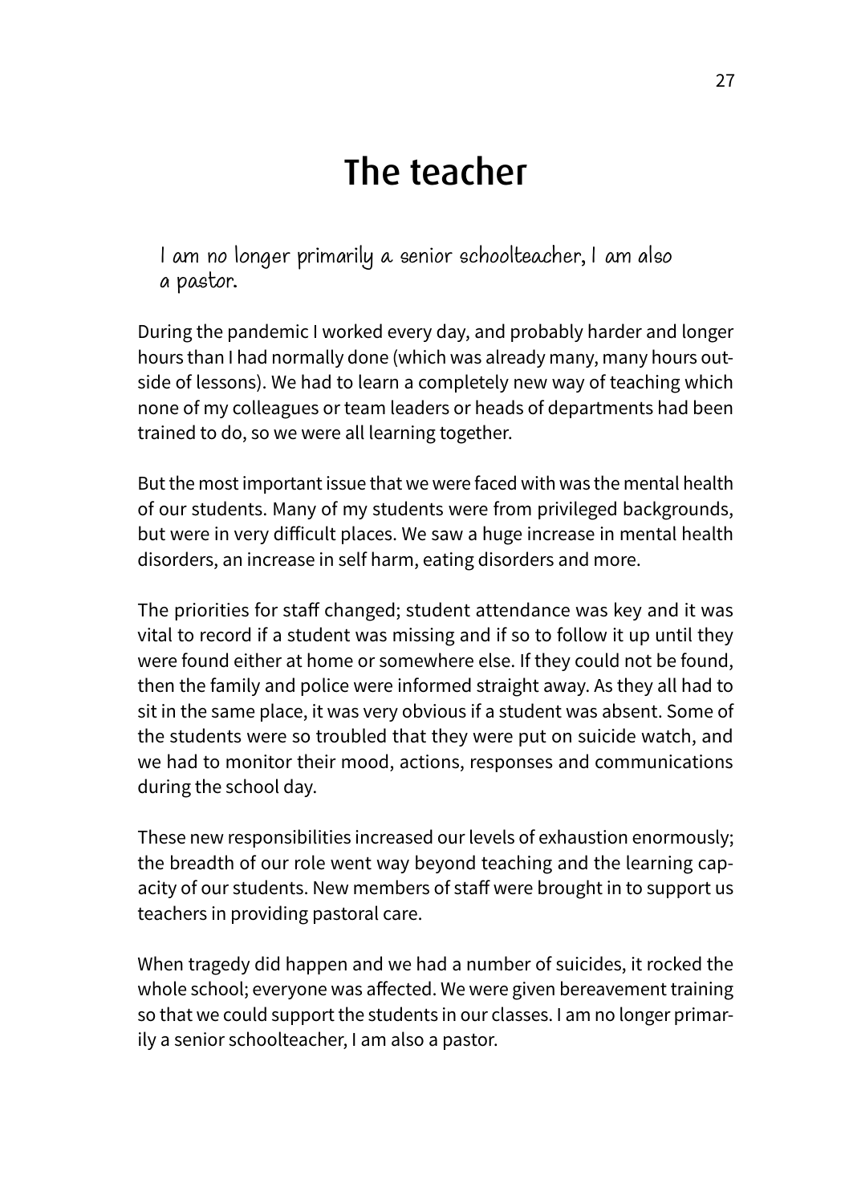# The teacher

> *I am no longer primarily a senior schoolteacher, I am also a pastor.*

During the pandemic I worked every day, and probably harder and longer hours than I had normally done (which was already many, many hours outside of lessons). We had to learn a completely new way of teaching which none of my colleagues or team leaders or heads of departments had been trained to do, so we were all learning together.

But the most important issue that we were faced with was the mental health of our students. Many of my students were from privileged backgrounds, but were in very difficult places. We saw a huge increase in mental health disorders, an increase in self harm, eating disorders and more.

The priorities for staff changed; student attendance was key and it was vital to record if a student was missing and if so to follow it up until they were found either at home or somewhere else. If they could not be found, then the family and police were informed straight away. As they all had to sit in the same place, it was very obvious if a student was absent. Some of the students were so troubled that they were put on suicide watch, and we had to monitor their mood, actions, responses and communications during the school day.

These new responsibilities increased our levels of exhaustion enormously; the breadth of our role went way beyond teaching and the learning capacity of our students. New members of staff were brought in to support us teachers in providing pastoral care.

When tragedy did happen and we had a number of suicides, it rocked the whole school; everyone was affected. We were given bereavement training so that we could support the students in our classes. I am no longer primarily a senior schoolteacher, I am also a pastor.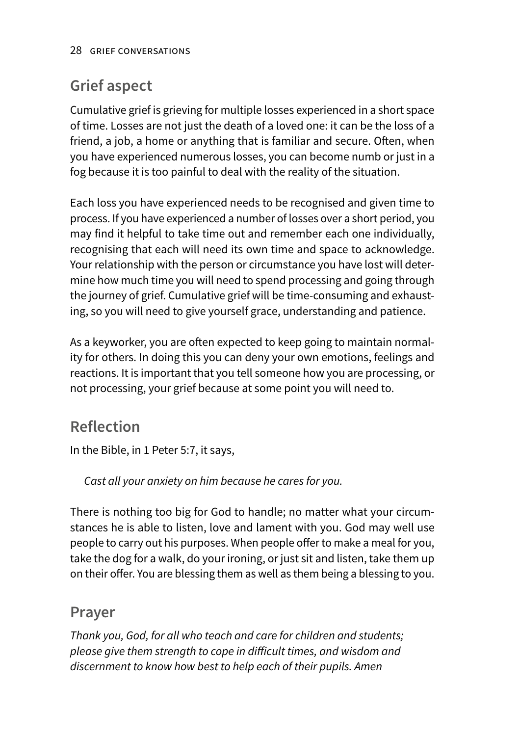## Grief aspect

Cumulative grief is grieving for multiple losses experienced in a short space of time. Losses are not just the death of a loved one: it can be the loss of a friend, a job, a home or anything that is familiar and secure. Often, when you have experienced numerous losses, you can become numb or just in a fog because it is too painful to deal with the reality of the situation.

Each loss you have experienced needs to be recognised and given time to process. If you have experienced a number of losses over a short period, you may find it helpful to take time out and remember each one individually, recognising that each will need its own time and space to acknowledge. Your relationship with the person or circumstance you have lost will determine how much time you will need to spend processing and going through the journey of grief. Cumulative grief will be time-consuming and exhausting, so you will need to give yourself grace, understanding and patience.

As a keyworker, you are often expected to keep going to maintain normality for others. In doing this you can deny your own emotions, feelings and reactions. It is important that you tell someone how you are processing, or not processing, your grief because at some point you will need to.

## Reflection

In the Bible, in 1 Peter 5:7, it says,

> *Cast all your anxiety on him because he cares for you.*

There is nothing too big for God to handle; no matter what your circumstances he is able to listen, love and lament with you. God may well use people to carry out his purposes. When people offer to make a meal for you, take the dog for a walk, do your ironing, or just sit and listen, take them up on their offer. You are blessing them as well as them being a blessing to you.

## Prayer

*Thank you, God, for all who teach and care for children and students; please give them strength to cope in difficult times, and wisdom and discernment to know how best to help each of their pupils. Amen*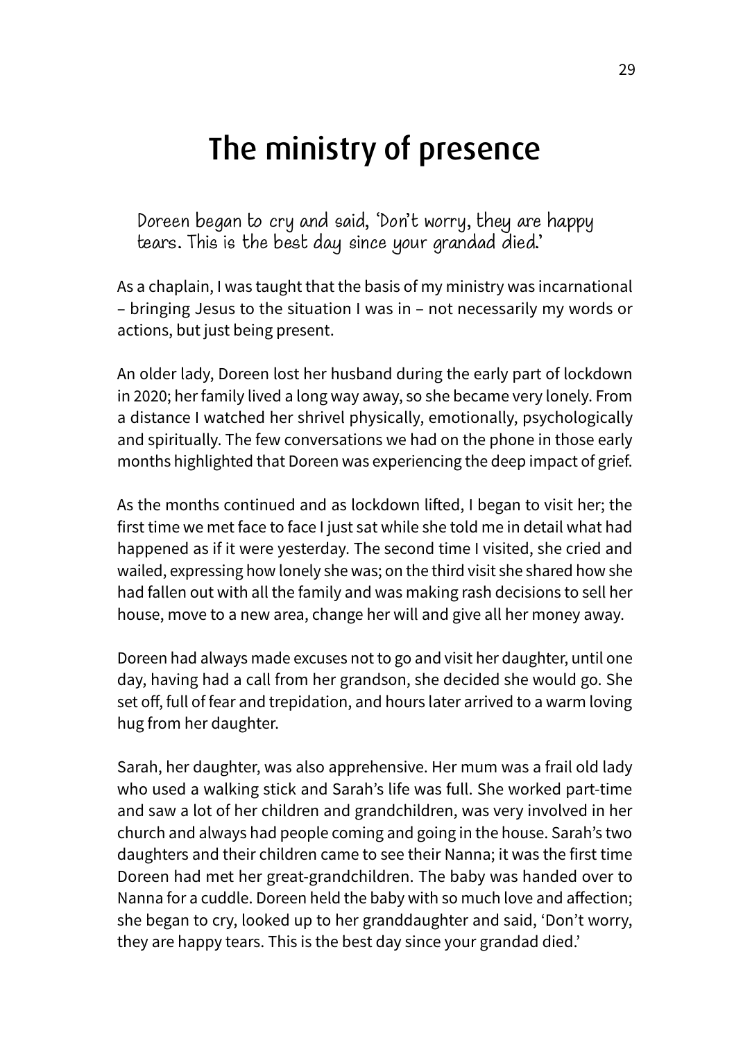# The ministry of presence

> Doreen began to cry and said, 'Don't worry, they are happy tears. This is the best day since your grandad died.'

As a chaplain, I was taught that the basis of my ministry was incarnational – bringing Jesus to the situation I was in – not necessarily my words or actions, but just being present.

An older lady, Doreen lost her husband during the early part of lockdown in 2020; her family lived a long way away, so she became very lonely. From a distance I watched her shrivel physically, emotionally, psychologically and spiritually. The few conversations we had on the phone in those early months highlighted that Doreen was experiencing the deep impact of grief.

As the months continued and as lockdown lifted, I began to visit her; the first time we met face to face I just sat while she told me in detail what had happened as if it were yesterday. The second time I visited, she cried and wailed, expressing how lonely she was; on the third visit she shared how she had fallen out with all the family and was making rash decisions to sell her house, move to a new area, change her will and give all her money away.

Doreen had always made excuses not to go and visit her daughter, until one day, having had a call from her grandson, she decided she would go. She set off, full of fear and trepidation, and hours later arrived to a warm loving hug from her daughter.

Sarah, her daughter, was also apprehensive. Her mum was a frail old lady who used a walking stick and Sarah's life was full. She worked part-time and saw a lot of her children and grandchildren, was very involved in her church and always had people coming and going in the house. Sarah's two daughters and their children came to see their Nanna; it was the first time Doreen had met her great-grandchildren. The baby was handed over to Nanna for a cuddle. Doreen held the baby with so much love and affection; she began to cry, looked up to her granddaughter and said, 'Don't worry, they are happy tears. This is the best day since your grandad died.'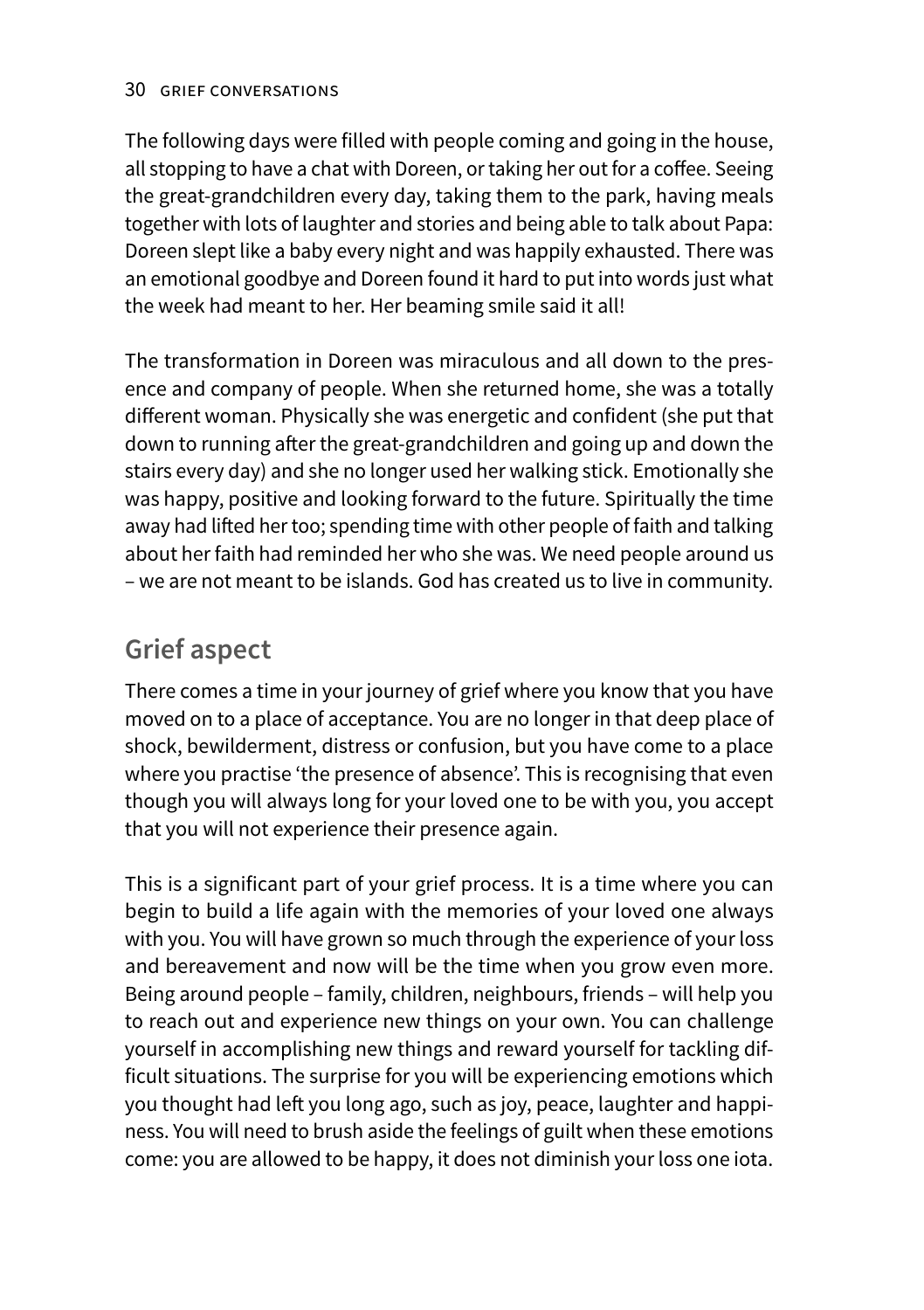The following days were filled with people coming and going in the house, all stopping to have a chat with Doreen, or taking her out for a coffee. Seeing the great-grandchildren every day, taking them to the park, having meals together with lots of laughter and stories and being able to talk about Papa: Doreen slept like a baby every night and was happily exhausted. There was an emotional goodbye and Doreen found it hard to put into words just what the week had meant to her. Her beaming smile said it all!

The transformation in Doreen was miraculous and all down to the presence and company of people. When she returned home, she was a totally different woman. Physically she was energetic and confident (she put that down to running after the great-grandchildren and going up and down the stairs every day) and she no longer used her walking stick. Emotionally she was happy, positive and looking forward to the future. Spiritually the time away had lifted her too; spending time with other people of faith and talking about her faith had reminded her who she was. We need people around us – we are not meant to be islands. God has created us to live in community.

## Grief aspect

There comes a time in your journey of grief where you know that you have moved on to a place of acceptance. You are no longer in that deep place of shock, bewilderment, distress or confusion, but you have come to a place where you practise 'the presence of absence'. This is recognising that even though you will always long for your loved one to be with you, you accept that you will not experience their presence again.

This is a significant part of your grief process. It is a time where you can begin to build a life again with the memories of your loved one always with you. You will have grown so much through the experience of your loss and bereavement and now will be the time when you grow even more. Being around people – family, children, neighbours, friends – will help you to reach out and experience new things on your own. You can challenge yourself in accomplishing new things and reward yourself for tackling difficult situations. The surprise for you will be experiencing emotions which you thought had left you long ago, such as joy, peace, laughter and happiness. You will need to brush aside the feelings of guilt when these emotions come: you are allowed to be happy, it does not diminish your loss one iota.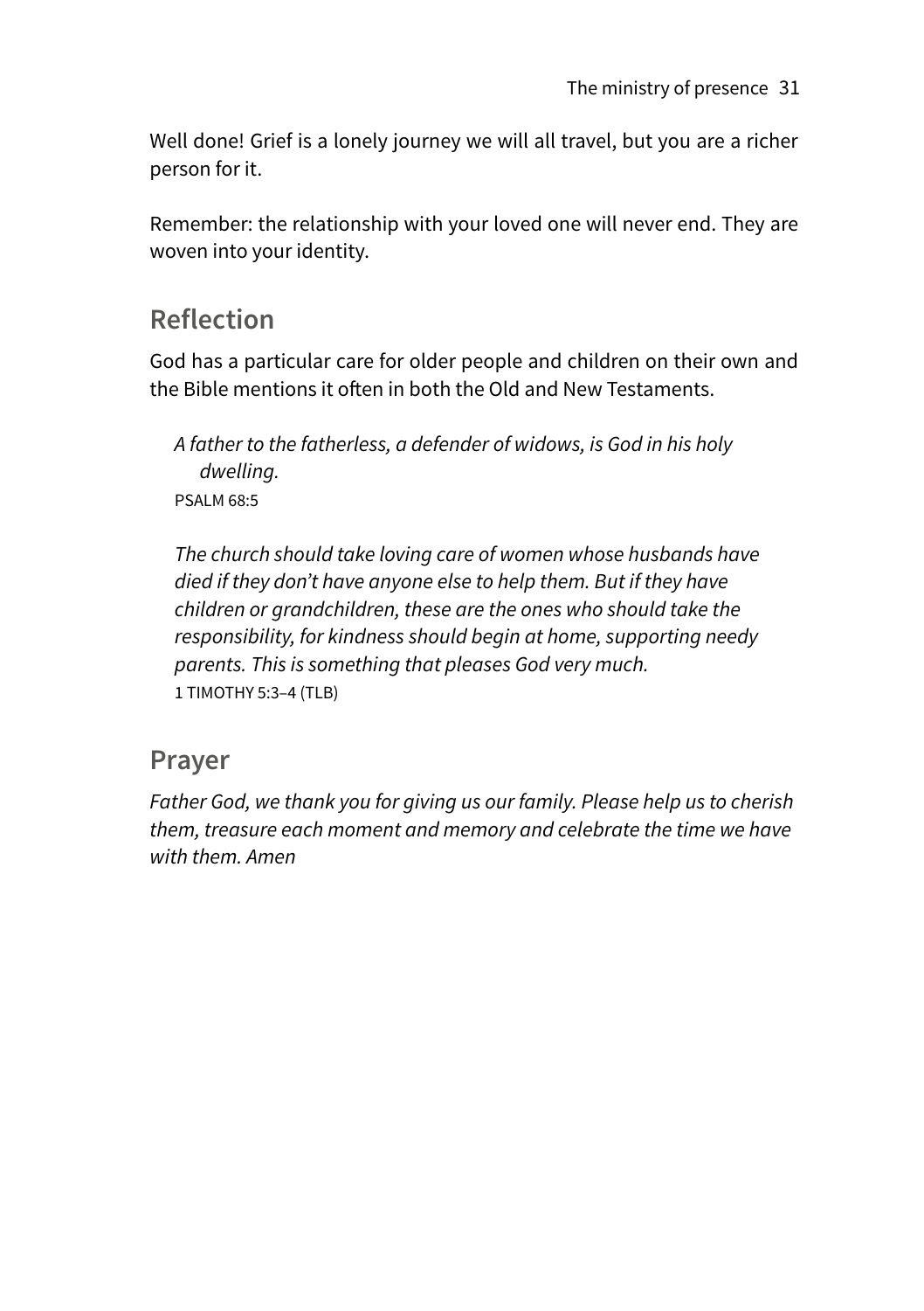Well done! Grief is a lonely journey we will all travel, but you are a richer person for it.

Remember: the relationship with your loved one will never end. They are woven into your identity.

## Reflection

God has a particular care for older people and children on their own and the Bible mentions it often in both the Old and New Testaments.

> *A father to the fatherless, a defender of widows, is God in his holy dwelling.*
> PSALM 68:5

> *The church should take loving care of women whose husbands have died if they don't have anyone else to help them. But if they have children or grandchildren, these are the ones who should take the responsibility, for kindness should begin at home, supporting needy parents. This is something that pleases God very much.*
> 1 TIMOTHY 5:3–4 (TLB)

## Prayer

*Father God, we thank you for giving us our family. Please help us to cherish them, treasure each moment and memory and celebrate the time we have with them. Amen*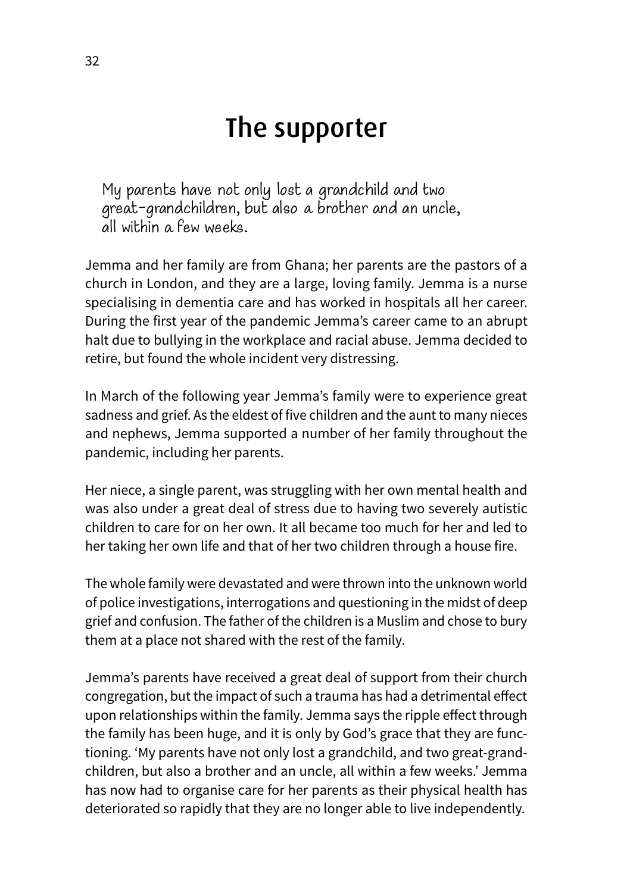# The supporter

> My parents have not only lost a grandchild and two great-grandchildren, but also a brother and an uncle, all within a few weeks.

Jemma and her family are from Ghana; her parents are the pastors of a church in London, and they are a large, loving family. Jemma is a nurse specialising in dementia care and has worked in hospitals all her career. During the first year of the pandemic Jemma's career came to an abrupt halt due to bullying in the workplace and racial abuse. Jemma decided to retire, but found the whole incident very distressing.

In March of the following year Jemma's family were to experience great sadness and grief. As the eldest of five children and the aunt to many nieces and nephews, Jemma supported a number of her family throughout the pandemic, including her parents.

Her niece, a single parent, was struggling with her own mental health and was also under a great deal of stress due to having two severely autistic children to care for on her own. It all became too much for her and led to her taking her own life and that of her two children through a house fire.

The whole family were devastated and were thrown into the unknown world of police investigations, interrogations and questioning in the midst of deep grief and confusion. The father of the children is a Muslim and chose to bury them at a place not shared with the rest of the family.

Jemma's parents have received a great deal of support from their church congregation, but the impact of such a trauma has had a detrimental effect upon relationships within the family. Jemma says the ripple effect through the family has been huge, and it is only by God's grace that they are functioning. 'My parents have not only lost a grandchild, and two great-grandchildren, but also a brother and an uncle, all within a few weeks.' Jemma has now had to organise care for her parents as their physical health has deteriorated so rapidly that they are no longer able to live independently.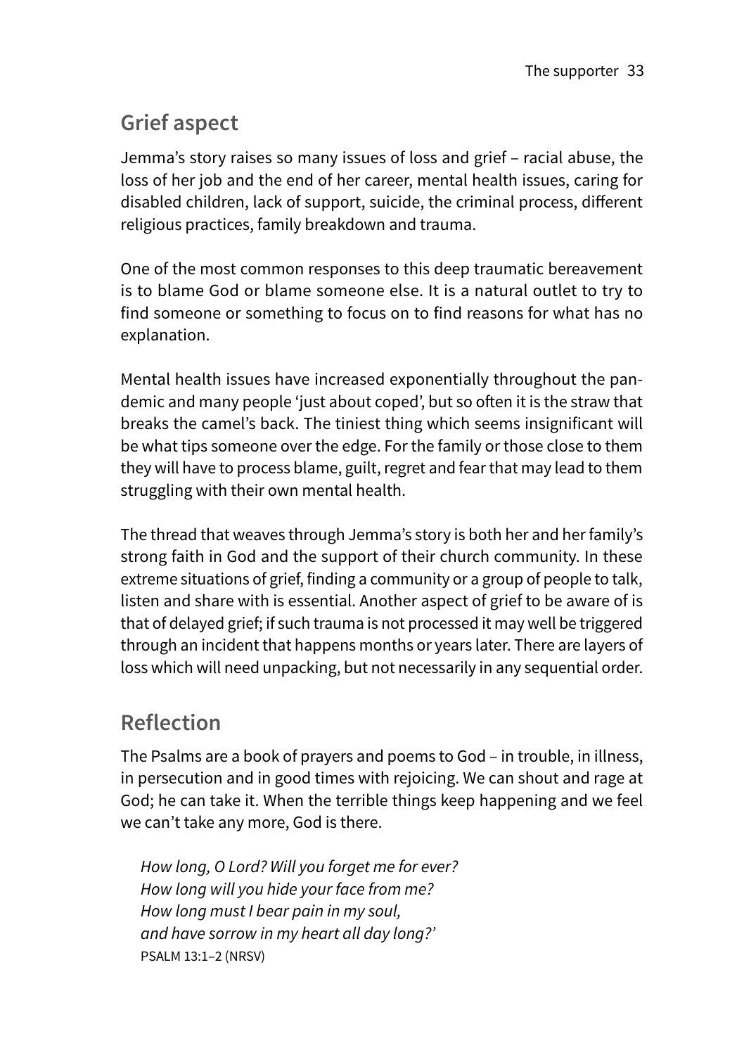## Grief aspect

Jemma's story raises so many issues of loss and grief – racial abuse, the loss of her job and the end of her career, mental health issues, caring for disabled children, lack of support, suicide, the criminal process, different religious practices, family breakdown and trauma.

One of the most common responses to this deep traumatic bereavement is to blame God or blame someone else. It is a natural outlet to try to find someone or something to focus on to find reasons for what has no explanation.

Mental health issues have increased exponentially throughout the pandemic and many people 'just about coped', but so often it is the straw that breaks the camel's back. The tiniest thing which seems insignificant will be what tips someone over the edge. For the family or those close to them they will have to process blame, guilt, regret and fear that may lead to them struggling with their own mental health.

The thread that weaves through Jemma's story is both her and her family's strong faith in God and the support of their church community. In these extreme situations of grief, finding a community or a group of people to talk, listen and share with is essential. Another aspect of grief to be aware of is that of delayed grief; if such trauma is not processed it may well be triggered through an incident that happens months or years later. There are layers of loss which will need unpacking, but not necessarily in any sequential order.

## Reflection

The Psalms are a book of prayers and poems to God – in trouble, in illness, in persecution and in good times with rejoicing. We can shout and rage at God; he can take it. When the terrible things keep happening and we feel we can't take any more, God is there.

> *How long, O Lord? Will you forget me for ever?*
> *How long will you hide your face from me?*
> *How long must I bear pain in my soul,*
> *and have sorrow in my heart all day long?'*
> PSALM 13:1–2 (NRSV)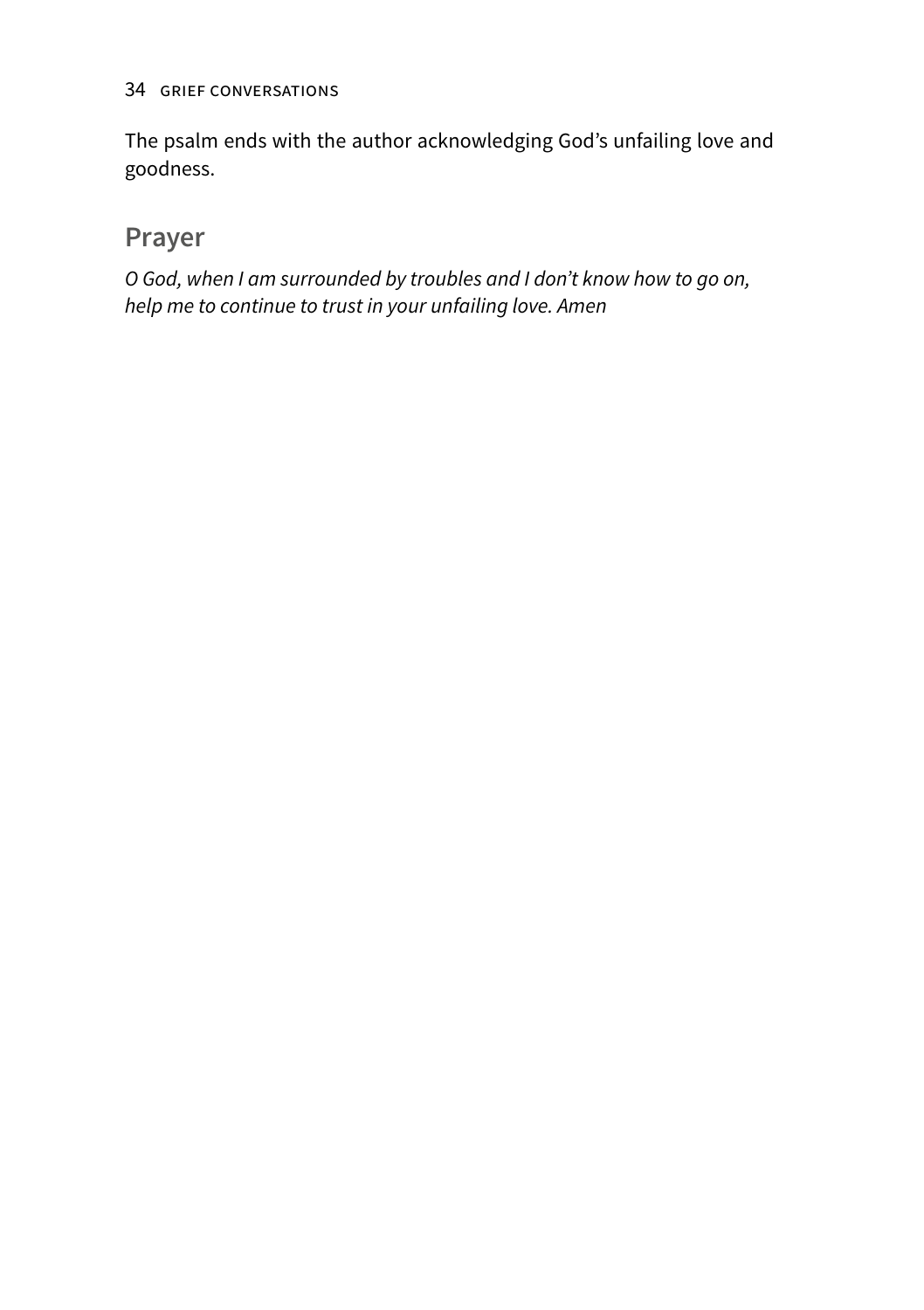The psalm ends with the author acknowledging God's unfailing love and goodness.

## Prayer

*O God, when I am surrounded by troubles and I don't know how to go on, help me to continue to trust in your unfailing love. Amen*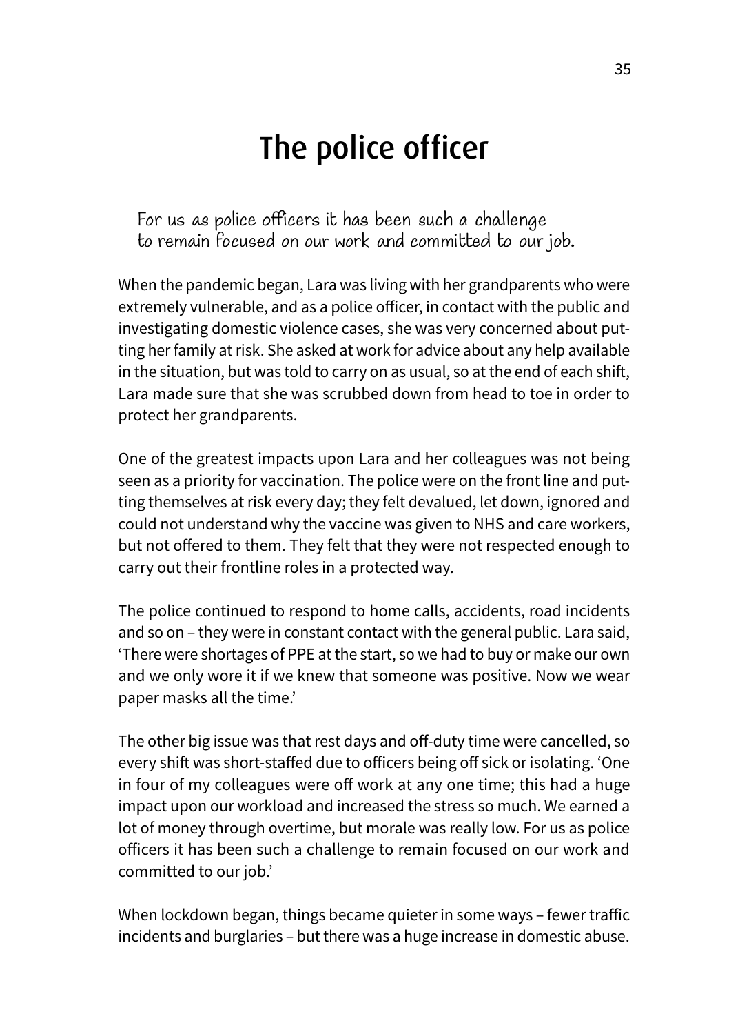# The police officer

> For us as police officers it has been such a challenge to remain focused on our work and committed to our job.

When the pandemic began, Lara was living with her grandparents who were extremely vulnerable, and as a police officer, in contact with the public and investigating domestic violence cases, she was very concerned about putting her family at risk. She asked at work for advice about any help available in the situation, but was told to carry on as usual, so at the end of each shift, Lara made sure that she was scrubbed down from head to toe in order to protect her grandparents.

One of the greatest impacts upon Lara and her colleagues was not being seen as a priority for vaccination. The police were on the front line and putting themselves at risk every day; they felt devalued, let down, ignored and could not understand why the vaccine was given to NHS and care workers, but not offered to them. They felt that they were not respected enough to carry out their frontline roles in a protected way.

The police continued to respond to home calls, accidents, road incidents and so on – they were in constant contact with the general public. Lara said, 'There were shortages of PPE at the start, so we had to buy or make our own and we only wore it if we knew that someone was positive. Now we wear paper masks all the time.'

The other big issue was that rest days and off-duty time were cancelled, so every shift was short-staffed due to officers being off sick or isolating. 'One in four of my colleagues were off work at any one time; this had a huge impact upon our workload and increased the stress so much. We earned a lot of money through overtime, but morale was really low. For us as police officers it has been such a challenge to remain focused on our work and committed to our job.'

When lockdown began, things became quieter in some ways – fewer traffic incidents and burglaries – but there was a huge increase in domestic abuse.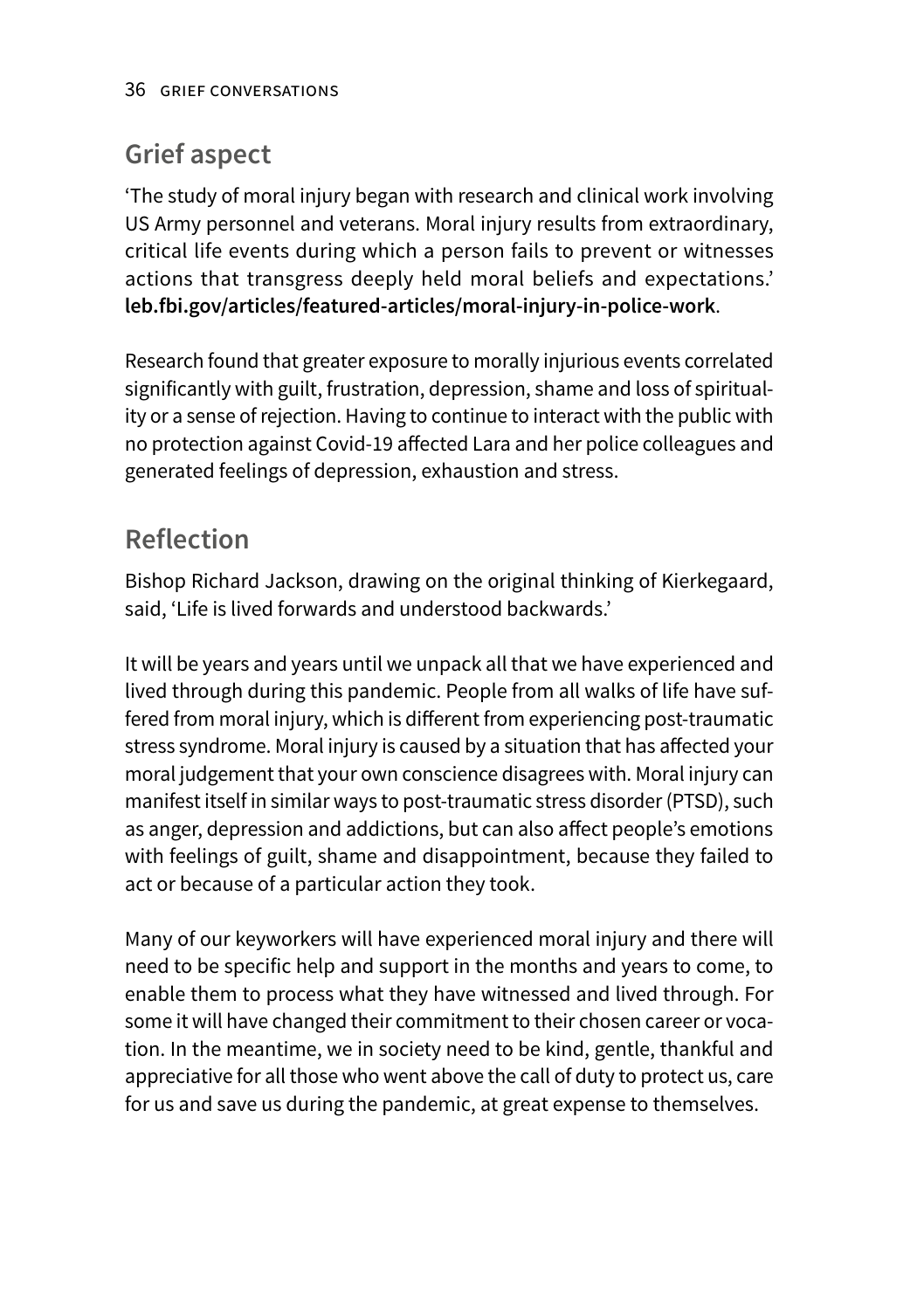## Grief aspect

'The study of moral injury began with research and clinical work involving US Army personnel and veterans. Moral injury results from extraordinary, critical life events during which a person fails to prevent or witnesses actions that transgress deeply held moral beliefs and expectations.' **leb.fbi.gov/articles/featured-articles/moral-injury-in-police-work**.

Research found that greater exposure to morally injurious events correlated significantly with guilt, frustration, depression, shame and loss of spirituality or a sense of rejection. Having to continue to interact with the public with no protection against Covid-19 affected Lara and her police colleagues and generated feelings of depression, exhaustion and stress.

## Reflection

Bishop Richard Jackson, drawing on the original thinking of Kierkegaard, said, 'Life is lived forwards and understood backwards.'

It will be years and years until we unpack all that we have experienced and lived through during this pandemic. People from all walks of life have suffered from moral injury, which is different from experiencing post-traumatic stress syndrome. Moral injury is caused by a situation that has affected your moral judgement that your own conscience disagrees with. Moral injury can manifest itself in similar ways to post-traumatic stress disorder (PTSD), such as anger, depression and addictions, but can also affect people's emotions with feelings of guilt, shame and disappointment, because they failed to act or because of a particular action they took.

Many of our keyworkers will have experienced moral injury and there will need to be specific help and support in the months and years to come, to enable them to process what they have witnessed and lived through. For some it will have changed their commitment to their chosen career or vocation. In the meantime, we in society need to be kind, gentle, thankful and appreciative for all those who went above the call of duty to protect us, care for us and save us during the pandemic, at great expense to themselves.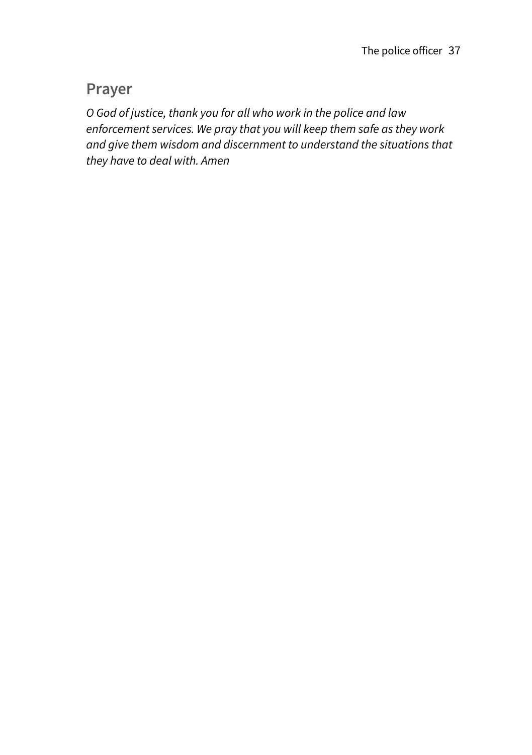## Prayer

*O God of justice, thank you for all who work in the police and law enforcement services. We pray that you will keep them safe as they work and give them wisdom and discernment to understand the situations that they have to deal with. Amen*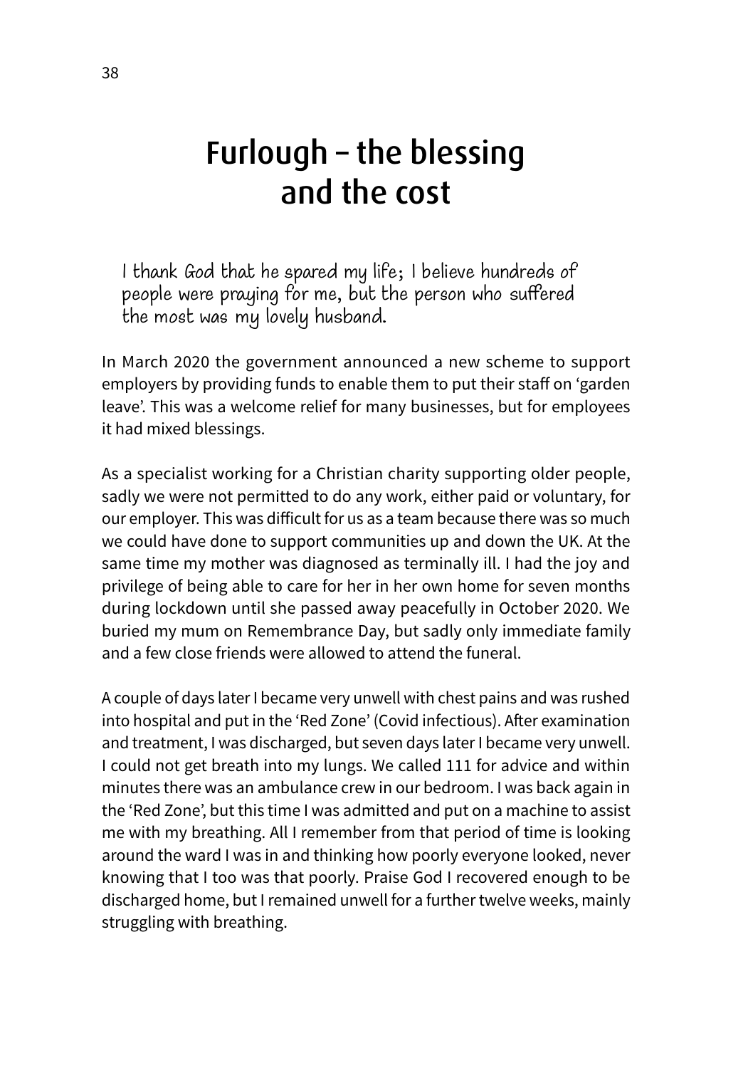# Furlough – the blessing and the cost

*I thank God that he spared my life; I believe hundreds of people were praying for me, but the person who suffered the most was my lovely husband.*

In March 2020 the government announced a new scheme to support employers by providing funds to enable them to put their staff on 'garden leave'. This was a welcome relief for many businesses, but for employees it had mixed blessings.

As a specialist working for a Christian charity supporting older people, sadly we were not permitted to do any work, either paid or voluntary, for our employer. This was difficult for us as a team because there was so much we could have done to support communities up and down the UK. At the same time my mother was diagnosed as terminally ill. I had the joy and privilege of being able to care for her in her own home for seven months during lockdown until she passed away peacefully in October 2020. We buried my mum on Remembrance Day, but sadly only immediate family and a few close friends were allowed to attend the funeral.

A couple of days later I became very unwell with chest pains and was rushed into hospital and put in the 'Red Zone' (Covid infectious). After examination and treatment, I was discharged, but seven days later I became very unwell. I could not get breath into my lungs. We called 111 for advice and within minutes there was an ambulance crew in our bedroom. I was back again in the 'Red Zone', but this time I was admitted and put on a machine to assist me with my breathing. All I remember from that period of time is looking around the ward I was in and thinking how poorly everyone looked, never knowing that I too was that poorly. Praise God I recovered enough to be discharged home, but I remained unwell for a further twelve weeks, mainly struggling with breathing.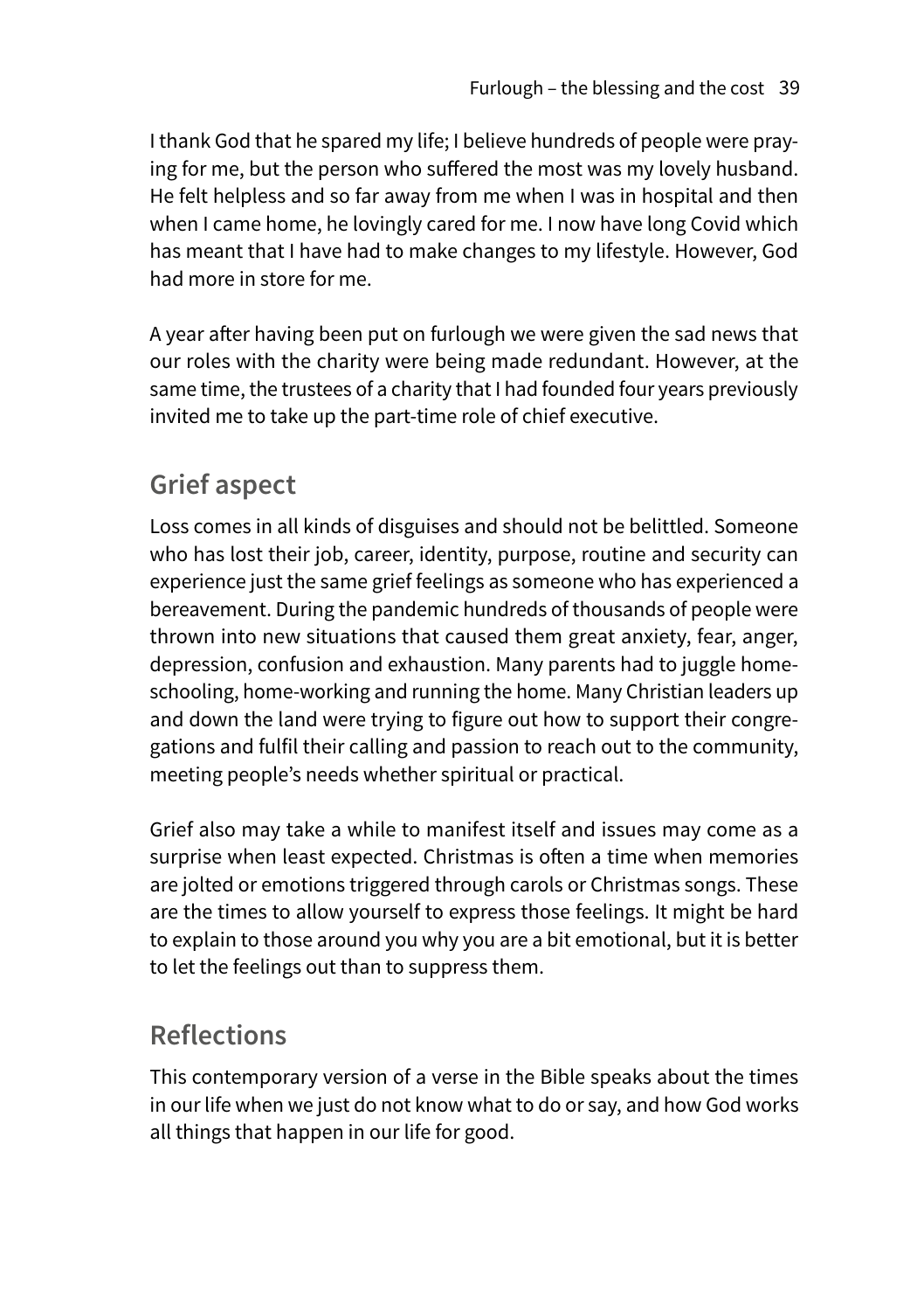I thank God that he spared my life; I believe hundreds of people were praying for me, but the person who suffered the most was my lovely husband. He felt helpless and so far away from me when I was in hospital and then when I came home, he lovingly cared for me. I now have long Covid which has meant that I have had to make changes to my lifestyle. However, God had more in store for me.

A year after having been put on furlough we were given the sad news that our roles with the charity were being made redundant. However, at the same time, the trustees of a charity that I had founded four years previously invited me to take up the part-time role of chief executive.

## Grief aspect

Loss comes in all kinds of disguises and should not be belittled. Someone who has lost their job, career, identity, purpose, routine and security can experience just the same grief feelings as someone who has experienced a bereavement. During the pandemic hundreds of thousands of people were thrown into new situations that caused them great anxiety, fear, anger, depression, confusion and exhaustion. Many parents had to juggle home-schooling, home-working and running the home. Many Christian leaders up and down the land were trying to figure out how to support their congregations and fulfil their calling and passion to reach out to the community, meeting people's needs whether spiritual or practical.

Grief also may take a while to manifest itself and issues may come as a surprise when least expected. Christmas is often a time when memories are jolted or emotions triggered through carols or Christmas songs. These are the times to allow yourself to express those feelings. It might be hard to explain to those around you why you are a bit emotional, but it is better to let the feelings out than to suppress them.

## Reflections

This contemporary version of a verse in the Bible speaks about the times in our life when we just do not know what to do or say, and how God works all things that happen in our life for good.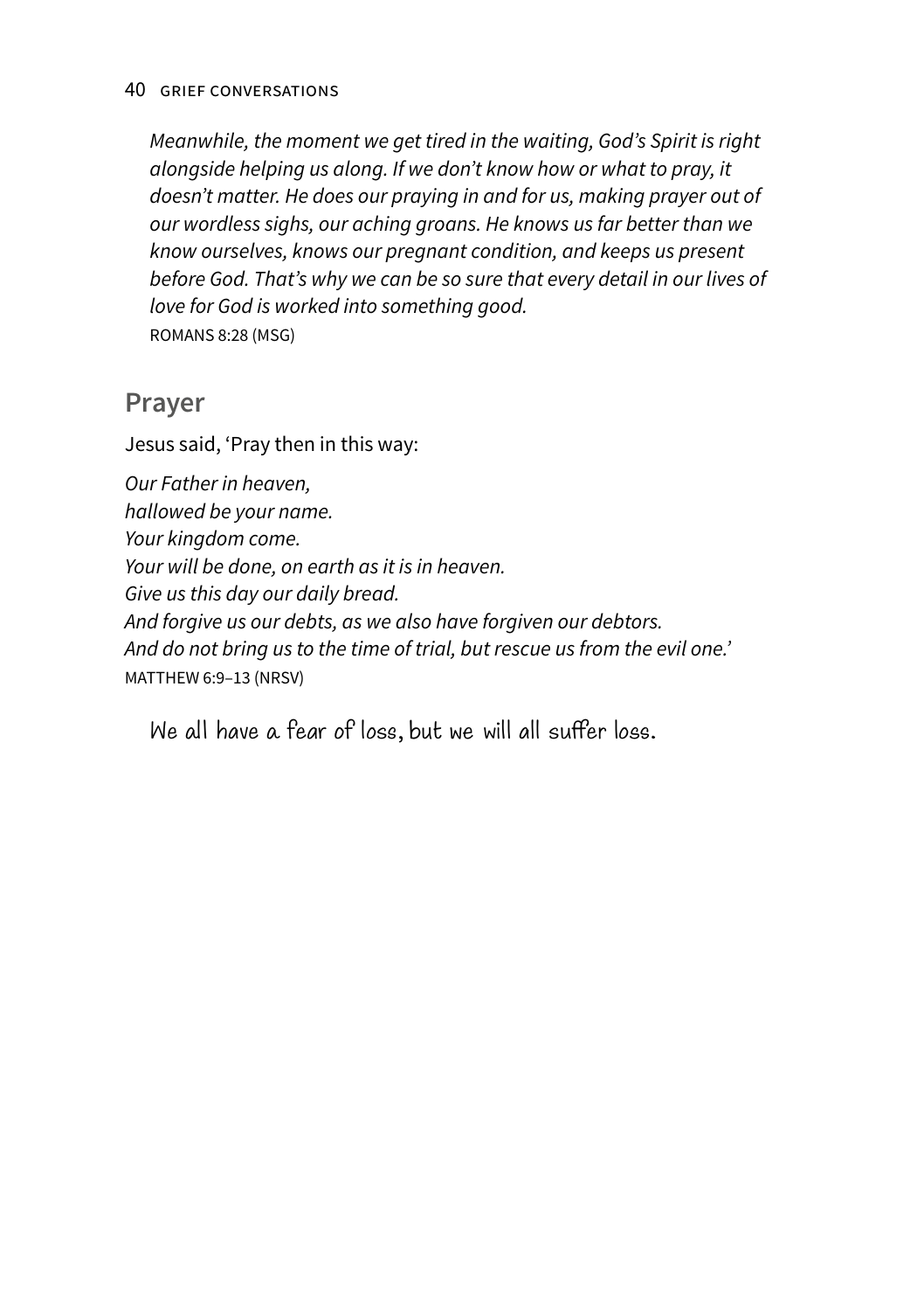*Meanwhile, the moment we get tired in the waiting, God's Spirit is right alongside helping us along. If we don't know how or what to pray, it doesn't matter. He does our praying in and for us, making prayer out of our wordless sighs, our aching groans. He knows us far better than we know ourselves, knows our pregnant condition, and keeps us present before God. That's why we can be so sure that every detail in our lives of love for God is worked into something good.*
ROMANS 8:28 (MSG)

## Prayer

Jesus said, 'Pray then in this way:

*Our Father in heaven,*
*hallowed be your name.*
*Your kingdom come.*
*Your will be done, on earth as it is in heaven.*
*Give us this day our daily bread.*
*And forgive us our debts, as we also have forgiven our debtors.*
*And do not bring us to the time of trial, but rescue us from the evil one.'*
MATTHEW 6:9–13 (NRSV)

We all have a fear of loss, but we will all suffer loss.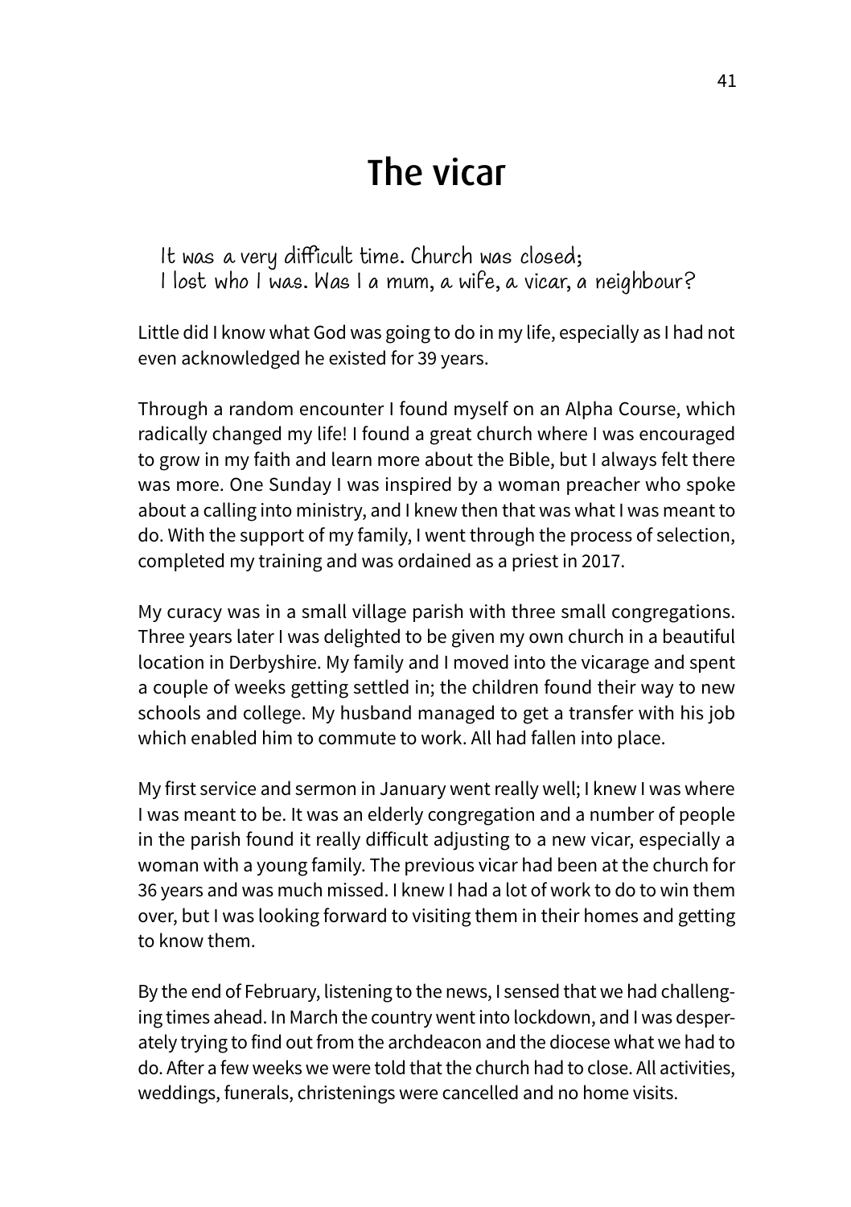# The vicar

*It was a very difficult time. Church was closed; I lost who I was. Was I a mum, a wife, a vicar, a neighbour?*

Little did I know what God was going to do in my life, especially as I had not even acknowledged he existed for 39 years.

Through a random encounter I found myself on an Alpha Course, which radically changed my life! I found a great church where I was encouraged to grow in my faith and learn more about the Bible, but I always felt there was more. One Sunday I was inspired by a woman preacher who spoke about a calling into ministry, and I knew then that was what I was meant to do. With the support of my family, I went through the process of selection, completed my training and was ordained as a priest in 2017.

My curacy was in a small village parish with three small congregations. Three years later I was delighted to be given my own church in a beautiful location in Derbyshire. My family and I moved into the vicarage and spent a couple of weeks getting settled in; the children found their way to new schools and college. My husband managed to get a transfer with his job which enabled him to commute to work. All had fallen into place.

My first service and sermon in January went really well; I knew I was where I was meant to be. It was an elderly congregation and a number of people in the parish found it really difficult adjusting to a new vicar, especially a woman with a young family. The previous vicar had been at the church for 36 years and was much missed. I knew I had a lot of work to do to win them over, but I was looking forward to visiting them in their homes and getting to know them.

By the end of February, listening to the news, I sensed that we had challenging times ahead. In March the country went into lockdown, and I was desperately trying to find out from the archdeacon and the diocese what we had to do. After a few weeks we were told that the church had to close. All activities, weddings, funerals, christenings were cancelled and no home visits.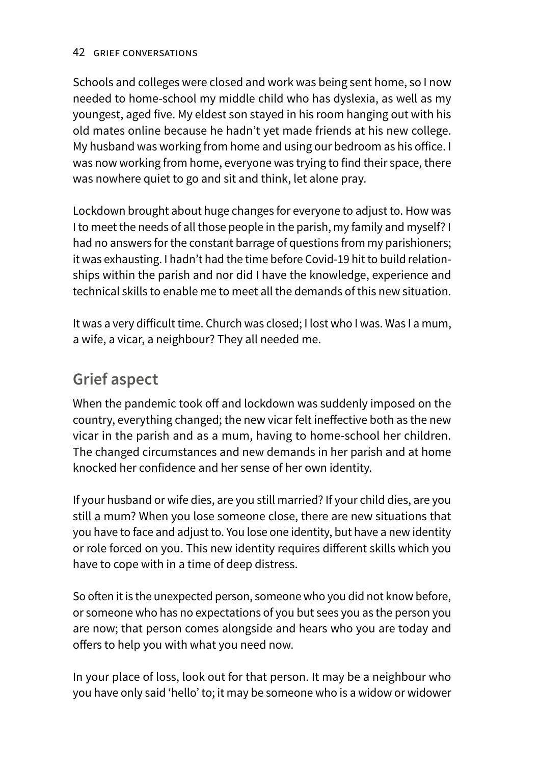Schools and colleges were closed and work was being sent home, so I now needed to home-school my middle child who has dyslexia, as well as my youngest, aged five. My eldest son stayed in his room hanging out with his old mates online because he hadn't yet made friends at his new college. My husband was working from home and using our bedroom as his office. I was now working from home, everyone was trying to find their space, there was nowhere quiet to go and sit and think, let alone pray.

Lockdown brought about huge changes for everyone to adjust to. How was I to meet the needs of all those people in the parish, my family and myself? I had no answers for the constant barrage of questions from my parishioners; it was exhausting. I hadn't had the time before Covid-19 hit to build relationships within the parish and nor did I have the knowledge, experience and technical skills to enable me to meet all the demands of this new situation.

It was a very difficult time. Church was closed; I lost who I was. Was I a mum, a wife, a vicar, a neighbour? They all needed me.

## Grief aspect

When the pandemic took off and lockdown was suddenly imposed on the country, everything changed; the new vicar felt ineffective both as the new vicar in the parish and as a mum, having to home-school her children. The changed circumstances and new demands in her parish and at home knocked her confidence and her sense of her own identity.

If your husband or wife dies, are you still married? If your child dies, are you still a mum? When you lose someone close, there are new situations that you have to face and adjust to. You lose one identity, but have a new identity or role forced on you. This new identity requires different skills which you have to cope with in a time of deep distress.

So often it is the unexpected person, someone who you did not know before, or someone who has no expectations of you but sees you as the person you are now; that person comes alongside and hears who you are today and offers to help you with what you need now.

In your place of loss, look out for that person. It may be a neighbour who you have only said 'hello' to; it may be someone who is a widow or widower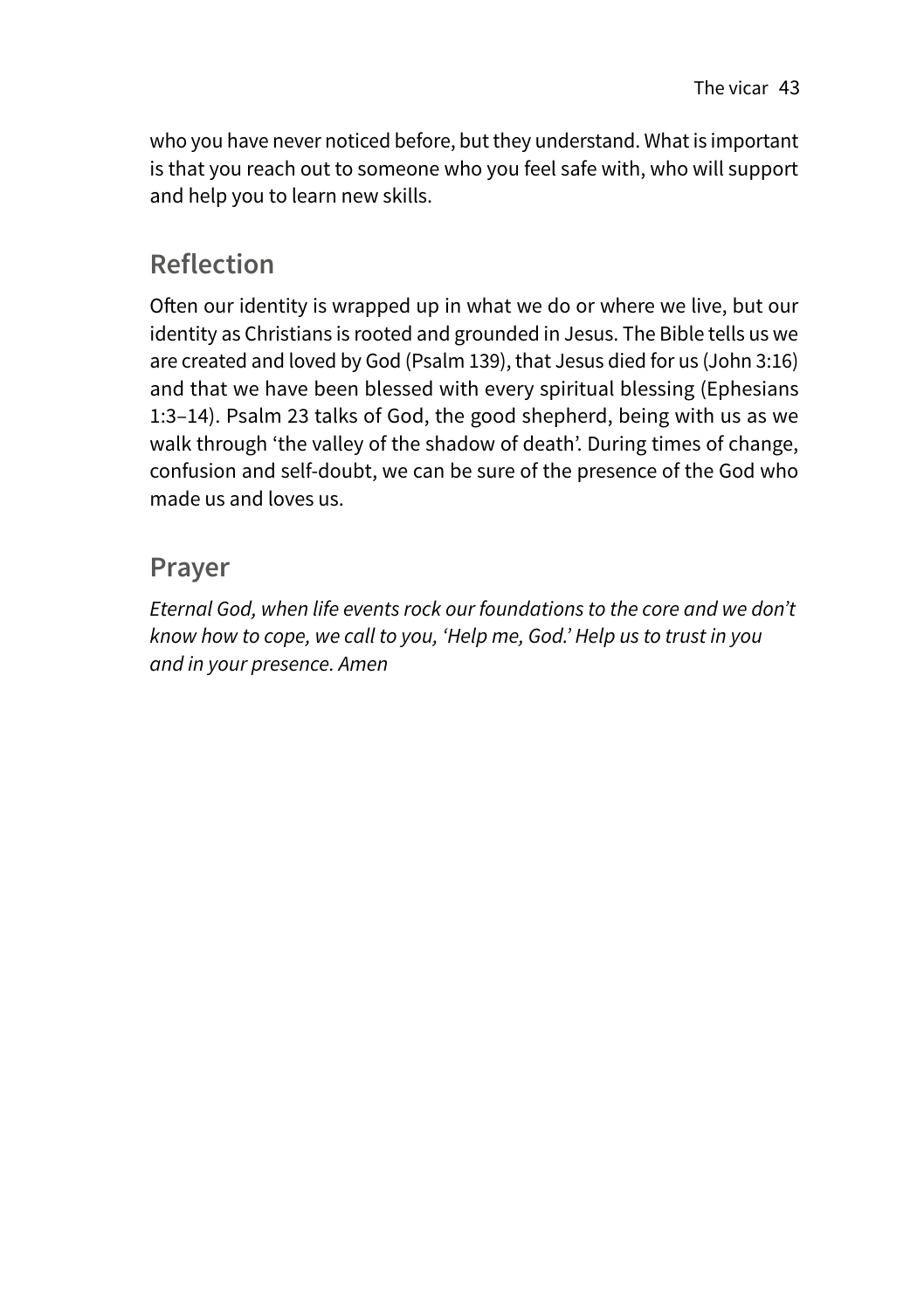who you have never noticed before, but they understand. What is important is that you reach out to someone who you feel safe with, who will support and help you to learn new skills.

## Reflection

Often our identity is wrapped up in what we do or where we live, but our identity as Christians is rooted and grounded in Jesus. The Bible tells us we are created and loved by God (Psalm 139), that Jesus died for us (John 3:16) and that we have been blessed with every spiritual blessing (Ephesians 1:3–14). Psalm 23 talks of God, the good shepherd, being with us as we walk through 'the valley of the shadow of death'. During times of change, confusion and self-doubt, we can be sure of the presence of the God who made us and loves us.

## Prayer

*Eternal God, when life events rock our foundations to the core and we don't know how to cope, we call to you, 'Help me, God.' Help us to trust in you and in your presence. Amen*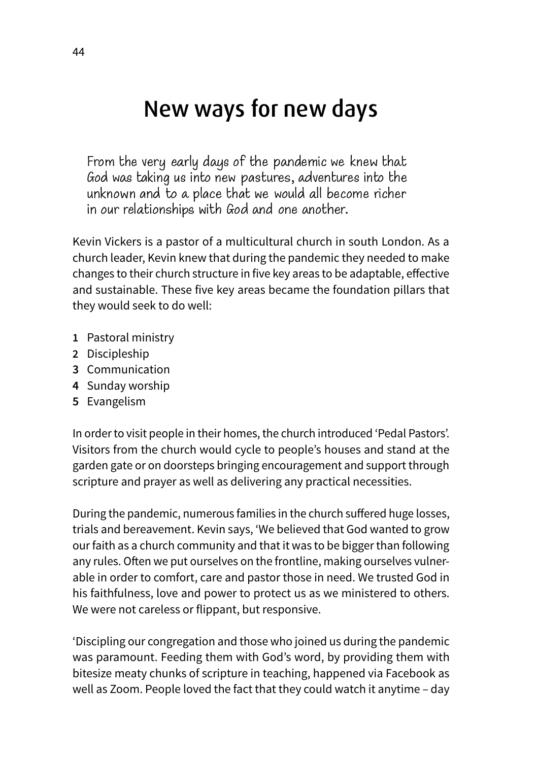# New ways for new days

> From the very early days of the pandemic we knew that God was taking us into new pastures, adventures into the unknown and to a place that we would all become richer in our relationships with God and one another.

Kevin Vickers is a pastor of a multicultural church in south London. As a church leader, Kevin knew that during the pandemic they needed to make changes to their church structure in five key areas to be adaptable, effective and sustainable. These five key areas became the foundation pillars that they would seek to do well:

1. Pastoral ministry
2. Discipleship
3. Communication
4. Sunday worship
5. Evangelism

In order to visit people in their homes, the church introduced 'Pedal Pastors'. Visitors from the church would cycle to people's houses and stand at the garden gate or on doorsteps bringing encouragement and support through scripture and prayer as well as delivering any practical necessities.

During the pandemic, numerous families in the church suffered huge losses, trials and bereavement. Kevin says, 'We believed that God wanted to grow our faith as a church community and that it was to be bigger than following any rules. Often we put ourselves on the frontline, making ourselves vulnerable in order to comfort, care and pastor those in need. We trusted God in his faithfulness, love and power to protect us as we ministered to others. We were not careless or flippant, but responsive.

'Discipling our congregation and those who joined us during the pandemic was paramount. Feeding them with God's word, by providing them with bitesize meaty chunks of scripture in teaching, happened via Facebook as well as Zoom. People loved the fact that they could watch it anytime – day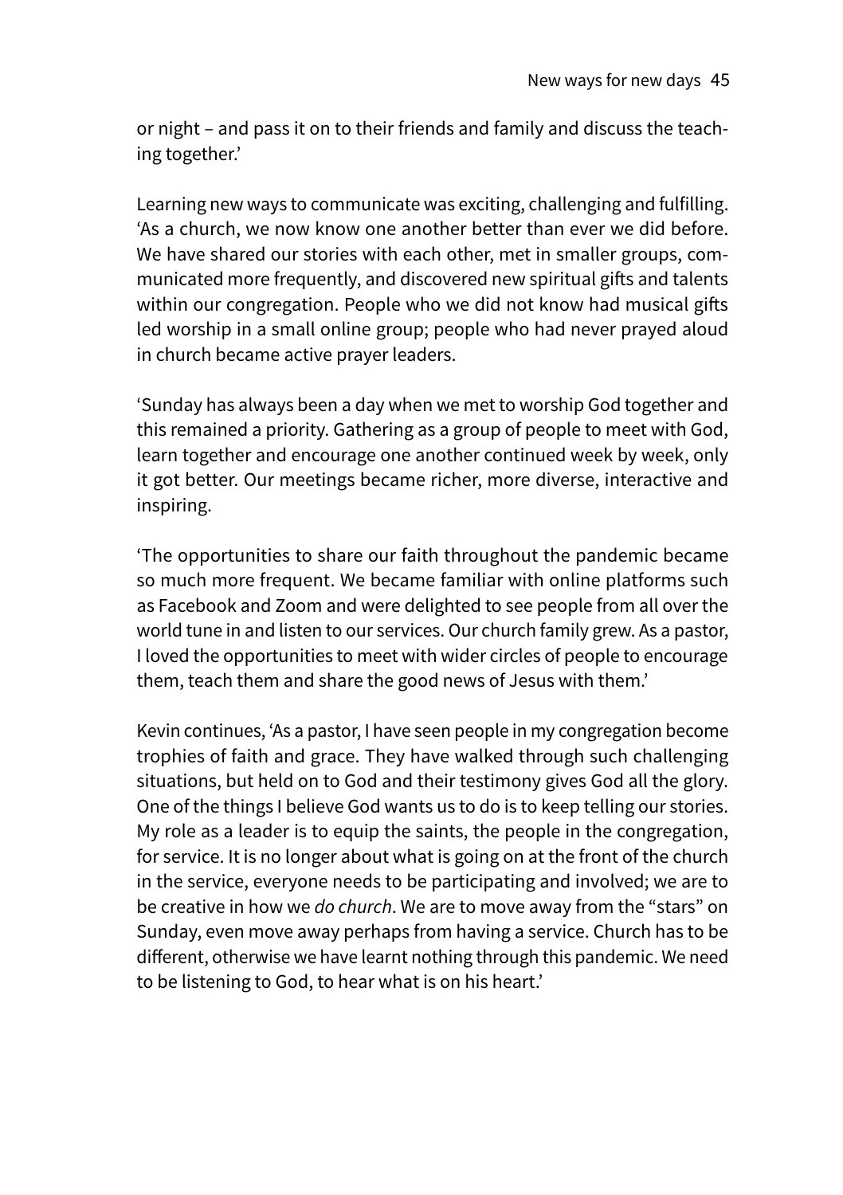or night – and pass it on to their friends and family and discuss the teaching together.'

Learning new ways to communicate was exciting, challenging and fulfilling. 'As a church, we now know one another better than ever we did before. We have shared our stories with each other, met in smaller groups, communicated more frequently, and discovered new spiritual gifts and talents within our congregation. People who we did not know had musical gifts led worship in a small online group; people who had never prayed aloud in church became active prayer leaders.

'Sunday has always been a day when we met to worship God together and this remained a priority. Gathering as a group of people to meet with God, learn together and encourage one another continued week by week, only it got better. Our meetings became richer, more diverse, interactive and inspiring.

'The opportunities to share our faith throughout the pandemic became so much more frequent. We became familiar with online platforms such as Facebook and Zoom and were delighted to see people from all over the world tune in and listen to our services. Our church family grew. As a pastor, I loved the opportunities to meet with wider circles of people to encourage them, teach them and share the good news of Jesus with them.'

Kevin continues, 'As a pastor, I have seen people in my congregation become trophies of faith and grace. They have walked through such challenging situations, but held on to God and their testimony gives God all the glory. One of the things I believe God wants us to do is to keep telling our stories. My role as a leader is to equip the saints, the people in the congregation, for service. It is no longer about what is going on at the front of the church in the service, everyone needs to be participating and involved; we are to be creative in how we *do church*. We are to move away from the "stars" on Sunday, even move away perhaps from having a service. Church has to be different, otherwise we have learnt nothing through this pandemic. We need to be listening to God, to hear what is on his heart.'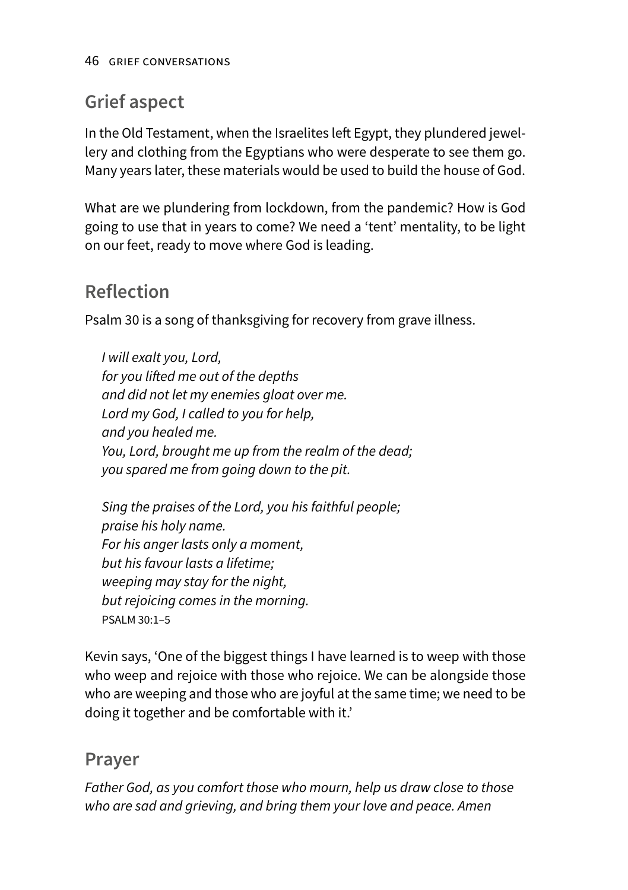## Grief aspect

In the Old Testament, when the Israelites left Egypt, they plundered jewellery and clothing from the Egyptians who were desperate to see them go. Many years later, these materials would be used to build the house of God.

What are we plundering from lockdown, from the pandemic? How is God going to use that in years to come? We need a 'tent' mentality, to be light on our feet, ready to move where God is leading.

## Reflection

Psalm 30 is a song of thanksgiving for recovery from grave illness.

> *I will exalt you, Lord,*
> *for you lifted me out of the depths*
> *and did not let my enemies gloat over me.*
> *Lord my God, I called to you for help,*
> *and you healed me.*
> *You, Lord, brought me up from the realm of the dead;*
> *you spared me from going down to the pit.*
>
> *Sing the praises of the Lord, you his faithful people;*
> *praise his holy name.*
> *For his anger lasts only a moment,*
> *but his favour lasts a lifetime;*
> *weeping may stay for the night,*
> *but rejoicing comes in the morning.*
> PSALM 30:1–5

Kevin says, 'One of the biggest things I have learned is to weep with those who weep and rejoice with those who rejoice. We can be alongside those who are weeping and those who are joyful at the same time; we need to be doing it together and be comfortable with it.'

## Prayer

*Father God, as you comfort those who mourn, help us draw close to those who are sad and grieving, and bring them your love and peace. Amen*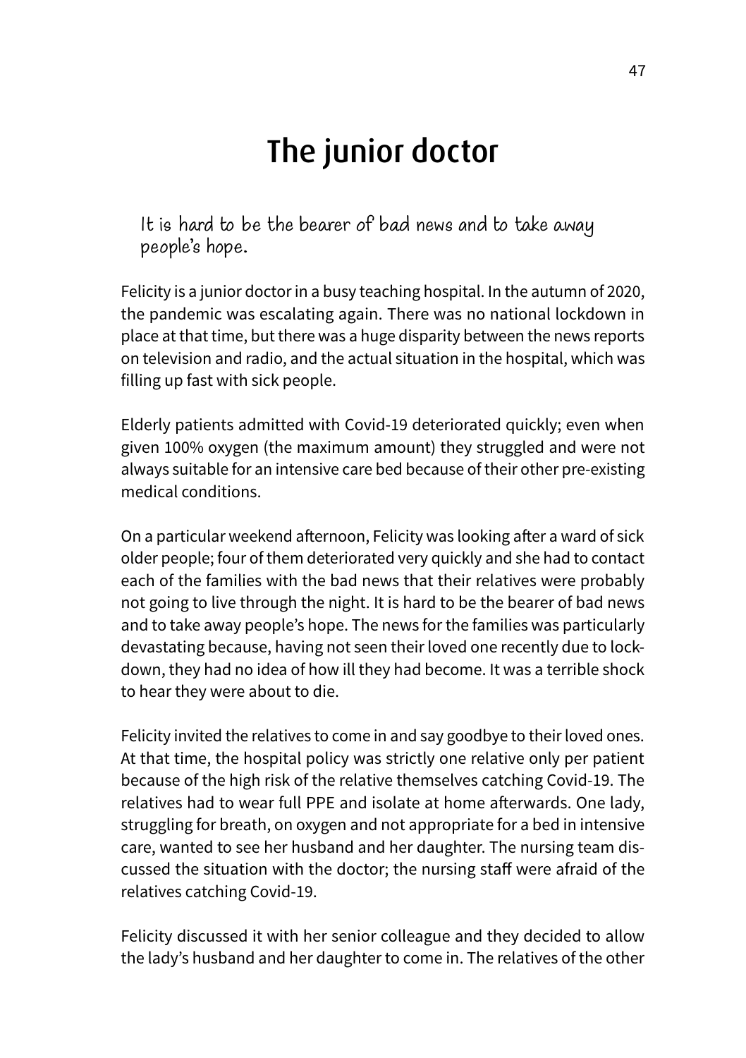# The junior doctor

*It is hard to be the bearer of bad news and to take away people's hope.*

Felicity is a junior doctor in a busy teaching hospital. In the autumn of 2020, the pandemic was escalating again. There was no national lockdown in place at that time, but there was a huge disparity between the news reports on television and radio, and the actual situation in the hospital, which was filling up fast with sick people.

Elderly patients admitted with Covid-19 deteriorated quickly; even when given 100% oxygen (the maximum amount) they struggled and were not always suitable for an intensive care bed because of their other pre-existing medical conditions.

On a particular weekend afternoon, Felicity was looking after a ward of sick older people; four of them deteriorated very quickly and she had to contact each of the families with the bad news that their relatives were probably not going to live through the night. It is hard to be the bearer of bad news and to take away people's hope. The news for the families was particularly devastating because, having not seen their loved one recently due to lockdown, they had no idea of how ill they had become. It was a terrible shock to hear they were about to die.

Felicity invited the relatives to come in and say goodbye to their loved ones. At that time, the hospital policy was strictly one relative only per patient because of the high risk of the relative themselves catching Covid-19. The relatives had to wear full PPE and isolate at home afterwards. One lady, struggling for breath, on oxygen and not appropriate for a bed in intensive care, wanted to see her husband and her daughter. The nursing team discussed the situation with the doctor; the nursing staff were afraid of the relatives catching Covid-19.

Felicity discussed it with her senior colleague and they decided to allow the lady's husband and her daughter to come in. The relatives of the other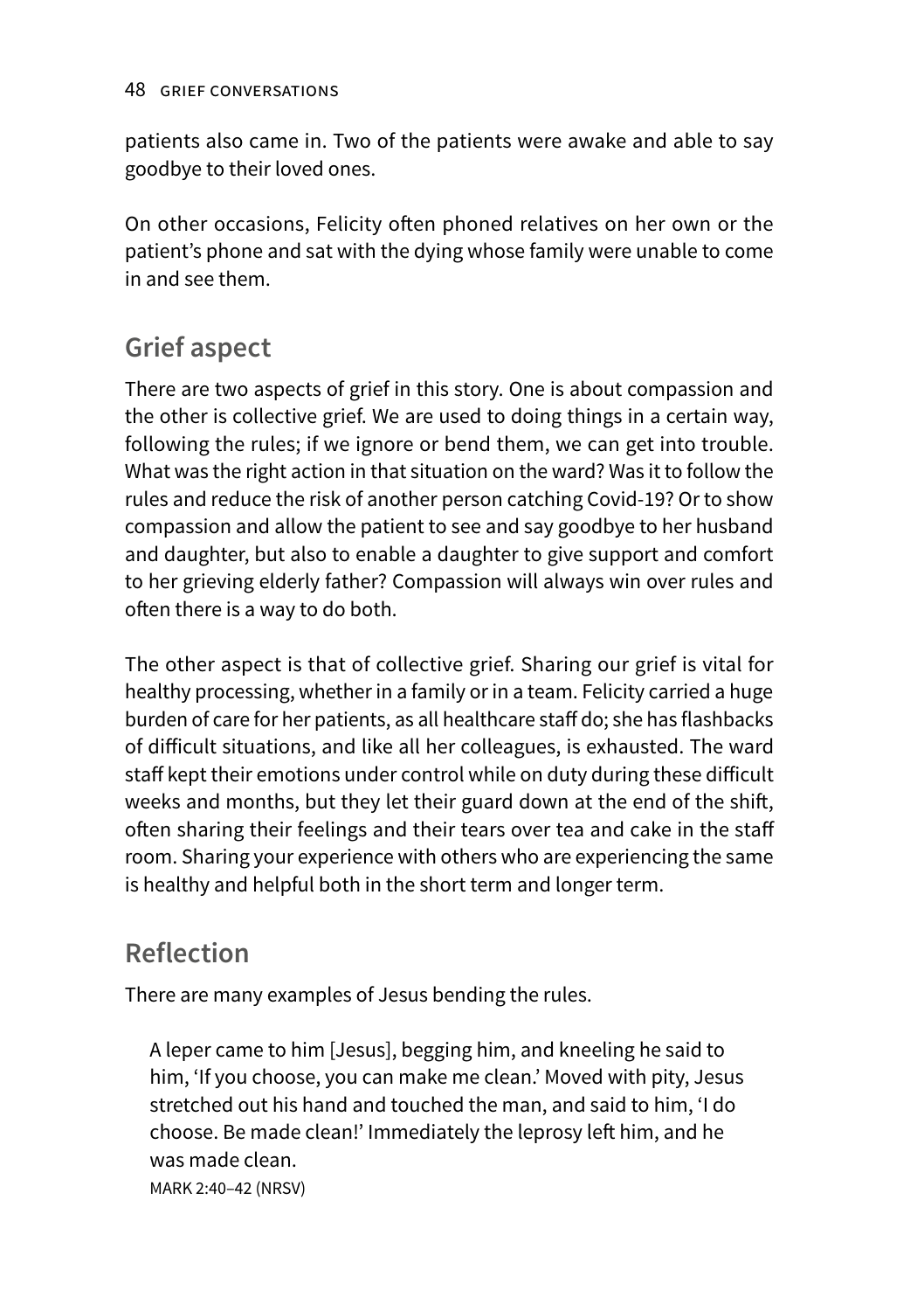patients also came in. Two of the patients were awake and able to say goodbye to their loved ones.

On other occasions, Felicity often phoned relatives on her own or the patient's phone and sat with the dying whose family were unable to come in and see them.

## Grief aspect

There are two aspects of grief in this story. One is about compassion and the other is collective grief. We are used to doing things in a certain way, following the rules; if we ignore or bend them, we can get into trouble. What was the right action in that situation on the ward? Was it to follow the rules and reduce the risk of another person catching Covid-19? Or to show compassion and allow the patient to see and say goodbye to her husband and daughter, but also to enable a daughter to give support and comfort to her grieving elderly father? Compassion will always win over rules and often there is a way to do both.

The other aspect is that of collective grief. Sharing our grief is vital for healthy processing, whether in a family or in a team. Felicity carried a huge burden of care for her patients, as all healthcare staff do; she has flashbacks of difficult situations, and like all her colleagues, is exhausted. The ward staff kept their emotions under control while on duty during these difficult weeks and months, but they let their guard down at the end of the shift, often sharing their feelings and their tears over tea and cake in the staff room. Sharing your experience with others who are experiencing the same is healthy and helpful both in the short term and longer term.

## Reflection

There are many examples of Jesus bending the rules.

> A leper came to him [Jesus], begging him, and kneeling he said to him, 'If you choose, you can make me clean.' Moved with pity, Jesus stretched out his hand and touched the man, and said to him, 'I do choose. Be made clean!' Immediately the leprosy left him, and he was made clean.
>
> MARK 2:40–42 (NRSV)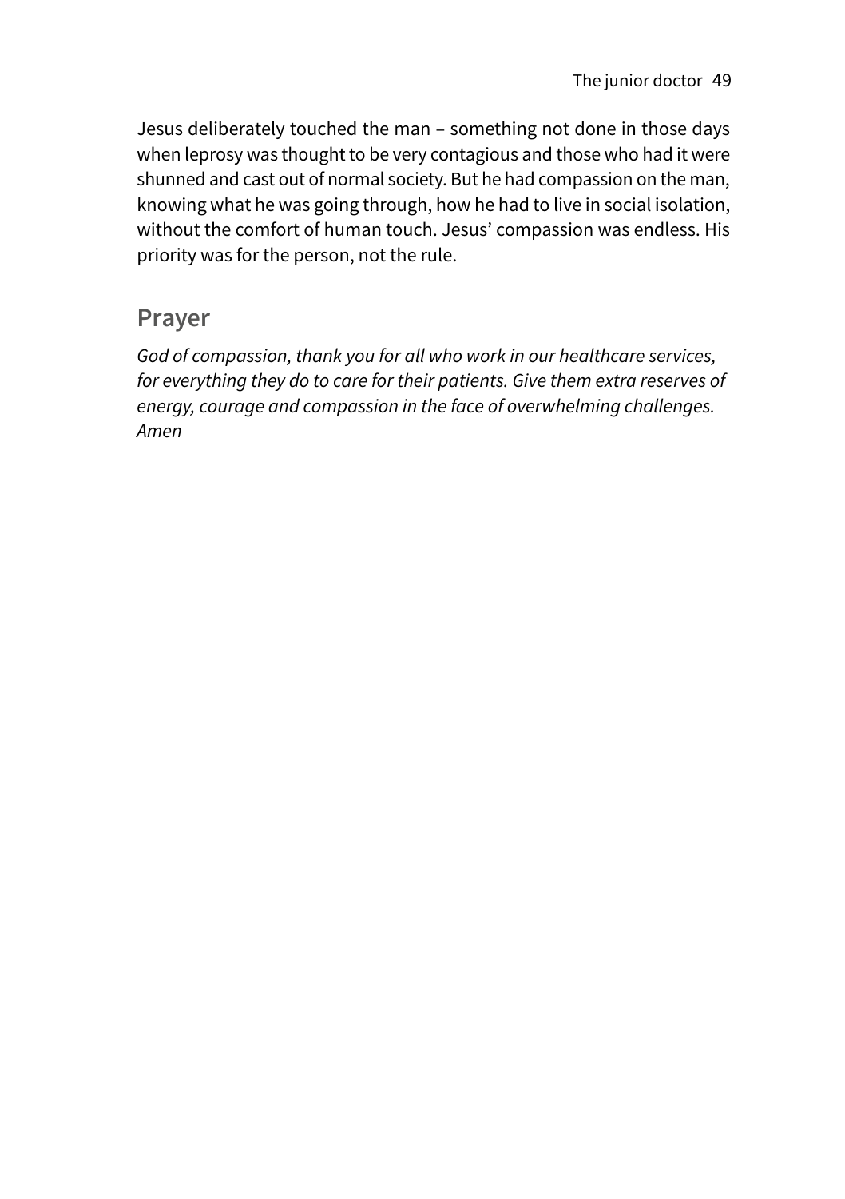Jesus deliberately touched the man – something not done in those days when leprosy was thought to be very contagious and those who had it were shunned and cast out of normal society. But he had compassion on the man, knowing what he was going through, how he had to live in social isolation, without the comfort of human touch. Jesus' compassion was endless. His priority was for the person, not the rule.

## Prayer

*God of compassion, thank you for all who work in our healthcare services, for everything they do to care for their patients. Give them extra reserves of energy, courage and compassion in the face of overwhelming challenges. Amen*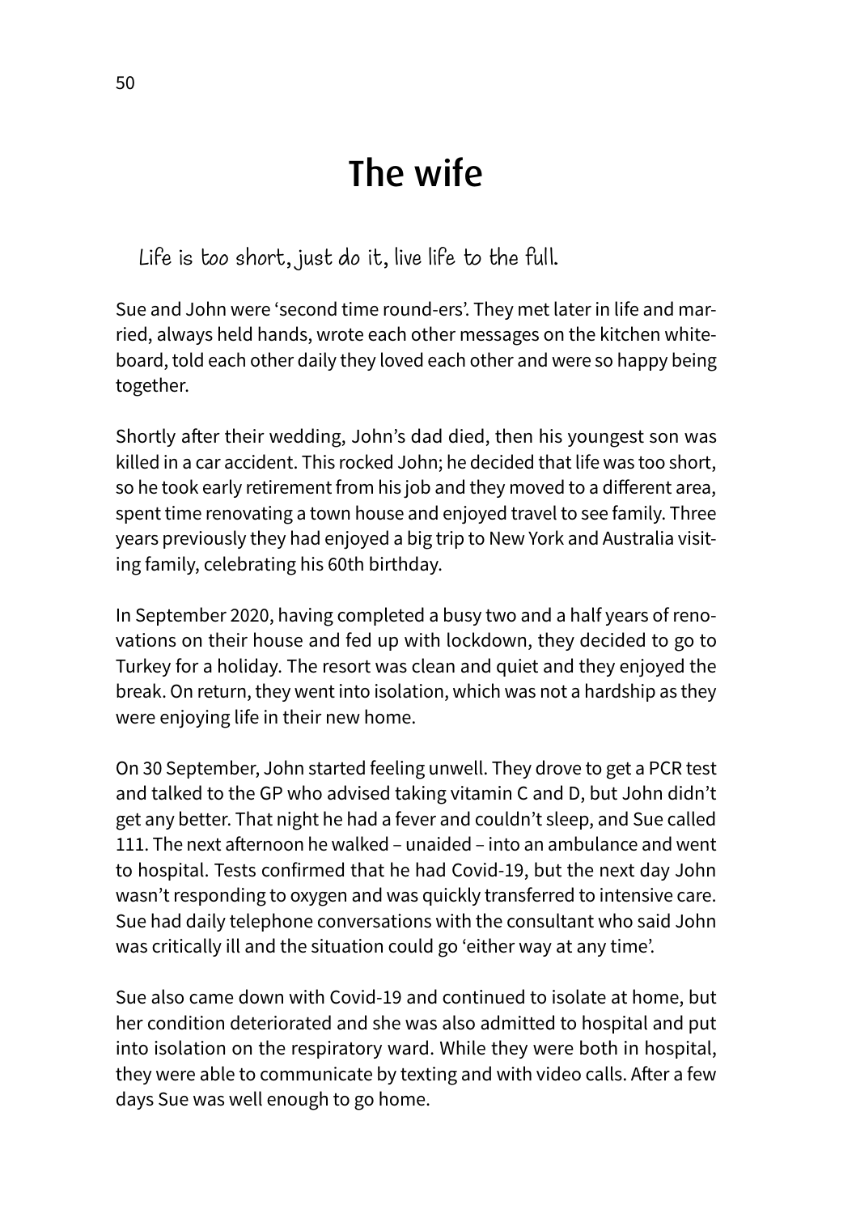# The wife

*Life is too short, just do it, live life to the full.*

Sue and John were 'second time round-ers'. They met later in life and married, always held hands, wrote each other messages on the kitchen whiteboard, told each other daily they loved each other and were so happy being together.

Shortly after their wedding, John's dad died, then his youngest son was killed in a car accident. This rocked John; he decided that life was too short, so he took early retirement from his job and they moved to a different area, spent time renovating a town house and enjoyed travel to see family. Three years previously they had enjoyed a big trip to New York and Australia visiting family, celebrating his 60th birthday.

In September 2020, having completed a busy two and a half years of renovations on their house and fed up with lockdown, they decided to go to Turkey for a holiday. The resort was clean and quiet and they enjoyed the break. On return, they went into isolation, which was not a hardship as they were enjoying life in their new home.

On 30 September, John started feeling unwell. They drove to get a PCR test and talked to the GP who advised taking vitamin C and D, but John didn't get any better. That night he had a fever and couldn't sleep, and Sue called 111. The next afternoon he walked – unaided – into an ambulance and went to hospital. Tests confirmed that he had Covid-19, but the next day John wasn't responding to oxygen and was quickly transferred to intensive care. Sue had daily telephone conversations with the consultant who said John was critically ill and the situation could go 'either way at any time'.

Sue also came down with Covid-19 and continued to isolate at home, but her condition deteriorated and she was also admitted to hospital and put into isolation on the respiratory ward. While they were both in hospital, they were able to communicate by texting and with video calls. After a few days Sue was well enough to go home.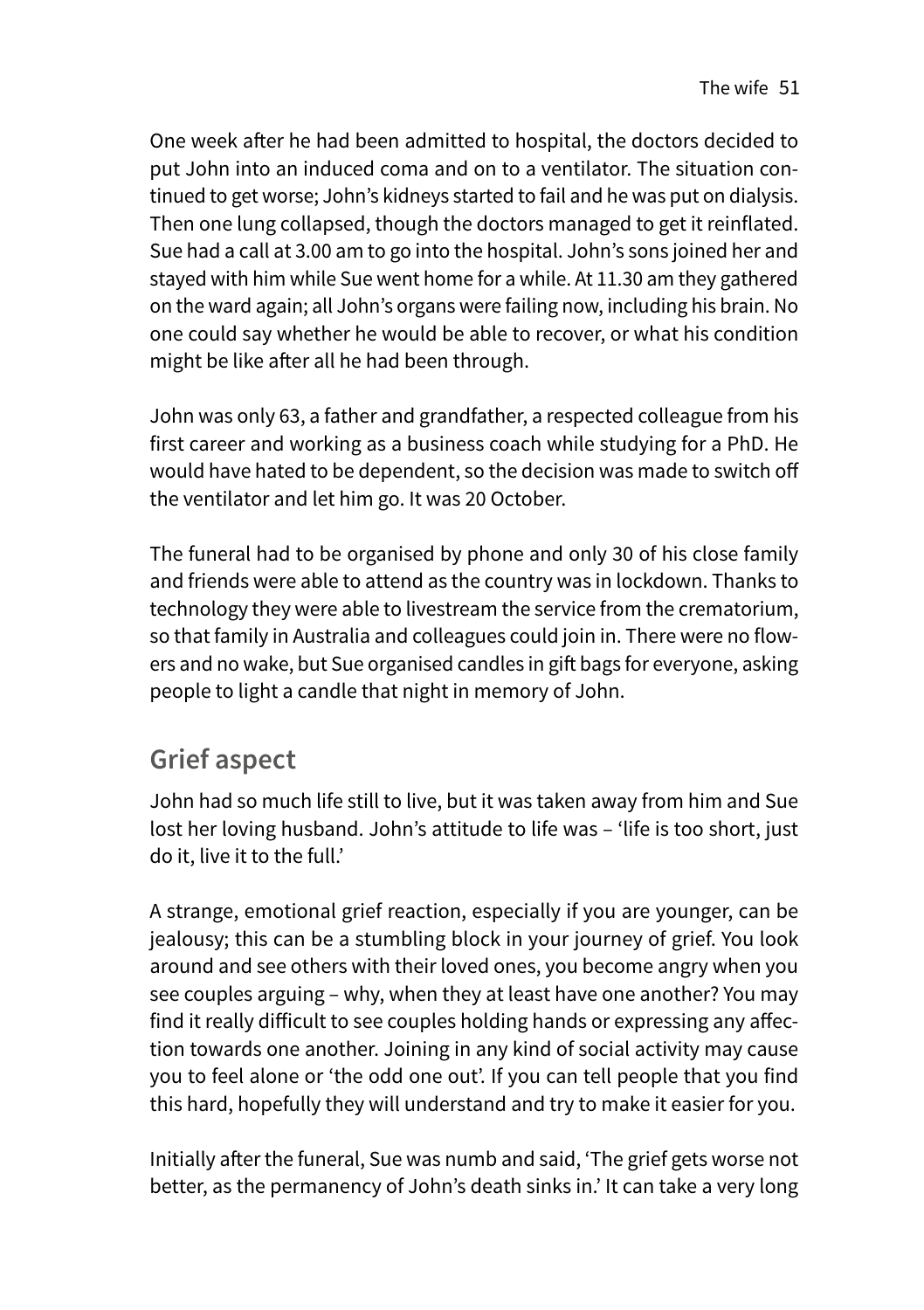One week after he had been admitted to hospital, the doctors decided to put John into an induced coma and on to a ventilator. The situation continued to get worse; John's kidneys started to fail and he was put on dialysis. Then one lung collapsed, though the doctors managed to get it reinflated. Sue had a call at 3.00 am to go into the hospital. John's sons joined her and stayed with him while Sue went home for a while. At 11.30 am they gathered on the ward again; all John's organs were failing now, including his brain. No one could say whether he would be able to recover, or what his condition might be like after all he had been through.

John was only 63, a father and grandfather, a respected colleague from his first career and working as a business coach while studying for a PhD. He would have hated to be dependent, so the decision was made to switch off the ventilator and let him go. It was 20 October.

The funeral had to be organised by phone and only 30 of his close family and friends were able to attend as the country was in lockdown. Thanks to technology they were able to livestream the service from the crematorium, so that family in Australia and colleagues could join in. There were no flowers and no wake, but Sue organised candles in gift bags for everyone, asking people to light a candle that night in memory of John.

## Grief aspect

John had so much life still to live, but it was taken away from him and Sue lost her loving husband. John's attitude to life was – 'life is too short, just do it, live it to the full.'

A strange, emotional grief reaction, especially if you are younger, can be jealousy; this can be a stumbling block in your journey of grief. You look around and see others with their loved ones, you become angry when you see couples arguing – why, when they at least have one another? You may find it really difficult to see couples holding hands or expressing any affection towards one another. Joining in any kind of social activity may cause you to feel alone or 'the odd one out'. If you can tell people that you find this hard, hopefully they will understand and try to make it easier for you.

Initially after the funeral, Sue was numb and said, 'The grief gets worse not better, as the permanency of John's death sinks in.' It can take a very long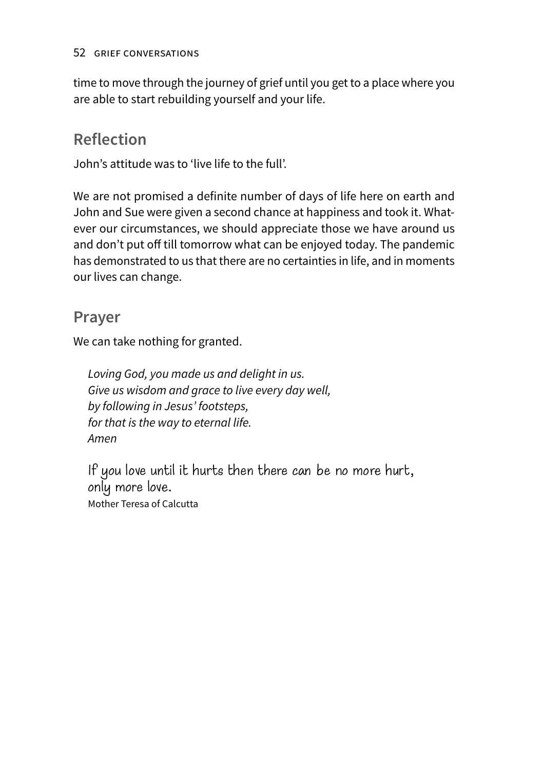time to move through the journey of grief until you get to a place where you are able to start rebuilding yourself and your life.

## Reflection

John's attitude was to 'live life to the full'.

We are not promised a definite number of days of life here on earth and John and Sue were given a second chance at happiness and took it. Whatever our circumstances, we should appreciate those we have around us and don't put off till tomorrow what can be enjoyed today. The pandemic has demonstrated to us that there are no certainties in life, and in moments our lives can change.

## Prayer

We can take nothing for granted.

> *Loving God, you made us and delight in us.*
> *Give us wisdom and grace to live every day well,*
> *by following in Jesus' footsteps,*
> *for that is the way to eternal life.*
> *Amen*

> If you love until it hurts then there can be no more hurt, only more love.
> Mother Teresa of Calcutta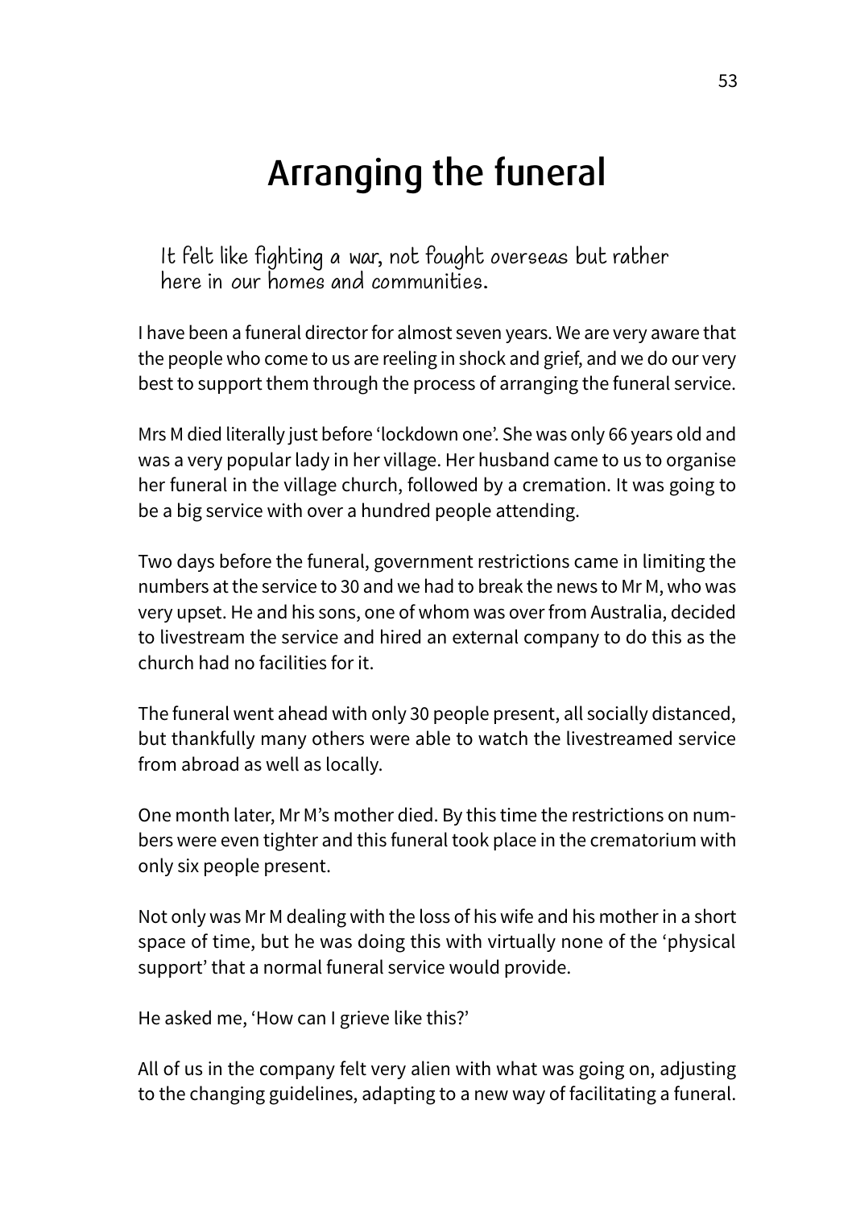# Arranging the funeral

> It felt like fighting a war, not fought overseas but rather here in our homes and communities.

I have been a funeral director for almost seven years. We are very aware that the people who come to us are reeling in shock and grief, and we do our very best to support them through the process of arranging the funeral service.

Mrs M died literally just before 'lockdown one'. She was only 66 years old and was a very popular lady in her village. Her husband came to us to organise her funeral in the village church, followed by a cremation. It was going to be a big service with over a hundred people attending.

Two days before the funeral, government restrictions came in limiting the numbers at the service to 30 and we had to break the news to Mr M, who was very upset. He and his sons, one of whom was over from Australia, decided to livestream the service and hired an external company to do this as the church had no facilities for it.

The funeral went ahead with only 30 people present, all socially distanced, but thankfully many others were able to watch the livestreamed service from abroad as well as locally.

One month later, Mr M's mother died. By this time the restrictions on numbers were even tighter and this funeral took place in the crematorium with only six people present.

Not only was Mr M dealing with the loss of his wife and his mother in a short space of time, but he was doing this with virtually none of the 'physical support' that a normal funeral service would provide.

He asked me, 'How can I grieve like this?'

All of us in the company felt very alien with what was going on, adjusting to the changing guidelines, adapting to a new way of facilitating a funeral.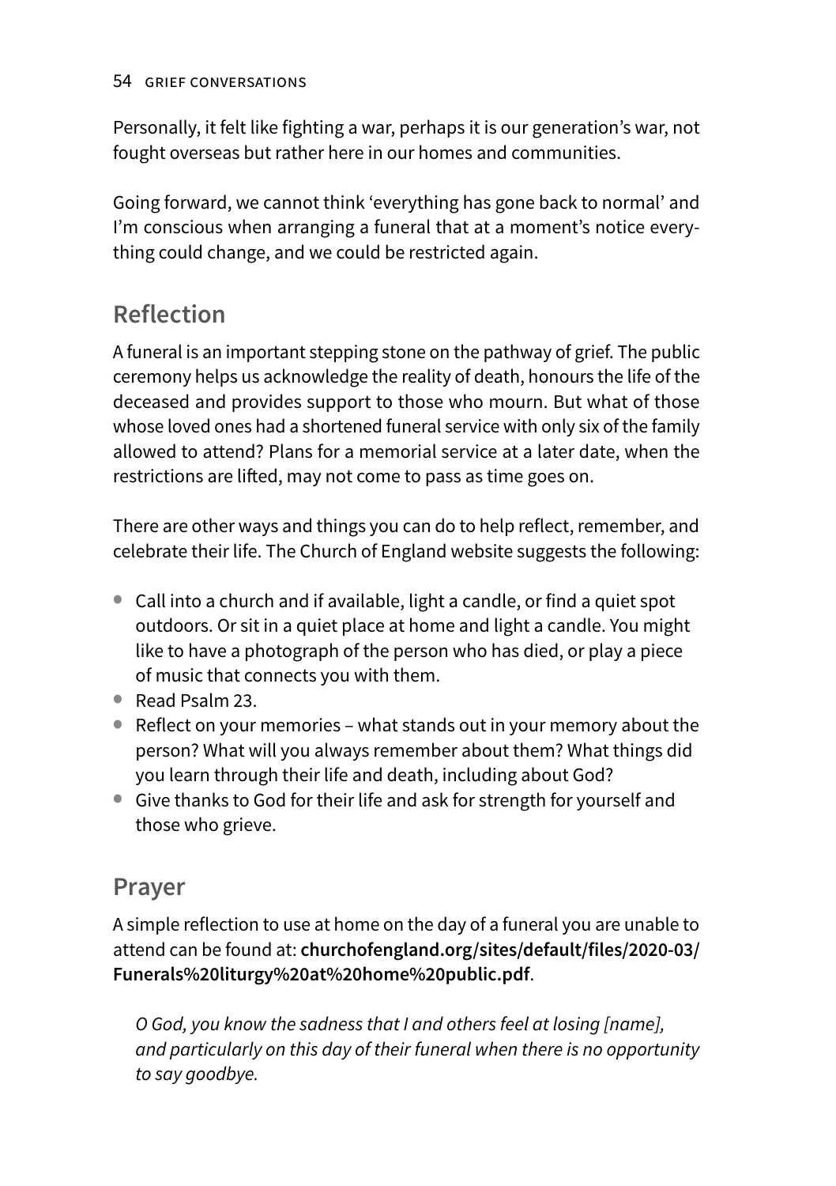Personally, it felt like fighting a war, perhaps it is our generation's war, not fought overseas but rather here in our homes and communities.

Going forward, we cannot think 'everything has gone back to normal' and I'm conscious when arranging a funeral that at a moment's notice everything could change, and we could be restricted again.

## Reflection

A funeral is an important stepping stone on the pathway of grief. The public ceremony helps us acknowledge the reality of death, honours the life of the deceased and provides support to those who mourn. But what of those whose loved ones had a shortened funeral service with only six of the family allowed to attend? Plans for a memorial service at a later date, when the restrictions are lifted, may not come to pass as time goes on.

There are other ways and things you can do to help reflect, remember, and celebrate their life. The Church of England website suggests the following:

- Call into a church and if available, light a candle, or find a quiet spot outdoors. Or sit in a quiet place at home and light a candle. You might like to have a photograph of the person who has died, or play a piece of music that connects you with them.
- Read Psalm 23.
- Reflect on your memories – what stands out in your memory about the person? What will you always remember about them? What things did you learn through their life and death, including about God?
- Give thanks to God for their life and ask for strength for yourself and those who grieve.

## Prayer

A simple reflection to use at home on the day of a funeral you are unable to attend can be found at: **churchofengland.org/sites/default/files/2020-03/Funerals%20liturgy%20at%20home%20public.pdf**.

*O God, you know the sadness that I and others feel at losing [name], and particularly on this day of their funeral when there is no opportunity to say goodbye.*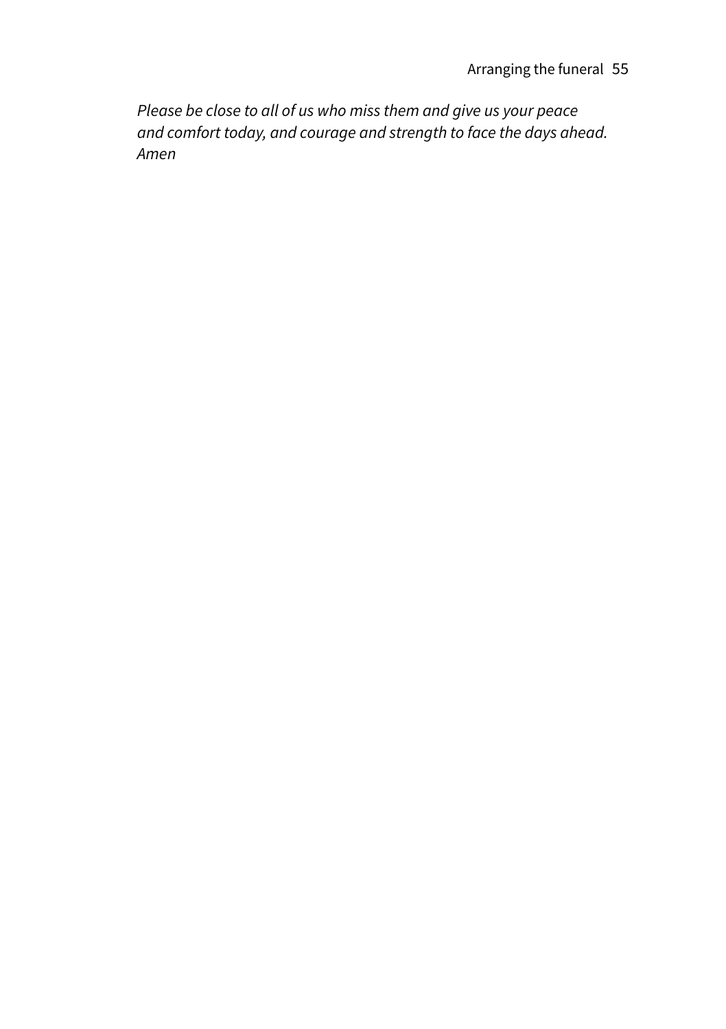*Please be close to all of us who miss them and give us your peace and comfort today, and courage and strength to face the days ahead. Amen*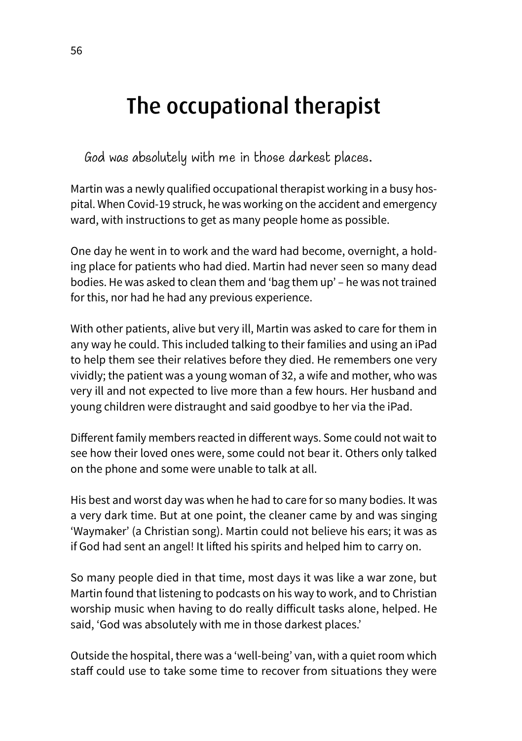# The occupational therapist

*God was absolutely with me in those darkest places.*

Martin was a newly qualified occupational therapist working in a busy hospital. When Covid-19 struck, he was working on the accident and emergency ward, with instructions to get as many people home as possible.

One day he went in to work and the ward had become, overnight, a holding place for patients who had died. Martin had never seen so many dead bodies. He was asked to clean them and 'bag them up' – he was not trained for this, nor had he had any previous experience.

With other patients, alive but very ill, Martin was asked to care for them in any way he could. This included talking to their families and using an iPad to help them see their relatives before they died. He remembers one very vividly; the patient was a young woman of 32, a wife and mother, who was very ill and not expected to live more than a few hours. Her husband and young children were distraught and said goodbye to her via the iPad.

Different family members reacted in different ways. Some could not wait to see how their loved ones were, some could not bear it. Others only talked on the phone and some were unable to talk at all.

His best and worst day was when he had to care for so many bodies. It was a very dark time. But at one point, the cleaner came by and was singing 'Waymaker' (a Christian song). Martin could not believe his ears; it was as if God had sent an angel! It lifted his spirits and helped him to carry on.

So many people died in that time, most days it was like a war zone, but Martin found that listening to podcasts on his way to work, and to Christian worship music when having to do really difficult tasks alone, helped. He said, 'God was absolutely with me in those darkest places.'

Outside the hospital, there was a 'well-being' van, with a quiet room which staff could use to take some time to recover from situations they were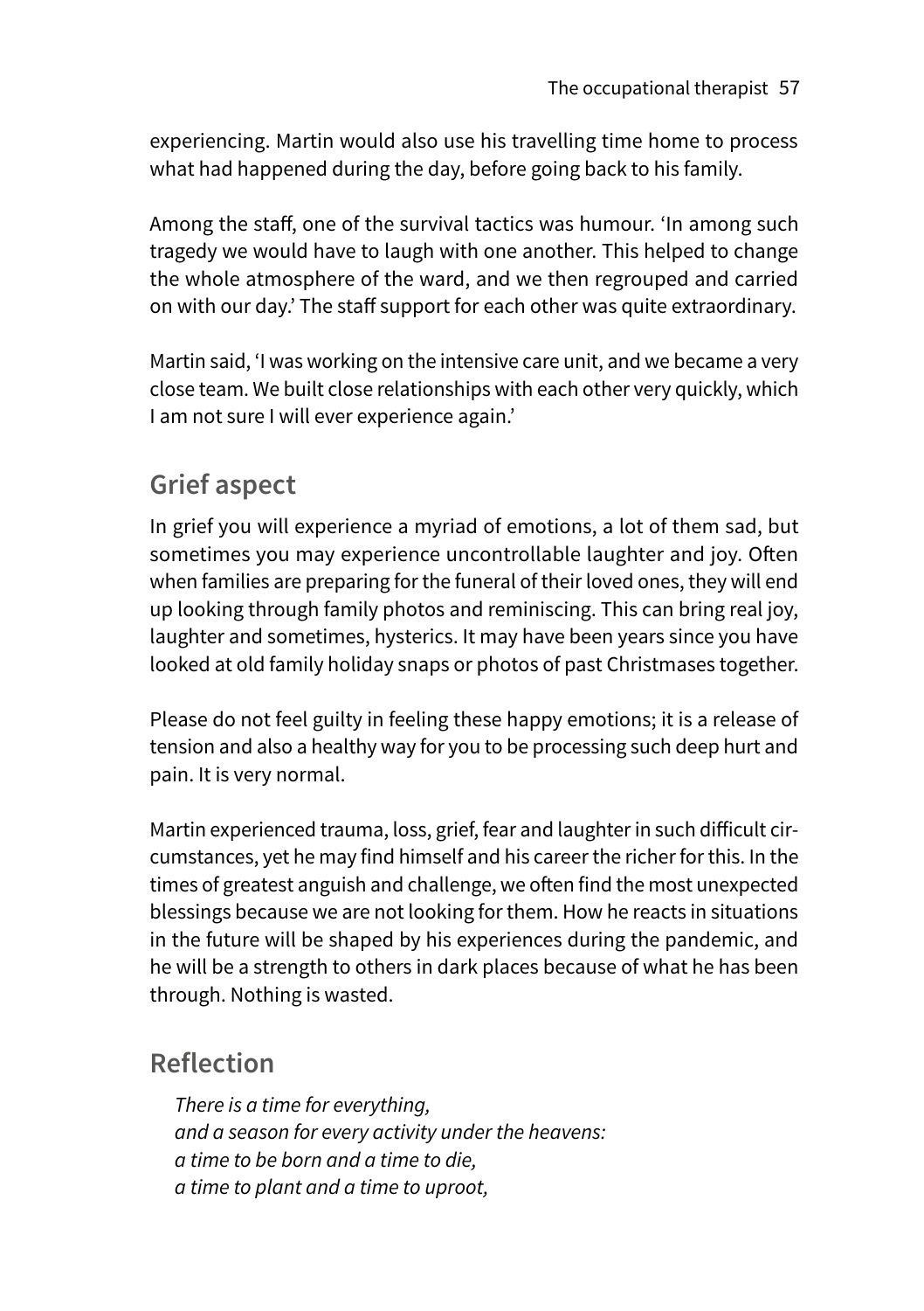experiencing. Martin would also use his travelling time home to process what had happened during the day, before going back to his family.

Among the staff, one of the survival tactics was humour. 'In among such tragedy we would have to laugh with one another. This helped to change the whole atmosphere of the ward, and we then regrouped and carried on with our day.' The staff support for each other was quite extraordinary.

Martin said, 'I was working on the intensive care unit, and we became a very close team. We built close relationships with each other very quickly, which I am not sure I will ever experience again.'

## Grief aspect

In grief you will experience a myriad of emotions, a lot of them sad, but sometimes you may experience uncontrollable laughter and joy. Often when families are preparing for the funeral of their loved ones, they will end up looking through family photos and reminiscing. This can bring real joy, laughter and sometimes, hysterics. It may have been years since you have looked at old family holiday snaps or photos of past Christmases together.

Please do not feel guilty in feeling these happy emotions; it is a release of tension and also a healthy way for you to be processing such deep hurt and pain. It is very normal.

Martin experienced trauma, loss, grief, fear and laughter in such difficult circumstances, yet he may find himself and his career the richer for this. In the times of greatest anguish and challenge, we often find the most unexpected blessings because we are not looking for them. How he reacts in situations in the future will be shaped by his experiences during the pandemic, and he will be a strength to others in dark places because of what he has been through. Nothing is wasted.

## Reflection

> *There is a time for everything,*
> *and a season for every activity under the heavens:*
> *a time to be born and a time to die,*
> *a time to plant and a time to uproot,*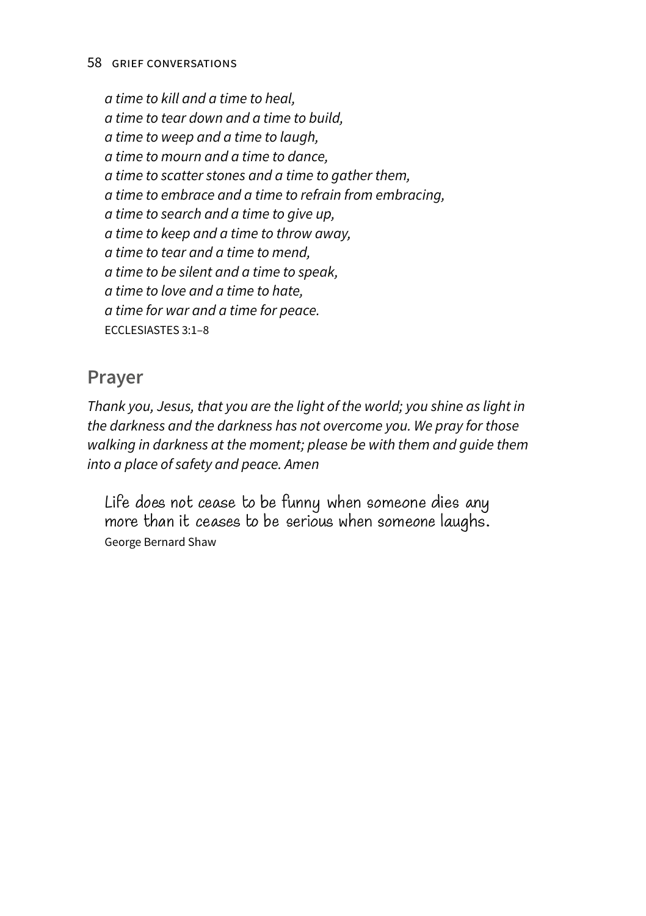*a time to kill and a time to heal,*
*a time to tear down and a time to build,*
*a time to weep and a time to laugh,*
*a time to mourn and a time to dance,*
*a time to scatter stones and a time to gather them,*
*a time to embrace and a time to refrain from embracing,*
*a time to search and a time to give up,*
*a time to keep and a time to throw away,*
*a time to tear and a time to mend,*
*a time to be silent and a time to speak,*
*a time to love and a time to hate,*
*a time for war and a time for peace.*
ECCLESIASTES 3:1–8

## Prayer

*Thank you, Jesus, that you are the light of the world; you shine as light in the darkness and the darkness has not overcome you. We pray for those walking in darkness at the moment; please be with them and guide them into a place of safety and peace. Amen*

> Life does not cease to be funny when someone dies any more than it ceases to be serious when someone laughs.
> George Bernard Shaw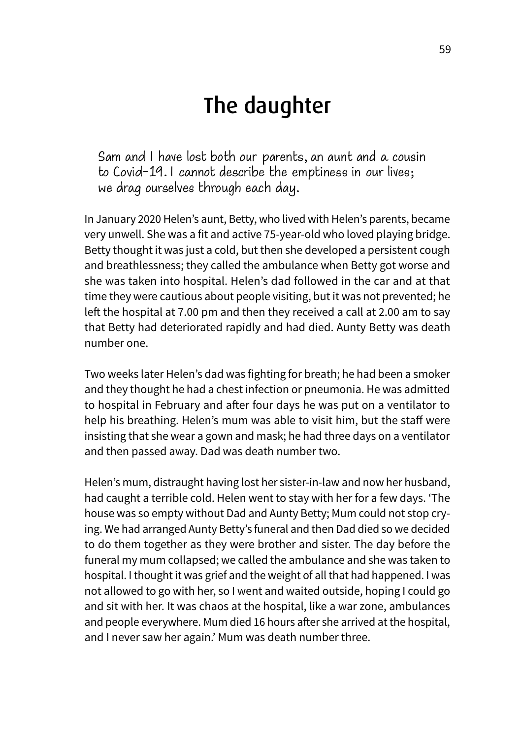# The daughter

> Sam and I have lost both our parents, an aunt and a cousin to Covid-19. I cannot describe the emptiness in our lives; we drag ourselves through each day.

In January 2020 Helen's aunt, Betty, who lived with Helen's parents, became very unwell. She was a fit and active 75-year-old who loved playing bridge. Betty thought it was just a cold, but then she developed a persistent cough and breathlessness; they called the ambulance when Betty got worse and she was taken into hospital. Helen's dad followed in the car and at that time they were cautious about people visiting, but it was not prevented; he left the hospital at 7.00 pm and then they received a call at 2.00 am to say that Betty had deteriorated rapidly and had died. Aunty Betty was death number one.

Two weeks later Helen's dad was fighting for breath; he had been a smoker and they thought he had a chest infection or pneumonia. He was admitted to hospital in February and after four days he was put on a ventilator to help his breathing. Helen's mum was able to visit him, but the staff were insisting that she wear a gown and mask; he had three days on a ventilator and then passed away. Dad was death number two.

Helen's mum, distraught having lost her sister-in-law and now her husband, had caught a terrible cold. Helen went to stay with her for a few days. 'The house was so empty without Dad and Aunty Betty; Mum could not stop crying. We had arranged Aunty Betty's funeral and then Dad died so we decided to do them together as they were brother and sister. The day before the funeral my mum collapsed; we called the ambulance and she was taken to hospital. I thought it was grief and the weight of all that had happened. I was not allowed to go with her, so I went and waited outside, hoping I could go and sit with her. It was chaos at the hospital, like a war zone, ambulances and people everywhere. Mum died 16 hours after she arrived at the hospital, and I never saw her again.' Mum was death number three.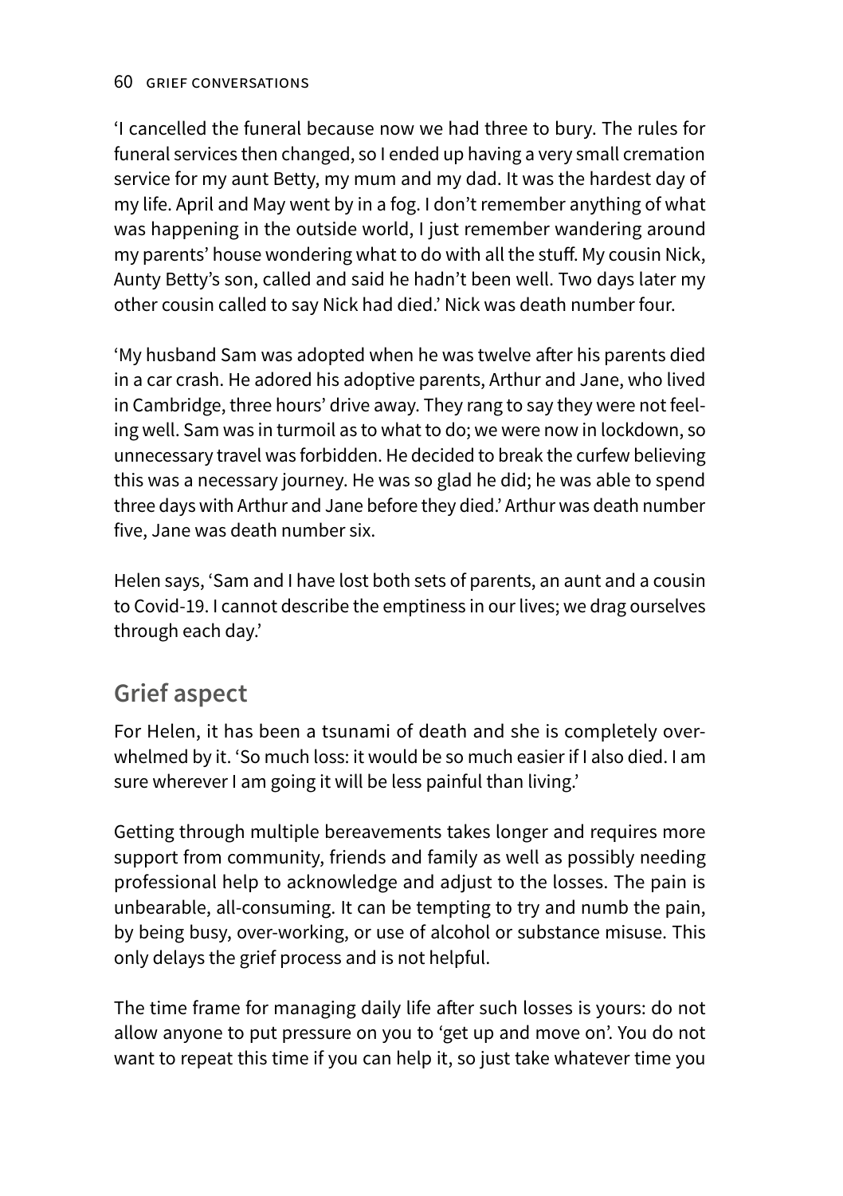'I cancelled the funeral because now we had three to bury. The rules for funeral services then changed, so I ended up having a very small cremation service for my aunt Betty, my mum and my dad. It was the hardest day of my life. April and May went by in a fog. I don't remember anything of what was happening in the outside world, I just remember wandering around my parents' house wondering what to do with all the stuff. My cousin Nick, Aunty Betty's son, called and said he hadn't been well. Two days later my other cousin called to say Nick had died.' Nick was death number four.

'My husband Sam was adopted when he was twelve after his parents died in a car crash. He adored his adoptive parents, Arthur and Jane, who lived in Cambridge, three hours' drive away. They rang to say they were not feeling well. Sam was in turmoil as to what to do; we were now in lockdown, so unnecessary travel was forbidden. He decided to break the curfew believing this was a necessary journey. He was so glad he did; he was able to spend three days with Arthur and Jane before they died.' Arthur was death number five, Jane was death number six.

Helen says, 'Sam and I have lost both sets of parents, an aunt and a cousin to Covid-19. I cannot describe the emptiness in our lives; we drag ourselves through each day.'

## Grief aspect

For Helen, it has been a tsunami of death and she is completely overwhelmed by it. 'So much loss: it would be so much easier if I also died. I am sure wherever I am going it will be less painful than living.'

Getting through multiple bereavements takes longer and requires more support from community, friends and family as well as possibly needing professional help to acknowledge and adjust to the losses. The pain is unbearable, all-consuming. It can be tempting to try and numb the pain, by being busy, over-working, or use of alcohol or substance misuse. This only delays the grief process and is not helpful.

The time frame for managing daily life after such losses is yours: do not allow anyone to put pressure on you to 'get up and move on'. You do not want to repeat this time if you can help it, so just take whatever time you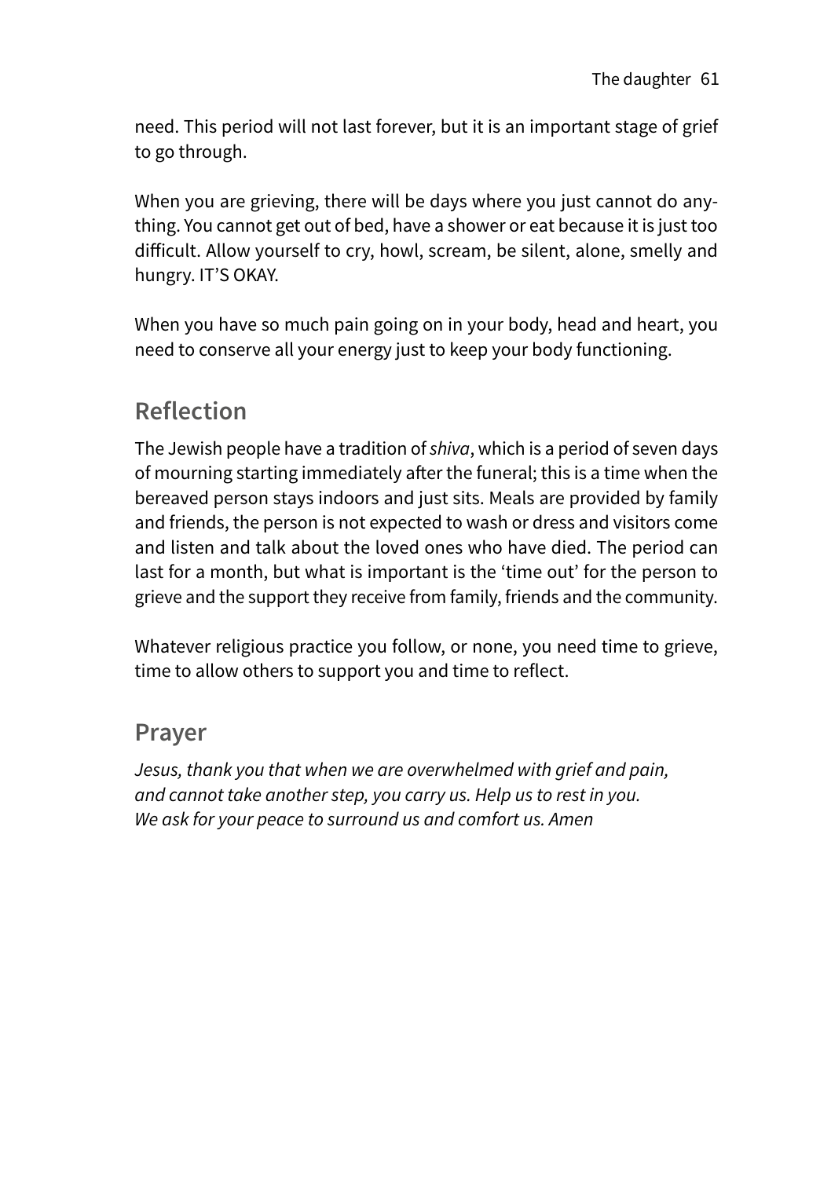need. This period will not last forever, but it is an important stage of grief to go through.

When you are grieving, there will be days where you just cannot do anything. You cannot get out of bed, have a shower or eat because it is just too difficult. Allow yourself to cry, howl, scream, be silent, alone, smelly and hungry. IT'S OKAY.

When you have so much pain going on in your body, head and heart, you need to conserve all your energy just to keep your body functioning.

## Reflection

The Jewish people have a tradition of *shiva*, which is a period of seven days of mourning starting immediately after the funeral; this is a time when the bereaved person stays indoors and just sits. Meals are provided by family and friends, the person is not expected to wash or dress and visitors come and listen and talk about the loved ones who have died. The period can last for a month, but what is important is the 'time out' for the person to grieve and the support they receive from family, friends and the community.

Whatever religious practice you follow, or none, you need time to grieve, time to allow others to support you and time to reflect.

## Prayer

*Jesus, thank you that when we are overwhelmed with grief and pain, and cannot take another step, you carry us. Help us to rest in you. We ask for your peace to surround us and comfort us. Amen*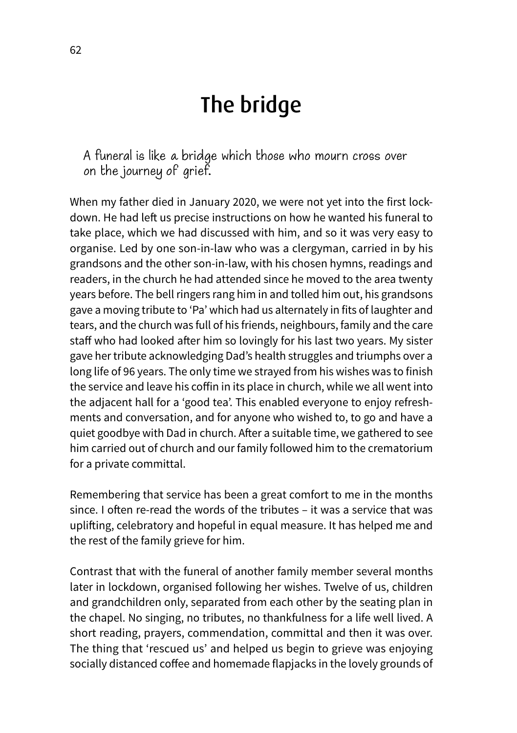# The bridge

*A funeral is like a bridge which those who mourn cross over on the journey of grief.*

When my father died in January 2020, we were not yet into the first lockdown. He had left us precise instructions on how he wanted his funeral to take place, which we had discussed with him, and so it was very easy to organise. Led by one son-in-law who was a clergyman, carried in by his grandsons and the other son-in-law, with his chosen hymns, readings and readers, in the church he had attended since he moved to the area twenty years before. The bell ringers rang him in and tolled him out, his grandsons gave a moving tribute to 'Pa' which had us alternately in fits of laughter and tears, and the church was full of his friends, neighbours, family and the care staff who had looked after him so lovingly for his last two years. My sister gave her tribute acknowledging Dad's health struggles and triumphs over a long life of 96 years. The only time we strayed from his wishes was to finish the service and leave his coffin in its place in church, while we all went into the adjacent hall for a 'good tea'. This enabled everyone to enjoy refreshments and conversation, and for anyone who wished to, to go and have a quiet goodbye with Dad in church. After a suitable time, we gathered to see him carried out of church and our family followed him to the crematorium for a private committal.

Remembering that service has been a great comfort to me in the months since. I often re-read the words of the tributes – it was a service that was uplifting, celebratory and hopeful in equal measure. It has helped me and the rest of the family grieve for him.

Contrast that with the funeral of another family member several months later in lockdown, organised following her wishes. Twelve of us, children and grandchildren only, separated from each other by the seating plan in the chapel. No singing, no tributes, no thankfulness for a life well lived. A short reading, prayers, commendation, committal and then it was over. The thing that 'rescued us' and helped us begin to grieve was enjoying socially distanced coffee and homemade flapjacks in the lovely grounds of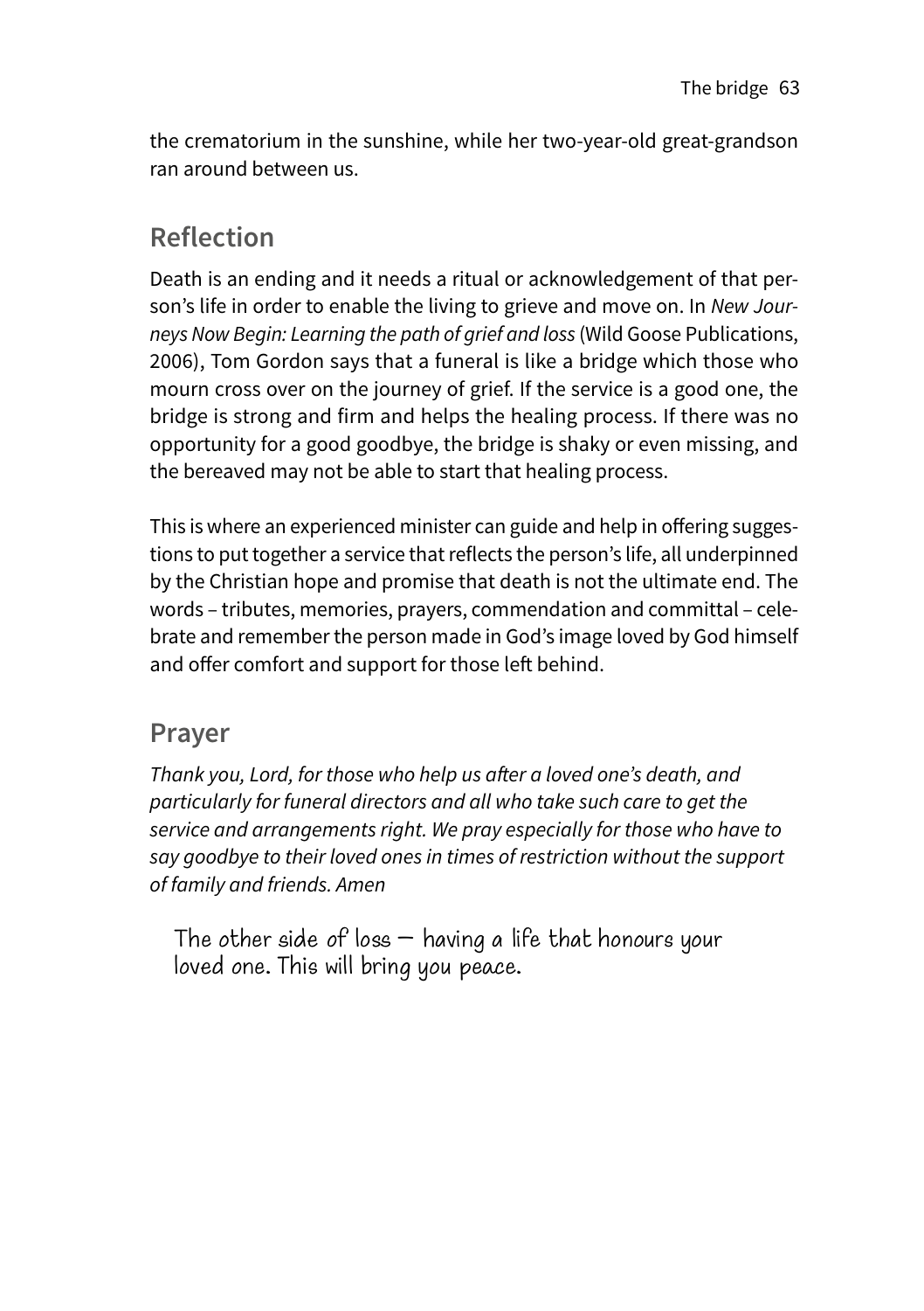the crematorium in the sunshine, while her two-year-old great-grandson ran around between us.

## Reflection

Death is an ending and it needs a ritual or acknowledgement of that person's life in order to enable the living to grieve and move on. In *New Journeys Now Begin: Learning the path of grief and loss* (Wild Goose Publications, 2006), Tom Gordon says that a funeral is like a bridge which those who mourn cross over on the journey of grief. If the service is a good one, the bridge is strong and firm and helps the healing process. If there was no opportunity for a good goodbye, the bridge is shaky or even missing, and the bereaved may not be able to start that healing process.

This is where an experienced minister can guide and help in offering suggestions to put together a service that reflects the person's life, all underpinned by the Christian hope and promise that death is not the ultimate end. The words – tributes, memories, prayers, commendation and committal – celebrate and remember the person made in God's image loved by God himself and offer comfort and support for those left behind.

## Prayer

*Thank you, Lord, for those who help us after a loved one's death, and particularly for funeral directors and all who take such care to get the service and arrangements right. We pray especially for those who have to say goodbye to their loved ones in times of restriction without the support of family and friends. Amen*

The other side of loss – having a life that honours your loved one. This will bring you peace.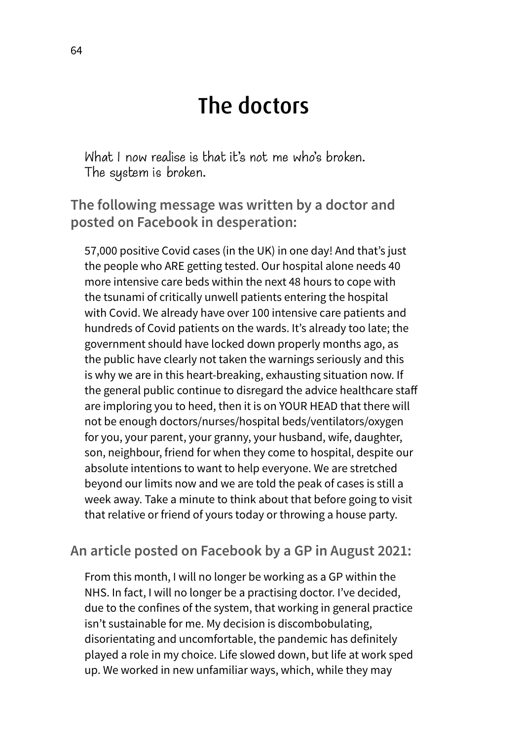# The doctors

*What I now realise is that it's not me who's broken. The system is broken.*

**The following message was written by a doctor and posted on Facebook in desperation:**

57,000 positive Covid cases (in the UK) in one day! And that's just the people who ARE getting tested. Our hospital alone needs 40 more intensive care beds within the next 48 hours to cope with the tsunami of critically unwell patients entering the hospital with Covid. We already have over 100 intensive care patients and hundreds of Covid patients on the wards. It's already too late; the government should have locked down properly months ago, as the public have clearly not taken the warnings seriously and this is why we are in this heart-breaking, exhausting situation now. If the general public continue to disregard the advice healthcare staff are imploring you to heed, then it is on YOUR HEAD that there will not be enough doctors/nurses/hospital beds/ventilators/oxygen for you, your parent, your granny, your husband, wife, daughter, son, neighbour, friend for when they come to hospital, despite our absolute intentions to want to help everyone. We are stretched beyond our limits now and we are told the peak of cases is still a week away. Take a minute to think about that before going to visit that relative or friend of yours today or throwing a house party.

**An article posted on Facebook by a GP in August 2021:**

From this month, I will no longer be working as a GP within the NHS. In fact, I will no longer be a practising doctor. I've decided, due to the confines of the system, that working in general practice isn't sustainable for me. My decision is discombobulating, disorientating and uncomfortable, the pandemic has definitely played a role in my choice. Life slowed down, but life at work sped up. We worked in new unfamiliar ways, which, while they may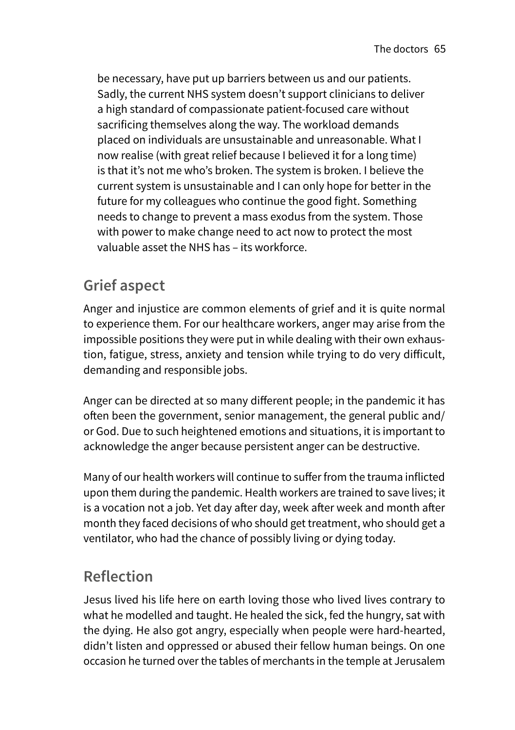be necessary, have put up barriers between us and our patients. Sadly, the current NHS system doesn't support clinicians to deliver a high standard of compassionate patient-focused care without sacrificing themselves along the way. The workload demands placed on individuals are unsustainable and unreasonable. What I now realise (with great relief because I believed it for a long time) is that it's not me who's broken. The system is broken. I believe the current system is unsustainable and I can only hope for better in the future for my colleagues who continue the good fight. Something needs to change to prevent a mass exodus from the system. Those with power to make change need to act now to protect the most valuable asset the NHS has – its workforce.

## Grief aspect

Anger and injustice are common elements of grief and it is quite normal to experience them. For our healthcare workers, anger may arise from the impossible positions they were put in while dealing with their own exhaustion, fatigue, stress, anxiety and tension while trying to do very difficult, demanding and responsible jobs.

Anger can be directed at so many different people; in the pandemic it has often been the government, senior management, the general public and/or God. Due to such heightened emotions and situations, it is important to acknowledge the anger because persistent anger can be destructive.

Many of our health workers will continue to suffer from the trauma inflicted upon them during the pandemic. Health workers are trained to save lives; it is a vocation not a job. Yet day after day, week after week and month after month they faced decisions of who should get treatment, who should get a ventilator, who had the chance of possibly living or dying today.

## Reflection

Jesus lived his life here on earth loving those who lived lives contrary to what he modelled and taught. He healed the sick, fed the hungry, sat with the dying. He also got angry, especially when people were hard-hearted, didn't listen and oppressed or abused their fellow human beings. On one occasion he turned over the tables of merchants in the temple at Jerusalem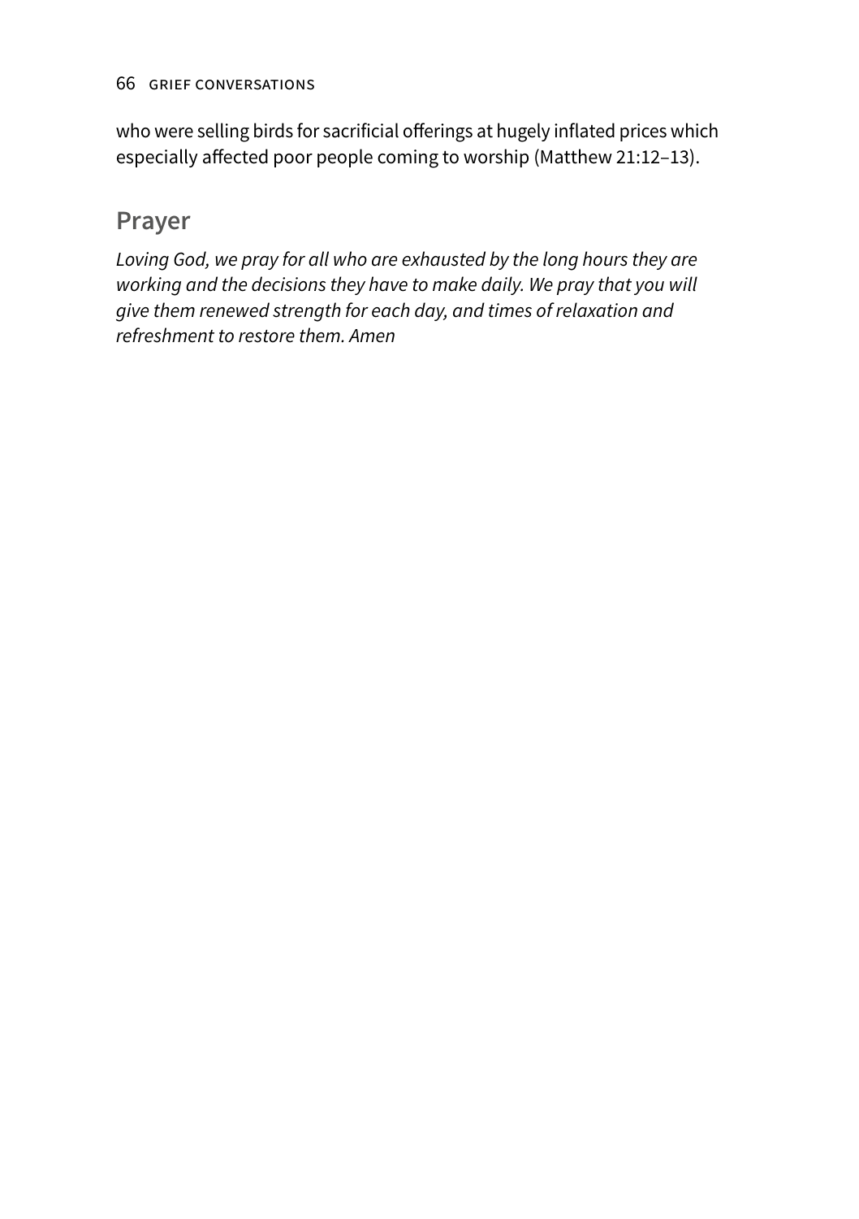who were selling birds for sacrificial offerings at hugely inflated prices which especially affected poor people coming to worship (Matthew 21:12–13).

## Prayer

*Loving God, we pray for all who are exhausted by the long hours they are working and the decisions they have to make daily. We pray that you will give them renewed strength for each day, and times of relaxation and refreshment to restore them. Amen*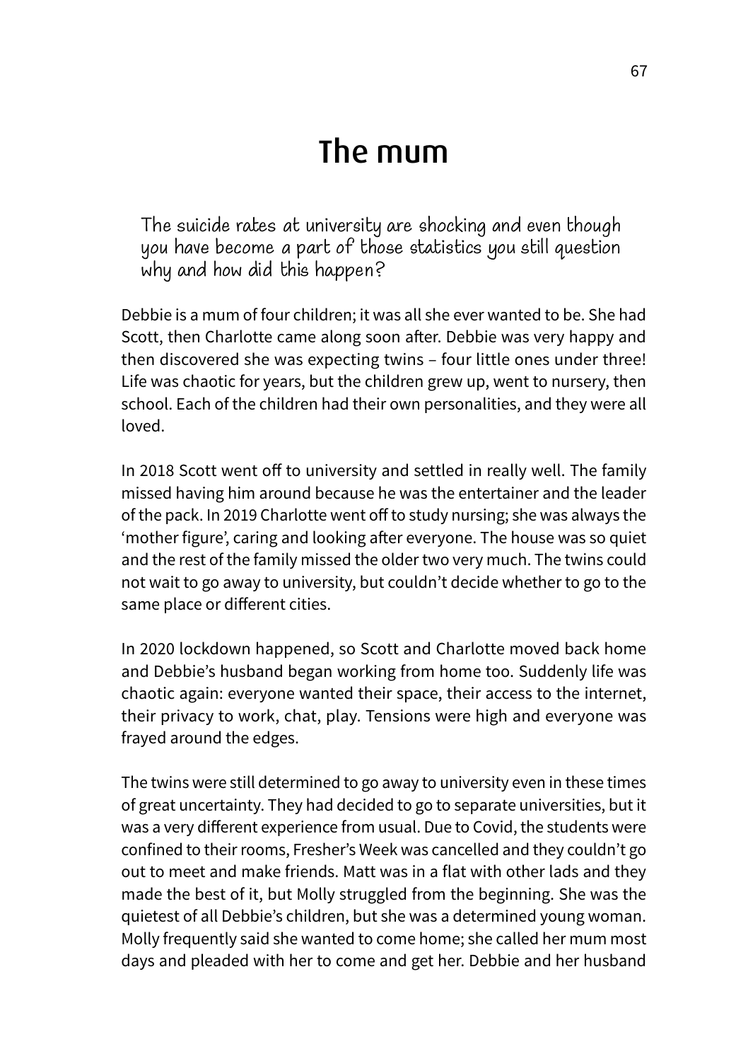# The mum

*The suicide rates at university are shocking and even though you have become a part of those statistics you still question why and how did this happen?*

Debbie is a mum of four children; it was all she ever wanted to be. She had Scott, then Charlotte came along soon after. Debbie was very happy and then discovered she was expecting twins – four little ones under three! Life was chaotic for years, but the children grew up, went to nursery, then school. Each of the children had their own personalities, and they were all loved.

In 2018 Scott went off to university and settled in really well. The family missed having him around because he was the entertainer and the leader of the pack. In 2019 Charlotte went off to study nursing; she was always the 'mother figure', caring and looking after everyone. The house was so quiet and the rest of the family missed the older two very much. The twins could not wait to go away to university, but couldn't decide whether to go to the same place or different cities.

In 2020 lockdown happened, so Scott and Charlotte moved back home and Debbie's husband began working from home too. Suddenly life was chaotic again: everyone wanted their space, their access to the internet, their privacy to work, chat, play. Tensions were high and everyone was frayed around the edges.

The twins were still determined to go away to university even in these times of great uncertainty. They had decided to go to separate universities, but it was a very different experience from usual. Due to Covid, the students were confined to their rooms, Fresher's Week was cancelled and they couldn't go out to meet and make friends. Matt was in a flat with other lads and they made the best of it, but Molly struggled from the beginning. She was the quietest of all Debbie's children, but she was a determined young woman. Molly frequently said she wanted to come home; she called her mum most days and pleaded with her to come and get her. Debbie and her husband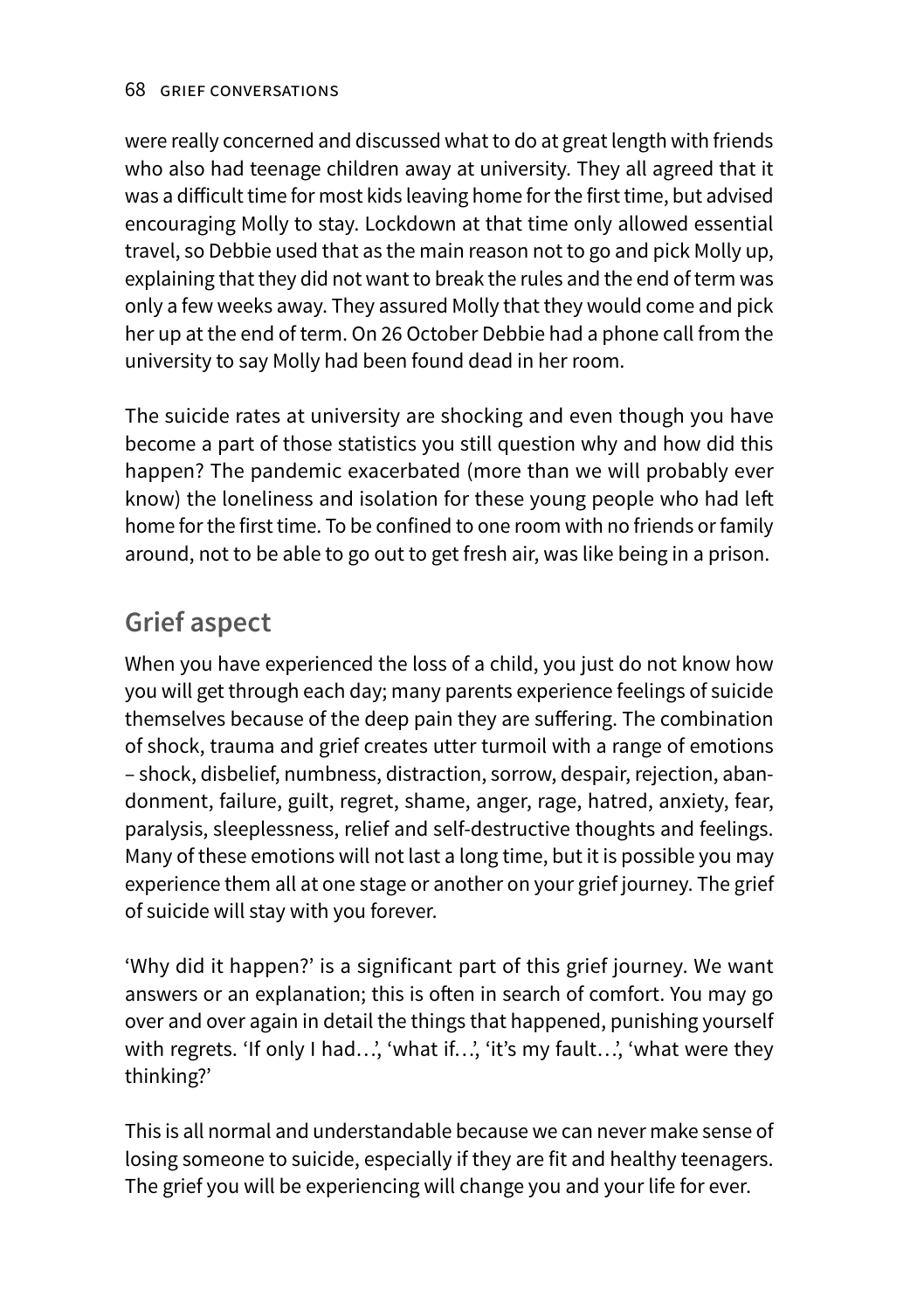were really concerned and discussed what to do at great length with friends who also had teenage children away at university. They all agreed that it was a difficult time for most kids leaving home for the first time, but advised encouraging Molly to stay. Lockdown at that time only allowed essential travel, so Debbie used that as the main reason not to go and pick Molly up, explaining that they did not want to break the rules and the end of term was only a few weeks away. They assured Molly that they would come and pick her up at the end of term. On 26 October Debbie had a phone call from the university to say Molly had been found dead in her room.

The suicide rates at university are shocking and even though you have become a part of those statistics you still question why and how did this happen? The pandemic exacerbated (more than we will probably ever know) the loneliness and isolation for these young people who had left home for the first time. To be confined to one room with no friends or family around, not to be able to go out to get fresh air, was like being in a prison.

## Grief aspect

When you have experienced the loss of a child, you just do not know how you will get through each day; many parents experience feelings of suicide themselves because of the deep pain they are suffering. The combination of shock, trauma and grief creates utter turmoil with a range of emotions – shock, disbelief, numbness, distraction, sorrow, despair, rejection, abandonment, failure, guilt, regret, shame, anger, rage, hatred, anxiety, fear, paralysis, sleeplessness, relief and self-destructive thoughts and feelings. Many of these emotions will not last a long time, but it is possible you may experience them all at one stage or another on your grief journey. The grief of suicide will stay with you forever.

'Why did it happen?' is a significant part of this grief journey. We want answers or an explanation; this is often in search of comfort. You may go over and over again in detail the things that happened, punishing yourself with regrets. 'If only I had…', 'what if…', 'it's my fault…', 'what were they thinking?'

This is all normal and understandable because we can never make sense of losing someone to suicide, especially if they are fit and healthy teenagers. The grief you will be experiencing will change you and your life for ever.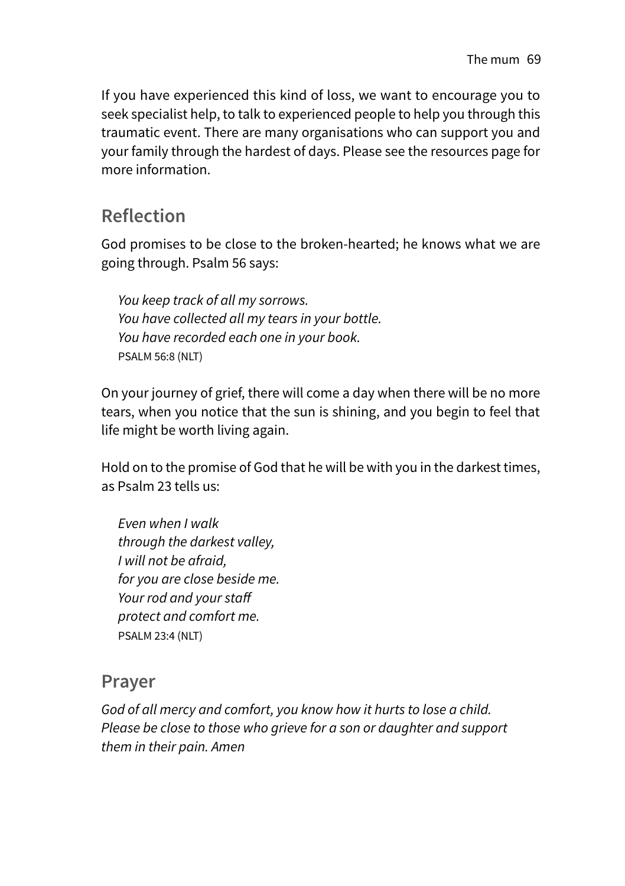If you have experienced this kind of loss, we want to encourage you to seek specialist help, to talk to experienced people to help you through this traumatic event. There are many organisations who can support you and your family through the hardest of days. Please see the resources page for more information.

## Reflection

God promises to be close to the broken-hearted; he knows what we are going through. Psalm 56 says:

> *You keep track of all my sorrows.*
> *You have collected all my tears in your bottle.*
> *You have recorded each one in your book.*
> PSALM 56:8 (NLT)

On your journey of grief, there will come a day when there will be no more tears, when you notice that the sun is shining, and you begin to feel that life might be worth living again.

Hold on to the promise of God that he will be with you in the darkest times, as Psalm 23 tells us:

> *Even when I walk*
> *through the darkest valley,*
> *I will not be afraid,*
> *for you are close beside me.*
> *Your rod and your staff*
> *protect and comfort me.*
> PSALM 23:4 (NLT)

## Prayer

*God of all mercy and comfort, you know how it hurts to lose a child. Please be close to those who grieve for a son or daughter and support them in their pain. Amen*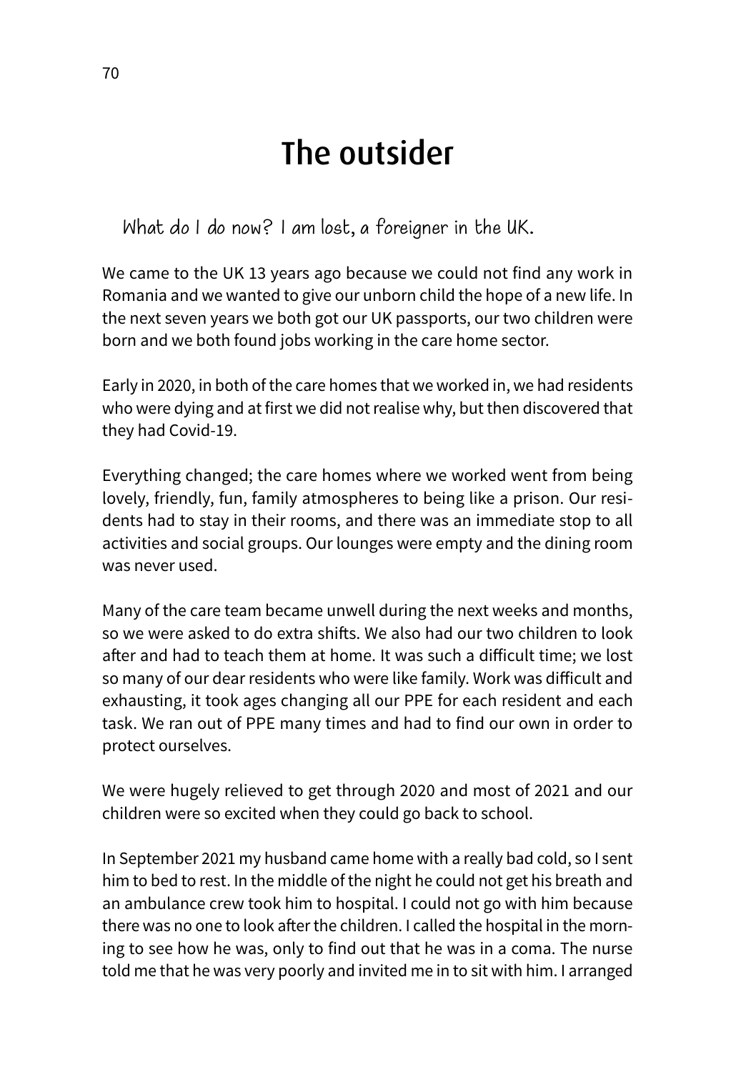# The outsider

*What do I do now? I am lost, a foreigner in the UK.*

We came to the UK 13 years ago because we could not find any work in Romania and we wanted to give our unborn child the hope of a new life. In the next seven years we both got our UK passports, our two children were born and we both found jobs working in the care home sector.

Early in 2020, in both of the care homes that we worked in, we had residents who were dying and at first we did not realise why, but then discovered that they had Covid-19.

Everything changed; the care homes where we worked went from being lovely, friendly, fun, family atmospheres to being like a prison. Our residents had to stay in their rooms, and there was an immediate stop to all activities and social groups. Our lounges were empty and the dining room was never used.

Many of the care team became unwell during the next weeks and months, so we were asked to do extra shifts. We also had our two children to look after and had to teach them at home. It was such a difficult time; we lost so many of our dear residents who were like family. Work was difficult and exhausting, it took ages changing all our PPE for each resident and each task. We ran out of PPE many times and had to find our own in order to protect ourselves.

We were hugely relieved to get through 2020 and most of 2021 and our children were so excited when they could go back to school.

In September 2021 my husband came home with a really bad cold, so I sent him to bed to rest. In the middle of the night he could not get his breath and an ambulance crew took him to hospital. I could not go with him because there was no one to look after the children. I called the hospital in the morning to see how he was, only to find out that he was in a coma. The nurse told me that he was very poorly and invited me in to sit with him. I arranged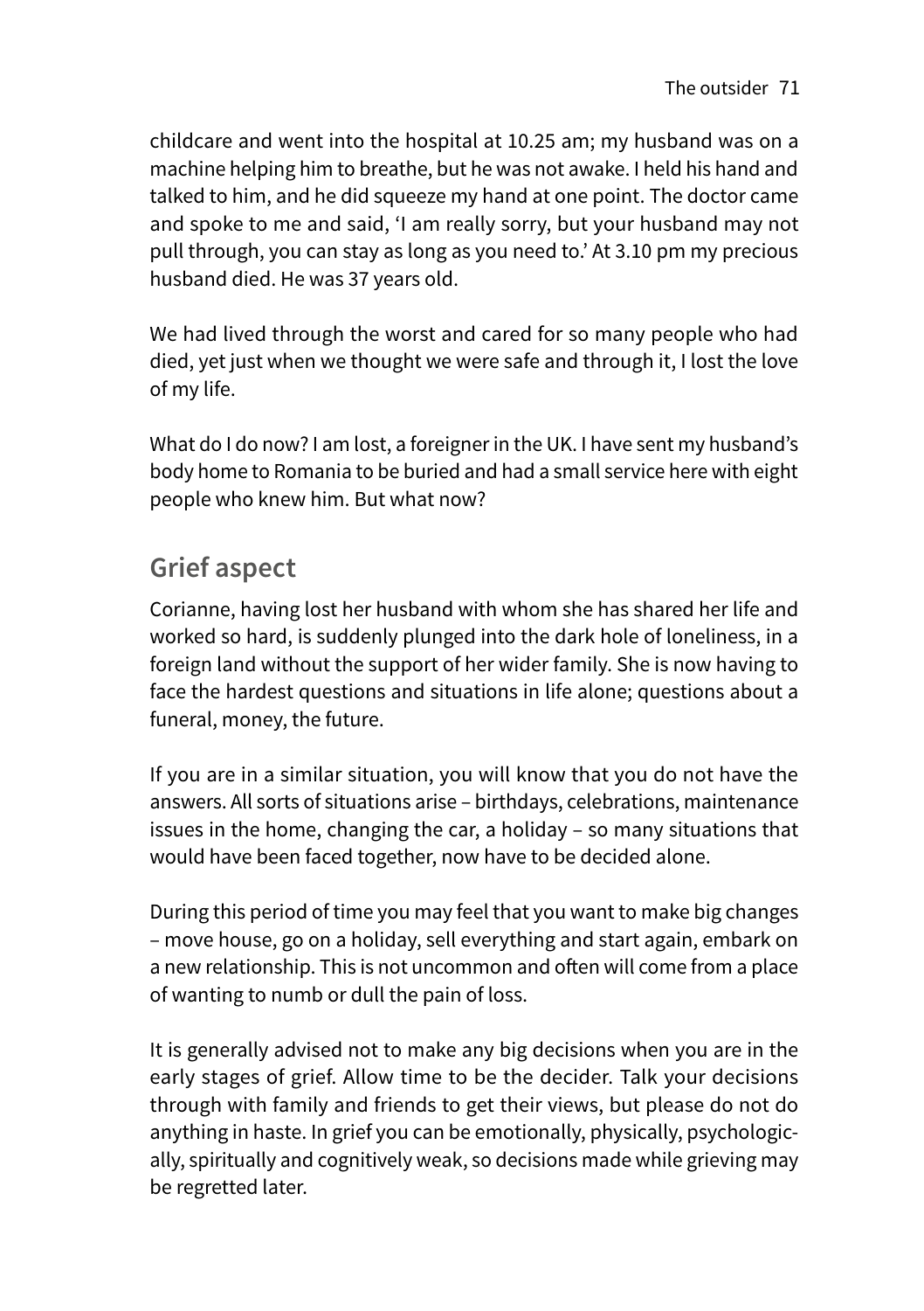childcare and went into the hospital at 10.25 am; my husband was on a machine helping him to breathe, but he was not awake. I held his hand and talked to him, and he did squeeze my hand at one point. The doctor came and spoke to me and said, 'I am really sorry, but your husband may not pull through, you can stay as long as you need to.' At 3.10 pm my precious husband died. He was 37 years old.

We had lived through the worst and cared for so many people who had died, yet just when we thought we were safe and through it, I lost the love of my life.

What do I do now? I am lost, a foreigner in the UK. I have sent my husband's body home to Romania to be buried and had a small service here with eight people who knew him. But what now?

## Grief aspect

Corianne, having lost her husband with whom she has shared her life and worked so hard, is suddenly plunged into the dark hole of loneliness, in a foreign land without the support of her wider family. She is now having to face the hardest questions and situations in life alone; questions about a funeral, money, the future.

If you are in a similar situation, you will know that you do not have the answers. All sorts of situations arise – birthdays, celebrations, maintenance issues in the home, changing the car, a holiday – so many situations that would have been faced together, now have to be decided alone.

During this period of time you may feel that you want to make big changes – move house, go on a holiday, sell everything and start again, embark on a new relationship. This is not uncommon and often will come from a place of wanting to numb or dull the pain of loss.

It is generally advised not to make any big decisions when you are in the early stages of grief. Allow time to be the decider. Talk your decisions through with family and friends to get their views, but please do not do anything in haste. In grief you can be emotionally, physically, psychologically, spiritually and cognitively weak, so decisions made while grieving may be regretted later.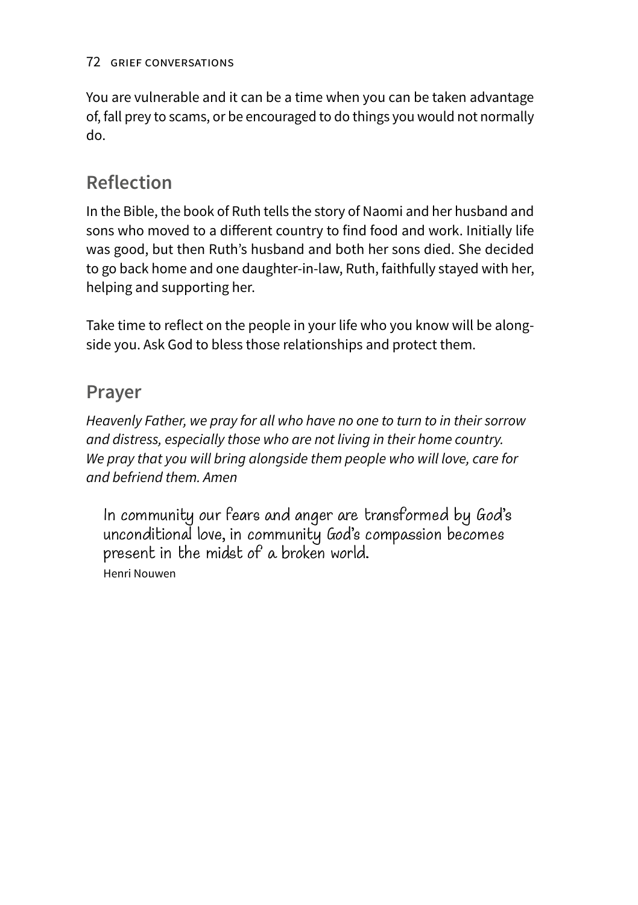You are vulnerable and it can be a time when you can be taken advantage of, fall prey to scams, or be encouraged to do things you would not normally do.

## Reflection

In the Bible, the book of Ruth tells the story of Naomi and her husband and sons who moved to a different country to find food and work. Initially life was good, but then Ruth's husband and both her sons died. She decided to go back home and one daughter-in-law, Ruth, faithfully stayed with her, helping and supporting her.

Take time to reflect on the people in your life who you know will be alongside you. Ask God to bless those relationships and protect them.

## Prayer

*Heavenly Father, we pray for all who have no one to turn to in their sorrow and distress, especially those who are not living in their home country. We pray that you will bring alongside them people who will love, care for and befriend them. Amen*

> In community our fears and anger are transformed by God's unconditional love, in community God's compassion becomes present in the midst of a broken world.
>
> Henri Nouwen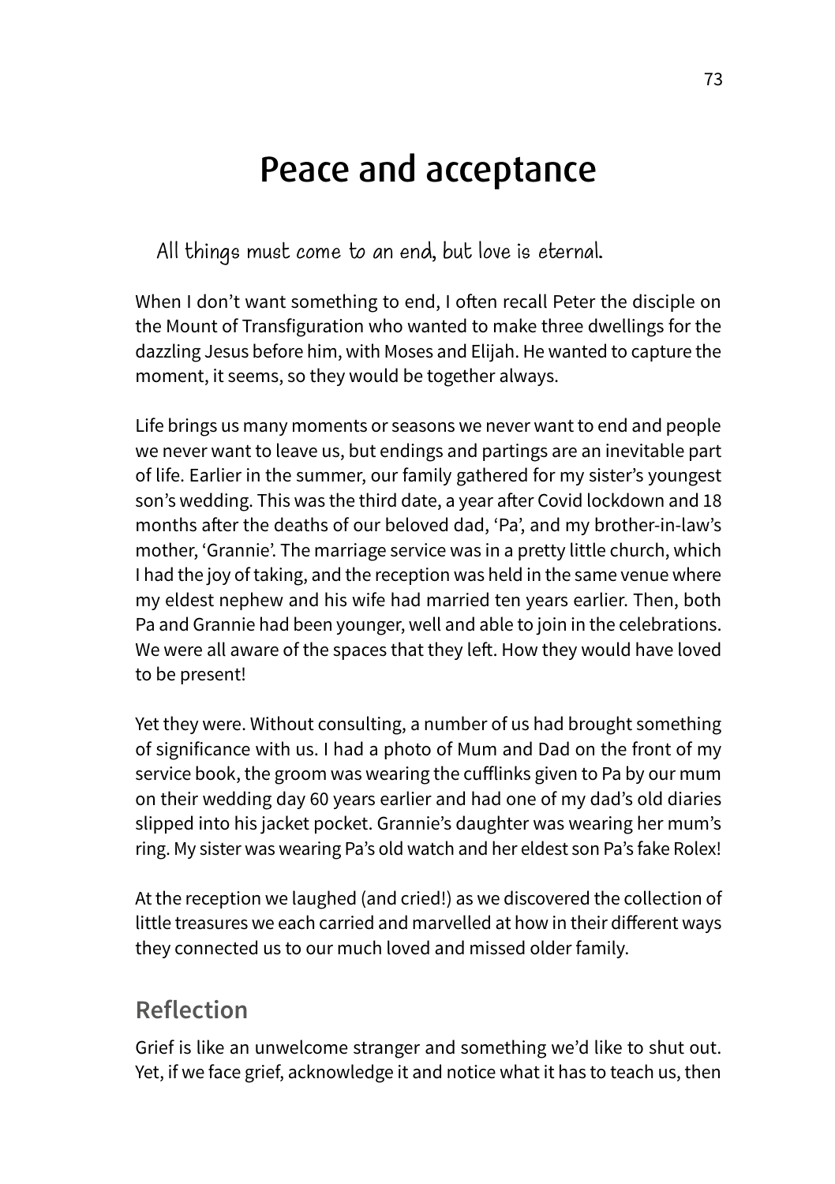# Peace and acceptance

*All things must come to an end, but love is eternal.*

When I don't want something to end, I often recall Peter the disciple on the Mount of Transfiguration who wanted to make three dwellings for the dazzling Jesus before him, with Moses and Elijah. He wanted to capture the moment, it seems, so they would be together always.

Life brings us many moments or seasons we never want to end and people we never want to leave us, but endings and partings are an inevitable part of life. Earlier in the summer, our family gathered for my sister's youngest son's wedding. This was the third date, a year after Covid lockdown and 18 months after the deaths of our beloved dad, 'Pa', and my brother-in-law's mother, 'Grannie'. The marriage service was in a pretty little church, which I had the joy of taking, and the reception was held in the same venue where my eldest nephew and his wife had married ten years earlier. Then, both Pa and Grannie had been younger, well and able to join in the celebrations. We were all aware of the spaces that they left. How they would have loved to be present!

Yet they were. Without consulting, a number of us had brought something of significance with us. I had a photo of Mum and Dad on the front of my service book, the groom was wearing the cufflinks given to Pa by our mum on their wedding day 60 years earlier and had one of my dad's old diaries slipped into his jacket pocket. Grannie's daughter was wearing her mum's ring. My sister was wearing Pa's old watch and her eldest son Pa's fake Rolex!

At the reception we laughed (and cried!) as we discovered the collection of little treasures we each carried and marvelled at how in their different ways they connected us to our much loved and missed older family.

## Reflection

Grief is like an unwelcome stranger and something we'd like to shut out. Yet, if we face grief, acknowledge it and notice what it has to teach us, then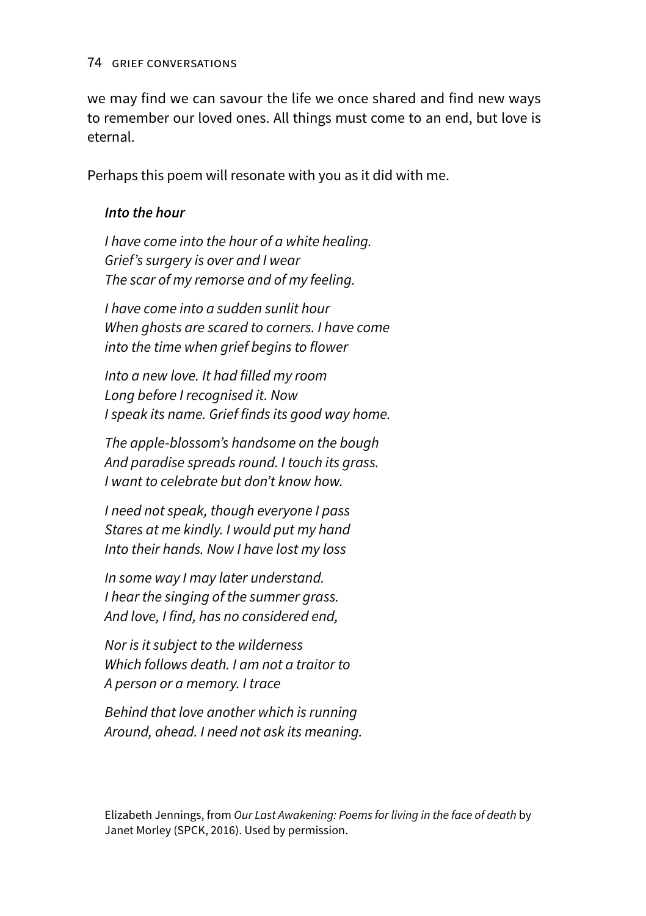we may find we can savour the life we once shared and find new ways to remember our loved ones. All things must come to an end, but love is eternal.

Perhaps this poem will resonate with you as it did with me.

> ***Into the hour***
>
> *I have come into the hour of a white healing.*  
> *Grief's surgery is over and I wear*  
> *The scar of my remorse and of my feeling.*
>
> *I have come into a sudden sunlit hour*  
> *When ghosts are scared to corners. I have come*  
> *into the time when grief begins to flower*
>
> *Into a new love. It had filled my room*  
> *Long before I recognised it. Now*  
> *I speak its name. Grief finds its good way home.*
>
> *The apple-blossom's handsome on the bough*  
> *And paradise spreads round. I touch its grass.*  
> *I want to celebrate but don't know how.*
>
> *I need not speak, though everyone I pass*  
> *Stares at me kindly. I would put my hand*  
> *Into their hands. Now I have lost my loss*
>
> *In some way I may later understand.*  
> *I hear the singing of the summer grass.*  
> *And love, I find, has no considered end,*
>
> *Nor is it subject to the wilderness*  
> *Which follows death. I am not a traitor to*  
> *A person or a memory. I trace*
>
> *Behind that love another which is running*  
> *Around, ahead. I need not ask its meaning.*

Elizabeth Jennings, from *Our Last Awakening: Poems for living in the face of death* by Janet Morley (SPCK, 2016). Used by permission.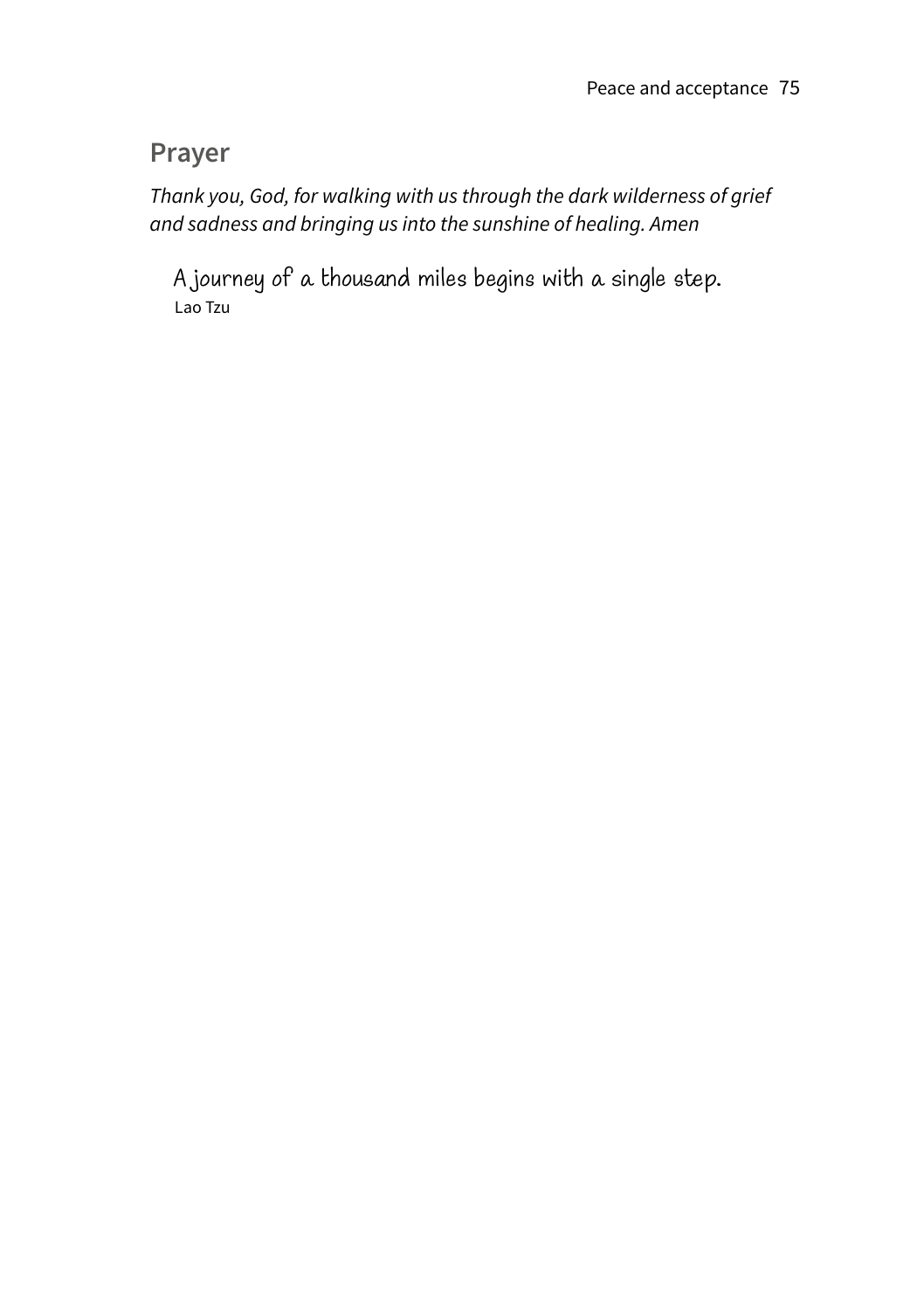## Prayer

*Thank you, God, for walking with us through the dark wilderness of grief and sadness and bringing us into the sunshine of healing. Amen*

> A journey of a thousand miles begins with a single step.
> Lao Tzu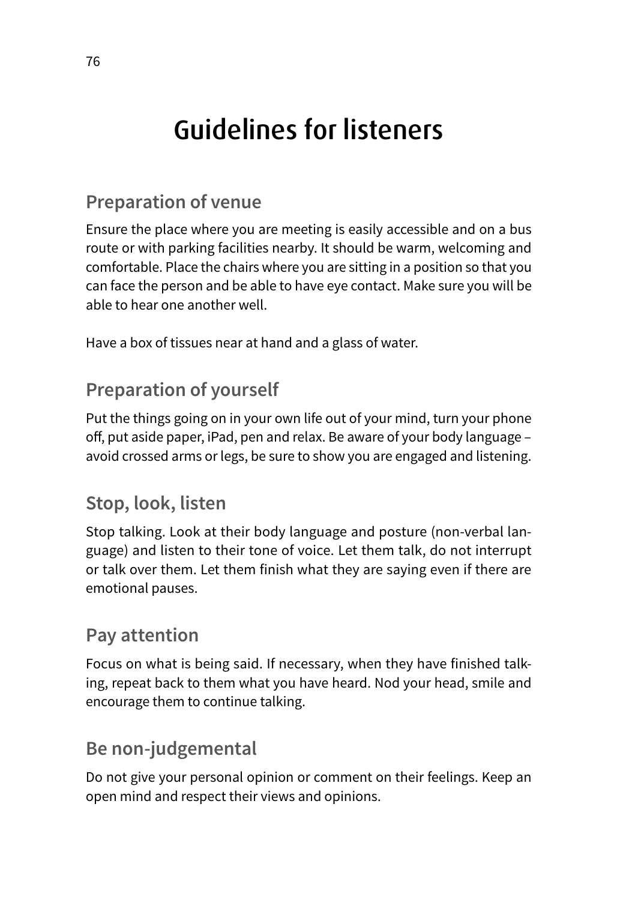# Guidelines for listeners

## Preparation of venue

Ensure the place where you are meeting is easily accessible and on a bus route or with parking facilities nearby. It should be warm, welcoming and comfortable. Place the chairs where you are sitting in a position so that you can face the person and be able to have eye contact. Make sure you will be able to hear one another well.

Have a box of tissues near at hand and a glass of water.

## Preparation of yourself

Put the things going on in your own life out of your mind, turn your phone off, put aside paper, iPad, pen and relax. Be aware of your body language – avoid crossed arms or legs, be sure to show you are engaged and listening.

## Stop, look, listen

Stop talking. Look at their body language and posture (non-verbal language) and listen to their tone of voice. Let them talk, do not interrupt or talk over them. Let them finish what they are saying even if there are emotional pauses.

## Pay attention

Focus on what is being said. If necessary, when they have finished talking, repeat back to them what you have heard. Nod your head, smile and encourage them to continue talking.

## Be non-judgemental

Do not give your personal opinion or comment on their feelings. Keep an open mind and respect their views and opinions.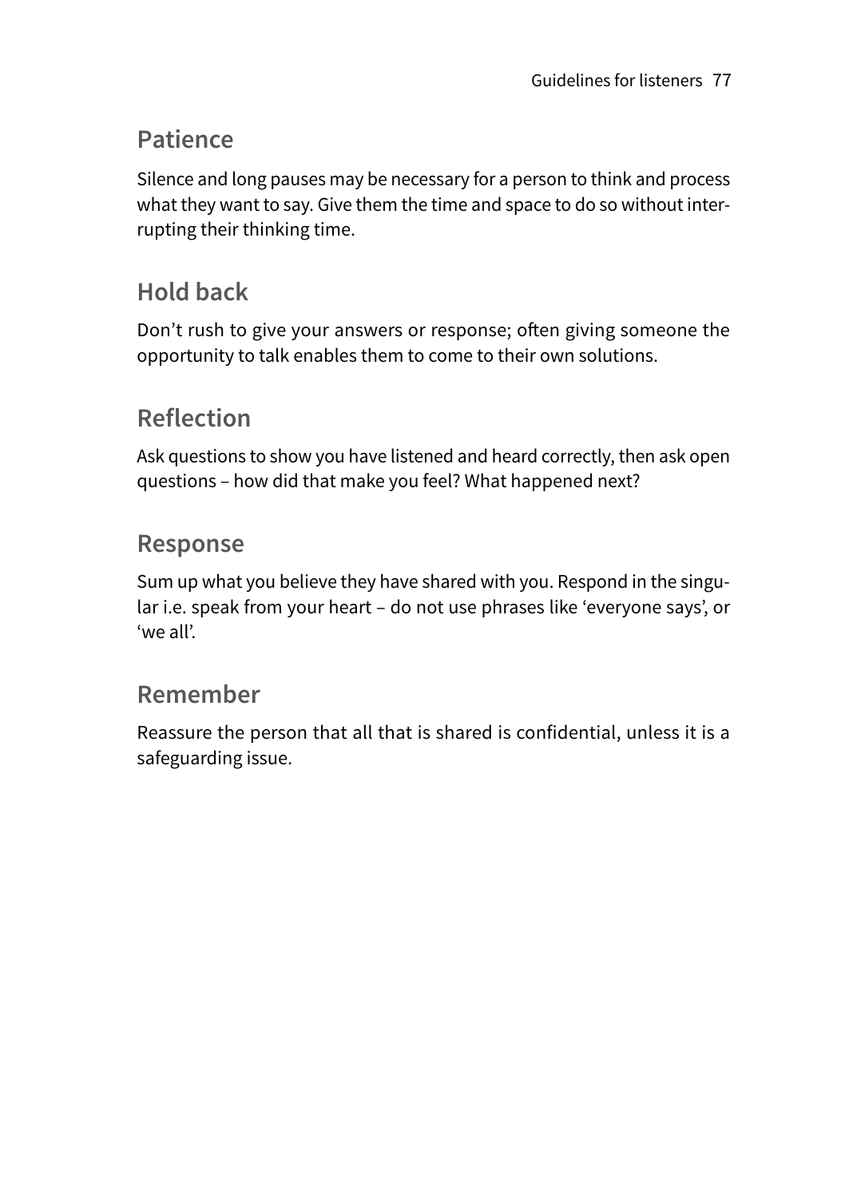## Patience

Silence and long pauses may be necessary for a person to think and process what they want to say. Give them the time and space to do so without interrupting their thinking time.

## Hold back

Don't rush to give your answers or response; often giving someone the opportunity to talk enables them to come to their own solutions.

## Reflection

Ask questions to show you have listened and heard correctly, then ask open questions – how did that make you feel? What happened next?

## Response

Sum up what you believe they have shared with you. Respond in the singular i.e. speak from your heart – do not use phrases like 'everyone says', or 'we all'.

## Remember

Reassure the person that all that is shared is confidential, unless it is a safeguarding issue.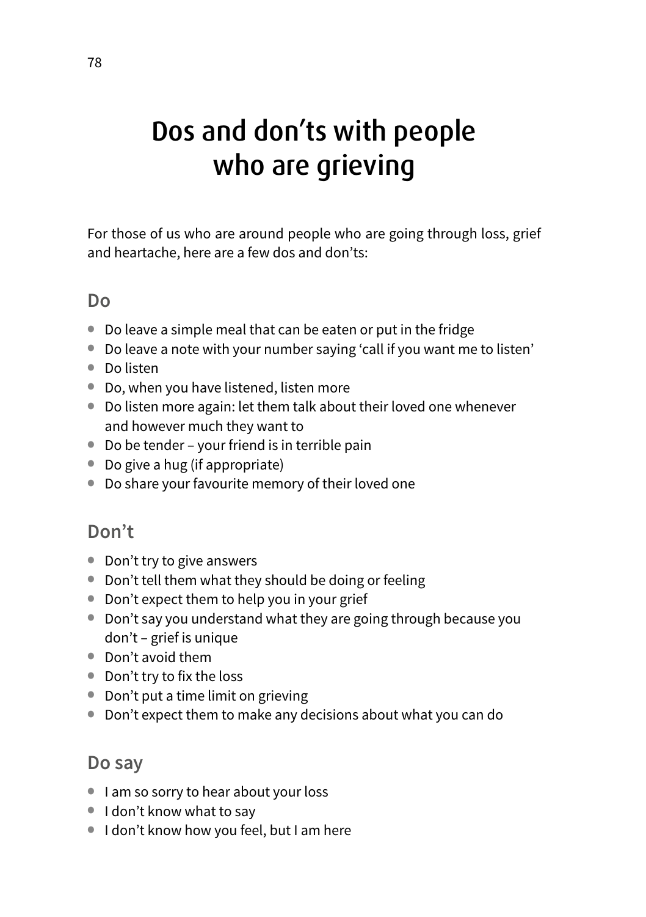# Dos and don'ts with people who are grieving

For those of us who are around people who are going through loss, grief and heartache, here are a few dos and don'ts:

## Do

- Do leave a simple meal that can be eaten or put in the fridge
- Do leave a note with your number saying 'call if you want me to listen'
- Do listen
- Do, when you have listened, listen more
- Do listen more again: let them talk about their loved one whenever and however much they want to
- Do be tender – your friend is in terrible pain
- Do give a hug (if appropriate)
- Do share your favourite memory of their loved one

## Don't

- Don't try to give answers
- Don't tell them what they should be doing or feeling
- Don't expect them to help you in your grief
- Don't say you understand what they are going through because you don't – grief is unique
- Don't avoid them
- Don't try to fix the loss
- Don't put a time limit on grieving
- Don't expect them to make any decisions about what you can do

## Do say

- I am so sorry to hear about your loss
- I don't know what to say
- I don't know how you feel, but I am here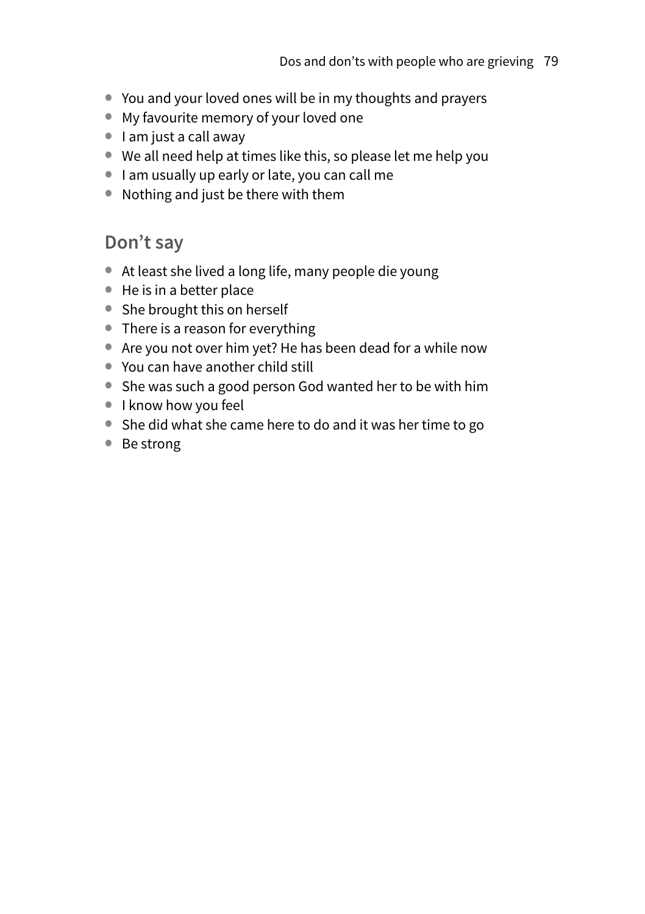- You and your loved ones will be in my thoughts and prayers
- My favourite memory of your loved one
- I am just a call away
- We all need help at times like this, so please let me help you
- I am usually up early or late, you can call me
- Nothing and just be there with them

## Don't say

- At least she lived a long life, many people die young
- He is in a better place
- She brought this on herself
- There is a reason for everything
- Are you not over him yet? He has been dead for a while now
- You can have another child still
- She was such a good person God wanted her to be with him
- I know how you feel
- She did what she came here to do and it was her time to go
- Be strong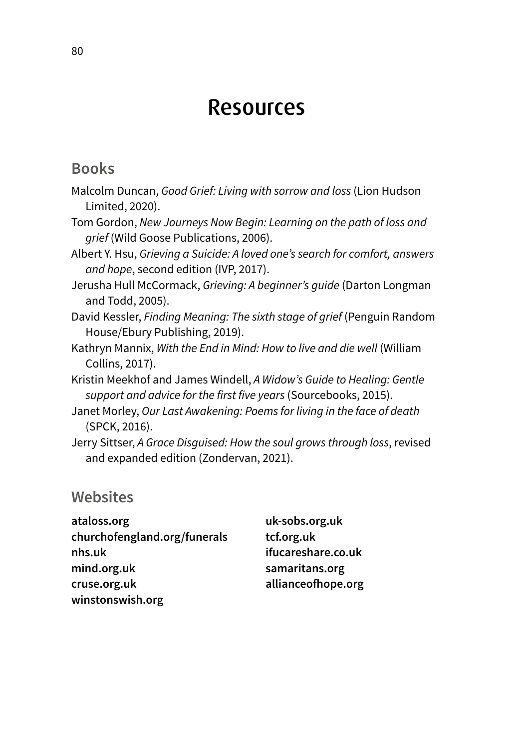# Resources

## Books

Malcolm Duncan, *Good Grief: Living with sorrow and loss* (Lion Hudson Limited, 2020).

Tom Gordon, *New Journeys Now Begin: Learning on the path of loss and grief* (Wild Goose Publications, 2006).

Albert Y. Hsu, *Grieving a Suicide: A loved one's search for comfort, answers and hope*, second edition (IVP, 2017).

Jerusha Hull McCormack, *Grieving: A beginner's guide* (Darton Longman and Todd, 2005).

David Kessler, *Finding Meaning: The sixth stage of grief* (Penguin Random House/Ebury Publishing, 2019).

Kathryn Mannix, *With the End in Mind: How to live and die well* (William Collins, 2017).

Kristin Meekhof and James Windell, *A Widow's Guide to Healing: Gentle support and advice for the first five years* (Sourcebooks, 2015).

Janet Morley, *Our Last Awakening: Poems for living in the face of death* (SPCK, 2016).

Jerry Sittser, *A Grace Disguised: How the soul grows through loss*, revised and expanded edition (Zondervan, 2021).

## Websites

**ataloss.org**
**churchofengland.org/funerals**
**nhs.uk**
**mind.org.uk**
**cruse.org.uk**
**winstonswish.org**
**uk-sobs.org.uk**
**tcf.org.uk**
**ifucareshare.co.uk**
**samaritans.org**
**allianceofhope.org**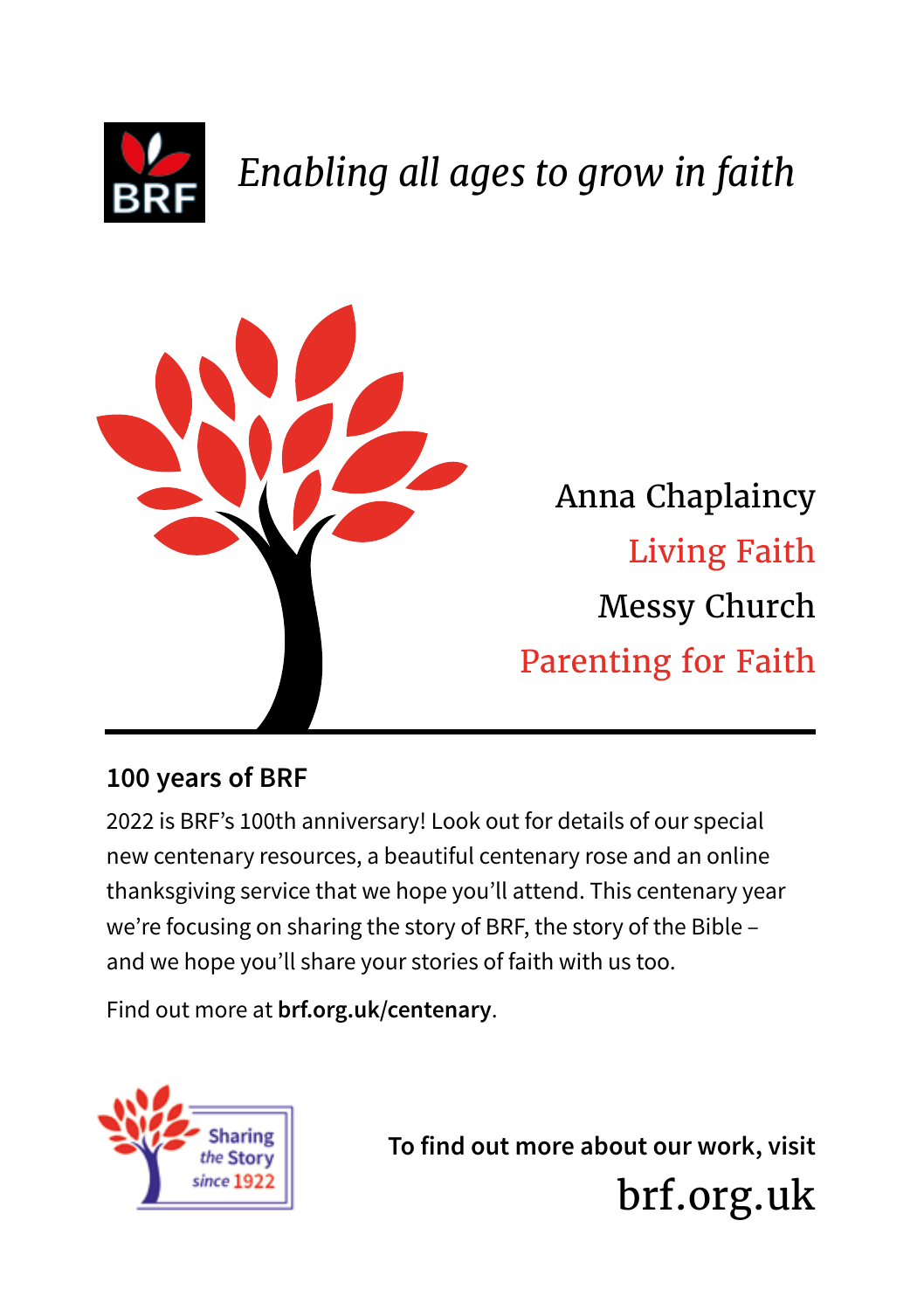*Enabling all ages to grow in faith*

Anna Chaplaincy
Living Faith
Messy Church
Parenting for Faith

## 100 years of BRF

2022 is BRF's 100th anniversary! Look out for details of our special new centenary resources, a beautiful centenary rose and an online thanksgiving service that we hope you'll attend. This centenary year we're focusing on sharing the story of BRF, the story of the Bible – and we hope you'll share your stories of faith with us too.

Find out more at **brf.org.uk/centenary**.

Sharing *the* Story *since* 1922

**To find out more about our work, visit**
brf.org.uk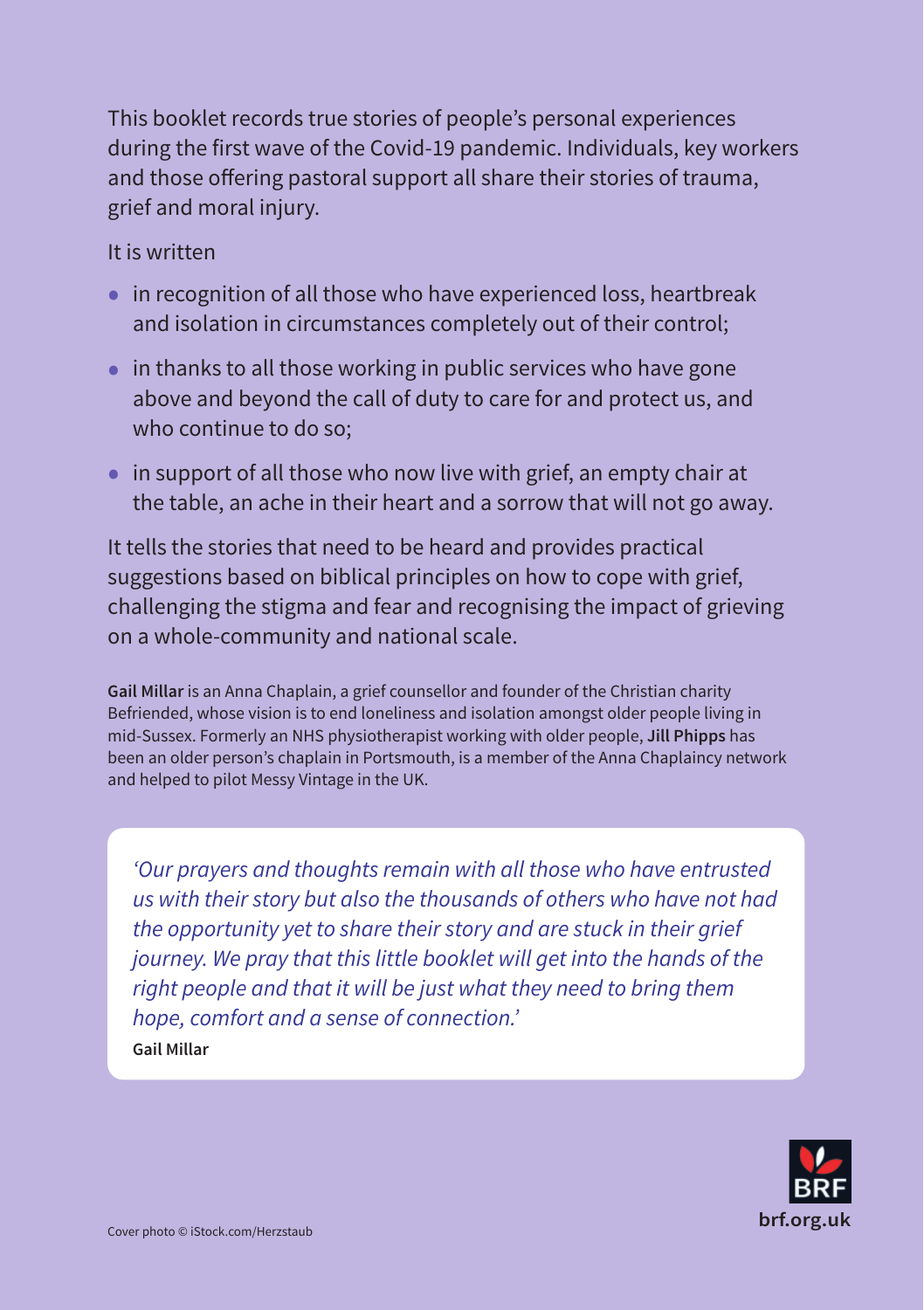This booklet records true stories of people's personal experiences during the first wave of the Covid-19 pandemic. Individuals, key workers and those offering pastoral support all share their stories of trauma, grief and moral injury.

It is written

- in recognition of all those who have experienced loss, heartbreak and isolation in circumstances completely out of their control;
- in thanks to all those working in public services who have gone above and beyond the call of duty to care for and protect us, and who continue to do so;
- in support of all those who now live with grief, an empty chair at the table, an ache in their heart and a sorrow that will not go away.

It tells the stories that need to be heard and provides practical suggestions based on biblical principles on how to cope with grief, challenging the stigma and fear and recognising the impact of grieving on a whole-community and national scale.

**Gail Millar** is an Anna Chaplain, a grief counsellor and founder of the Christian charity Befriended, whose vision is to end loneliness and isolation amongst older people living in mid-Sussex. Formerly an NHS physiotherapist working with older people, **Jill Phipps** has been an older person's chaplain in Portsmouth, is a member of the Anna Chaplaincy network and helped to pilot Messy Vintage in the UK.

*'Our prayers and thoughts remain with all those who have entrusted us with their story but also the thousands of others who have not had the opportunity yet to share their story and are stuck in their grief journey. We pray that this little booklet will get into the hands of the right people and that it will be just what they need to bring them hope, comfort and a sense of connection.'*
**Gail Millar**

BRF
brf.org.uk

Cover photo © iStock.com/Herzstaub